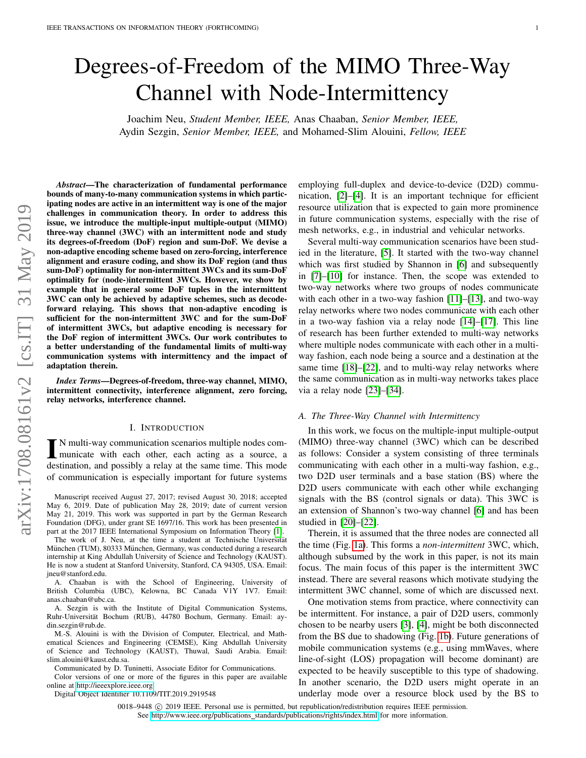# Degrees-of-Freedom of the MIMO Three-Way Channel with Node-Intermittency

Joachim Neu, *Student Member, IEEE,* Anas Chaaban, *Senior Member, IEEE,* Aydin Sezgin, *Senior Member, IEEE,* and Mohamed-Slim Alouini, *Fellow, IEEE*

***Abstract*—The characterization of fundamental performance bounds of many-to-many communication systems in which participating nodes are active in an intermittent way is one of the major challenges in communication theory. In order to address this issue, we introduce the multiple-input multiple-output (MIMO) three-way channel (3WC) with an intermittent node and study its degrees-of-freedom (DoF) region and sum-DoF. We devise a non-adaptive encoding scheme based on zero-forcing, interference alignment and erasure coding, and show its DoF region (and thus sum-DoF) optimality for non-intermittent 3WCs and its sum-DoF optimality for (node-)intermittent 3WCs. However, we show by example that in general some DoF tuples in the intermittent 3WC can only be achieved by adaptive schemes, such as decode-forward relaying. This shows that non-adaptive encoding is sufficient for the non-intermittent 3WC and for the sum-DoF of intermittent 3WCs, but adaptive encoding is necessary for the DoF region of intermittent 3WCs. Our work contributes to a better understanding of the fundamental limits of multi-way communication systems with intermittency and the impact of adaptation therein.**

***Index Terms*—Degrees-of-freedom, three-way channel, MIMO, intermittent connectivity, interference alignment, zero forcing, relay networks, interference channel.**

## I. Introduction

In multi-way communication scenarios multiple nodes communicate with each other, each acting as a source, a destination, and possibly a relay at the same time. This mode of communication is especially important for future systems employing full-duplex and device-to-device (D2D) communication, [2]–[4]. It is an important technique for efficient resource utilization that is expected to gain more prominence in future communication systems, especially with the rise of mesh networks, e.g., in industrial and vehicular networks.

Several multi-way communication scenarios have been studied in the literature, [5]. It started with the two-way channel which was first studied by Shannon in [6] and subsequently in [7]–[10] for instance. Then, the scope was extended to two-way networks where two groups of nodes communicate with each other in a two-way fashion [11]–[13], and two-way relay networks where two nodes communicate with each other in a two-way fashion via a relay node [14]–[17]. This line of research has been further extended to multi-way networks where multiple nodes communicate with each other in a multi-way fashion, each node being a source and a destination at the same time [18]–[22], and to multi-way relay networks where the same communication as in multi-way networks takes place via a relay node [23]–[34].

### A. The Three-Way Channel with Intermittency

In this work, we focus on the multiple-input multiple-output (MIMO) three-way channel (3WC) which can be described as follows: Consider a system consisting of three terminals communicating with each other in a multi-way fashion, e.g., two D2D user terminals and a base station (BS) where the D2D users communicate with each other while exchanging signals with the BS (control signals or data). This 3WC is an extension of Shannon's two-way channel [6] and has been studied in [20]–[22].

Therein, it is assumed that the three nodes are connected all the time (Fig. 1a). This forms a *non-intermittent* 3WC, which, although subsumed by the work in this paper, is not its main focus. The main focus of this paper is the intermittent 3WC instead. There are several reasons which motivate studying the intermittent 3WC channel, some of which are discussed next.

One motivation stems from practice, where connectivity can be intermittent. For instance, a pair of D2D users, commonly chosen to be nearby users [3], [4], might be both disconnected from the BS due to shadowing (Fig. 1b). Future generations of mobile communication systems (e.g., using mmWaves, where line-of-sight (LOS) propagation will become dominant) are expected to be heavily susceptible to this type of shadowing. In another scenario, the D2D users might operate in an underlay mode over a resource block used by the BS to

---

Manuscript received August 27, 2017; revised August 30, 2018; accepted May 6, 2019. Date of publication May 28, 2019; date of current version May 21, 2019. This work was supported in part by the German Research Foundation (DFG), under grant SE 1697/16. This work has been presented in part at the 2017 IEEE International Symposium on Information Theory [1].

The work of J. Neu, at the time a student at Technische Universität München (TUM), 80333 München, Germany, was conducted during a research internship at King Abdullah University of Science and Technology (KAUST). He is now a student at Stanford University, Stanford, CA 94305, USA. Email: jneu@stanford.edu.

A. Chaaban is with the School of Engineering, University of British Columbia (UBC), Kelowna, BC Canada V1Y 1V7. Email: anas.chaaban@ubc.ca.

A. Sezgin is with the Institute of Digital Communication Systems, Ruhr-Universität Bochum (RUB), 44780 Bochum, Germany. Email: aydin.sezgin@rub.de.

M.-S. Alouini is with the Division of Computer, Electrical, and Mathematical Sciences and Engineering (CEMSE), King Abdullah University of Science and Technology (KAUST), Thuwal, Saudi Arabia. Email: slim.alouini@kaust.edu.sa.

Communicated by D. Tuninetti, Associate Editor for Communications.

Color versions of one or more of the figures in this paper are available online at http://ieeexplore.ieee.org.

Digital Object Identifier 10.1109/TIT.2019.2919548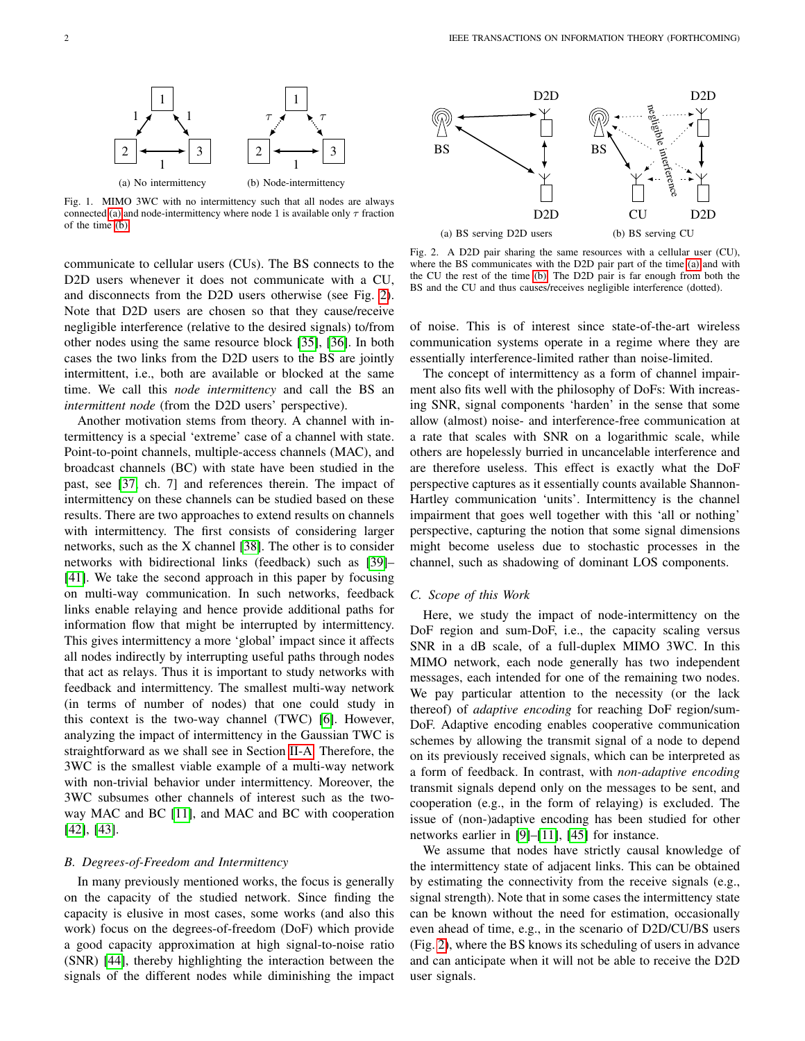(a) No intermittency (b) Node-intermittency

Fig. 1. MIMO 3WC with no intermittency such that all nodes are always connected (a) and node-intermittency where node 1 is available only $\tau$ fraction of the time (b).

(a) BS serving D2D users (b) BS serving CU

Fig. 2. A D2D pair sharing the same resources with a cellular user (CU), where the BS communicates with the D2D pair part of the time (a) and with the CU the rest of the time (b). The D2D pair is far enough from both the BS and the CU and thus causes/receives negligible interference (dotted).

communicate to cellular users (CUs). The BS connects to the D2D users whenever it does not communicate with a CU, and disconnects from the D2D users otherwise (see Fig. 2). Note that D2D users are chosen so that they cause/receive negligible interference (relative to the desired signals) to/from other nodes using the same resource block [35], [36]. In both cases the two links from the D2D users to the BS are jointly intermittent, i.e., both are available or blocked at the same time. We call this *node intermittency* and call the BS an *intermittent node* (from the D2D users' perspective).

Another motivation stems from theory. A channel with intermittency is a special 'extreme' case of a channel with state. Point-to-point channels, multiple-access channels (MAC), and broadcast channels (BC) with state have been studied in the past, see [37, ch. 7] and references therein. The impact of intermittency on these channels can be studied based on these results. There are two approaches to extend results on channels with intermittency. The first consists of considering larger networks, such as the X channel [38]. The other is to consider networks with bidirectional links (feedback) such as [39]–[41]. We take the second approach in this paper by focusing on multi-way communication. In such networks, feedback links enable relaying and hence provide additional paths for information flow that might be interrupted by intermittency. This gives intermittency a more 'global' impact since it affects all nodes indirectly by interrupting useful paths through nodes that act as relays. Thus it is important to study networks with feedback and intermittency. The smallest multi-way network (in terms of number of nodes) that one could study in this context is the two-way channel (TWC) [6]. However, analyzing the impact of intermittency in the Gaussian TWC is straightforward as we shall see in Section II-A. Therefore, the 3WC is the smallest viable example of a multi-way network with non-trivial behavior under intermittency. Moreover, the 3WC subsumes other channels of interest such as the two-way MAC and BC [11], and MAC and BC with cooperation [42], [43].

### B. Degrees-of-Freedom and Intermittency

In many previously mentioned works, the focus is generally on the capacity of the studied network. Since finding the capacity is elusive in most cases, some works (and also this work) focus on the degrees-of-freedom (DoF) which provide a good capacity approximation at high signal-to-noise ratio (SNR) [44], thereby highlighting the interaction between the signals of the different nodes while diminishing the impact of noise. This is of interest since state-of-the-art wireless communication systems operate in a regime where they are essentially interference-limited rather than noise-limited.

The concept of intermittency as a form of channel impairment also fits well with the philosophy of DoFs: With increasing SNR, signal components 'harden' in the sense that some allow (almost) noise- and interference-free communication at a rate that scales with SNR on a logarithmic scale, while others are hopelessly burried in uncancelable interference and are therefore useless. This effect is exactly what the DoF perspective captures as it essentially counts available Shannon-Hartley communication 'units'. Intermittency is the channel impairment that goes well together with this 'all or nothing' perspective, capturing the notion that some signal dimensions might become useless due to stochastic processes in the channel, such as shadowing of dominant LOS components.

### C. Scope of this Work

Here, we study the impact of node-intermittency on the DoF region and sum-DoF, i.e., the capacity scaling versus SNR in a dB scale, of a full-duplex MIMO 3WC. In this MIMO network, each node generally has two independent messages, each intended for one of the remaining two nodes. We pay particular attention to the necessity (or the lack thereof) of *adaptive encoding* for reaching DoF region/sum-DoF. Adaptive encoding enables cooperative communication schemes by allowing the transmit signal of a node to depend on its previously received signals, which can be interpreted as a form of feedback. In contrast, with *non-adaptive encoding* transmit signals depend only on the messages to be sent, and cooperation (e.g., in the form of relaying) is excluded. The issue of (non-)adaptive encoding has been studied for other networks earlier in [9]–[11], [45] for instance.

We assume that nodes have strictly causal knowledge of the intermittency state of adjacent links. This can be obtained by estimating the connectivity from the receive signals (e.g., signal strength). Note that in some cases the intermittency state can be known without the need for estimation, occasionally even ahead of time, e.g., in the scenario of D2D/CU/BS users (Fig. 2), where the BS knows its scheduling of users in advance and can anticipate when it will not be able to receive the D2D user signals.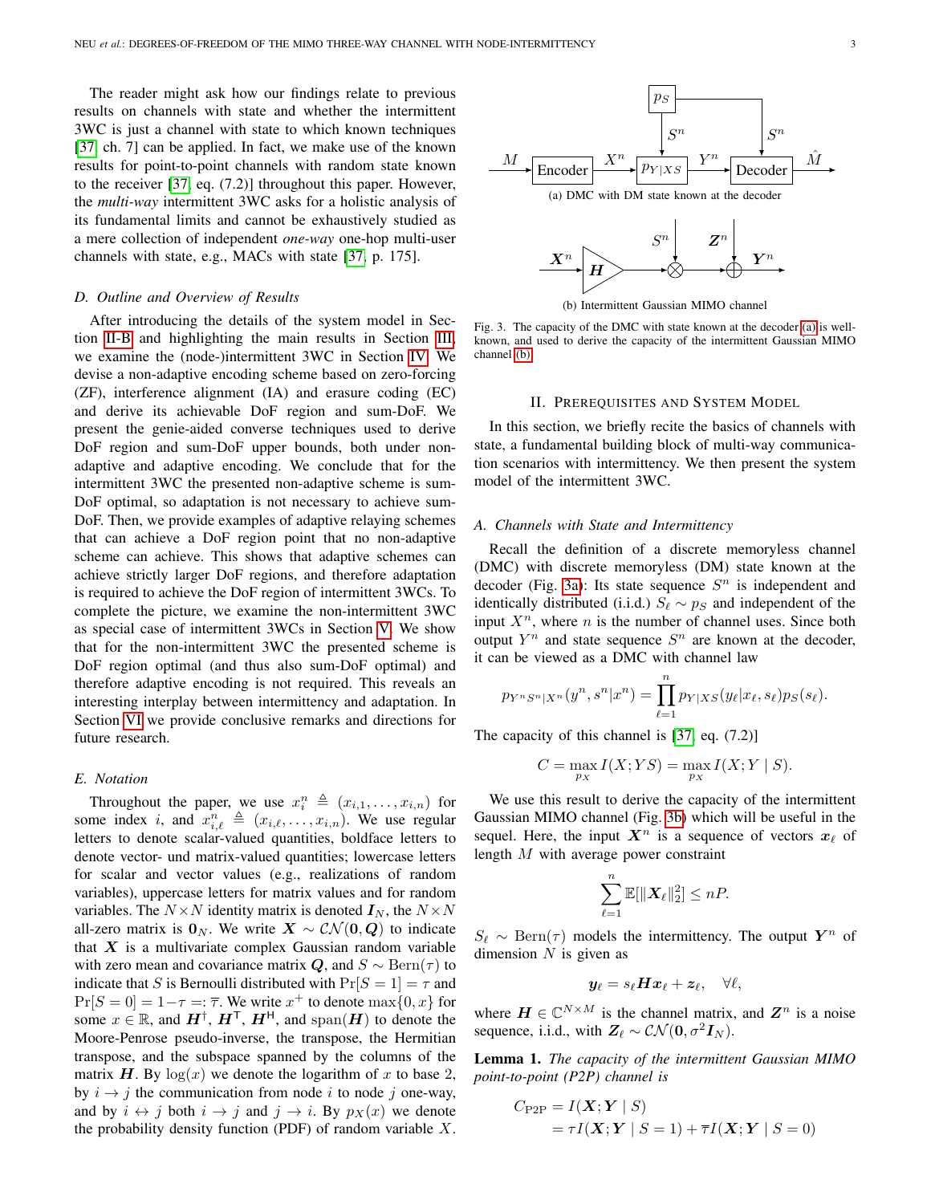The reader might ask how our findings relate to previous results on channels with state and whether the intermittent 3WC is just a channel with state to which known techniques [37, ch. 7] can be applied. In fact, we make use of the known results for point-to-point channels with random state known to the receiver [37, eq. (7.2)] throughout this paper. However, the *multi-way* intermittent 3WC asks for a holistic analysis of its fundamental limits and cannot be exhaustively studied as a mere collection of independent *one-way* one-hop multi-user channels with state, e.g., MACs with state [37, p. 175].

### D. Outline and Overview of Results

After introducing the details of the system model in Section II-B and highlighting the main results in Section III, we examine the (node-)intermittent 3WC in Section IV. We devise a non-adaptive encoding scheme based on zero-forcing (ZF), interference alignment (IA) and erasure coding (EC) and derive its achievable DoF region and sum-DoF. We present the genie-aided converse techniques used to derive DoF region and sum-DoF upper bounds, both under non-adaptive and adaptive encoding. We conclude that for the intermittent 3WC the presented non-adaptive scheme is sum-DoF optimal, so adaptation is not necessary to achieve sum-DoF. Then, we provide examples of adaptive relaying schemes that can achieve a DoF region point that no non-adaptive scheme can achieve. This shows that adaptive schemes can achieve strictly larger DoF regions, and therefore adaptation is required to achieve the DoF region of intermittent 3WCs. To complete the picture, we examine the non-intermittent 3WC as special case of intermittent 3WCs in Section V. We show that for the non-intermittent 3WC the presented scheme is DoF region optimal (and thus also sum-DoF optimal) and therefore adaptive encoding is not required. This reveals an interesting interplay between intermittency and adaptation. In Section VI we provide conclusive remarks and directions for future research.

### E. Notation

Throughout the paper, we use $x_i^n \triangleq (x_{i,1}, \dots, x_{i,n})$ for some index $i$, and $x_{i,\ell}^n \triangleq (x_{i,\ell}, \dots, x_{i,n})$. We use regular letters to denote scalar-valued quantities, boldface letters to denote vector- und matrix-valued quantities; lowercase letters for scalar and vector values (e.g., realizations of random variables), uppercase letters for matrix values and for random variables. The $N \times N$ identity matrix is denoted $\boldsymbol{I}_N$, the $N \times N$ all-zero matrix is $\boldsymbol{0}_N$. We write $\boldsymbol{X} \sim \mathcal{CN}(\boldsymbol{0}, \boldsymbol{Q})$ to indicate that $\boldsymbol{X}$ is a multivariate complex Gaussian random variable with zero mean and covariance matrix $\boldsymbol{Q}$, and $S \sim \text{Bern}(\tau)$ to indicate that $S$ is Bernoulli distributed with $\Pr[S = 1] = \tau$ and $\Pr[S = 0] = 1 - \tau =: \overline{\tau}$. We write $x^+$ to denote $\max\{0, x\}$ for some $x \in \mathbb{R}$, and $\boldsymbol{H}^\dagger$, $\boldsymbol{H}^\mathsf{T}$, $\boldsymbol{H}^\mathsf{H}$, and $\text{span}(\boldsymbol{H})$ to denote the Moore-Penrose pseudo-inverse, the transpose, the Hermitian transpose, and the subspace spanned by the columns of the matrix $\boldsymbol{H}$. By $\log(x)$ we denote the logarithm of $x$ to base 2, by $i \to j$ the communication from node $i$ to node $j$ one-way, and by $i \leftrightarrow j$ both $i \to j$ and $j \to i$. By $p_X(x)$ we denote the probability density function (PDF) of random variable $X$.

(a) DMC with DM state known at the decoder

(b) Intermittent Gaussian MIMO channel

Fig. 3. The capacity of the DMC with state known at the decoder (a) is well-known, and used to derive the capacity of the intermittent Gaussian MIMO channel (b).

## II. Prerequisites and System Model

In this section, we briefly recite the basics of channels with state, a fundamental building block of multi-way communication scenarios with intermittency. We then present the system model of the intermittent 3WC.

### A. Channels with State and Intermittency

Recall the definition of a discrete memoryless channel (DMC) with discrete memoryless (DM) state known at the decoder (Fig. 3a): Its state sequence $S^n$ is independent and identically distributed (i.i.d.) $S_\ell \sim p_S$ and independent of the input $X^n$, where $n$ is the number of channel uses. Since both output $Y^n$ and state sequence $S^n$ are known at the decoder, it can be viewed as a DMC with channel law

$$p_{Y^n S^n | X^n}(y^n, s^n | x^n) = \prod_{\ell=1}^{n} p_{Y|XS}(y_\ell | x_\ell, s_\ell) p_S(s_\ell).$$

The capacity of this channel is [37, eq. (7.2)]

$$C = \max_{p_X} I(X; YS) = \max_{p_X} I(X; Y \mid S).$$

We use this result to derive the capacity of the intermittent Gaussian MIMO channel (Fig. 3b) which will be useful in the sequel. Here, the input $\boldsymbol{X}^n$ is a sequence of vectors $\boldsymbol{x}_\ell$ of length $M$ with average power constraint

$$\sum_{\ell=1}^{n} \mathbb{E}[\|\boldsymbol{X}_\ell\|_2^2] \leq nP.$$

$S_\ell \sim \text{Bern}(\tau)$ models the intermittency. The output $\boldsymbol{Y}^n$ of dimension $N$ is given as

$$\boldsymbol{y}_\ell = s_\ell \boldsymbol{H} \boldsymbol{x}_\ell + \boldsymbol{z}_\ell, \quad \forall \ell,$$

where $\boldsymbol{H} \in \mathbb{C}^{N \times M}$ is the channel matrix, and $\boldsymbol{Z}^n$ is a noise sequence, i.i.d., with $\boldsymbol{Z}_\ell \sim \mathcal{CN}(\boldsymbol{0}, \sigma^2 \boldsymbol{I}_N)$.

**Lemma 1.** *The capacity of the intermittent Gaussian MIMO point-to-point (P2P) channel is*

$$\begin{aligned} C_{\text{P2P}} &= I(\boldsymbol{X}; \boldsymbol{Y} \mid S) \\ &= \tau I(\boldsymbol{X}; \boldsymbol{Y} \mid S = 1) + \overline{\tau} I(\boldsymbol{X}; \boldsymbol{Y} \mid S = 0) \end{aligned}$$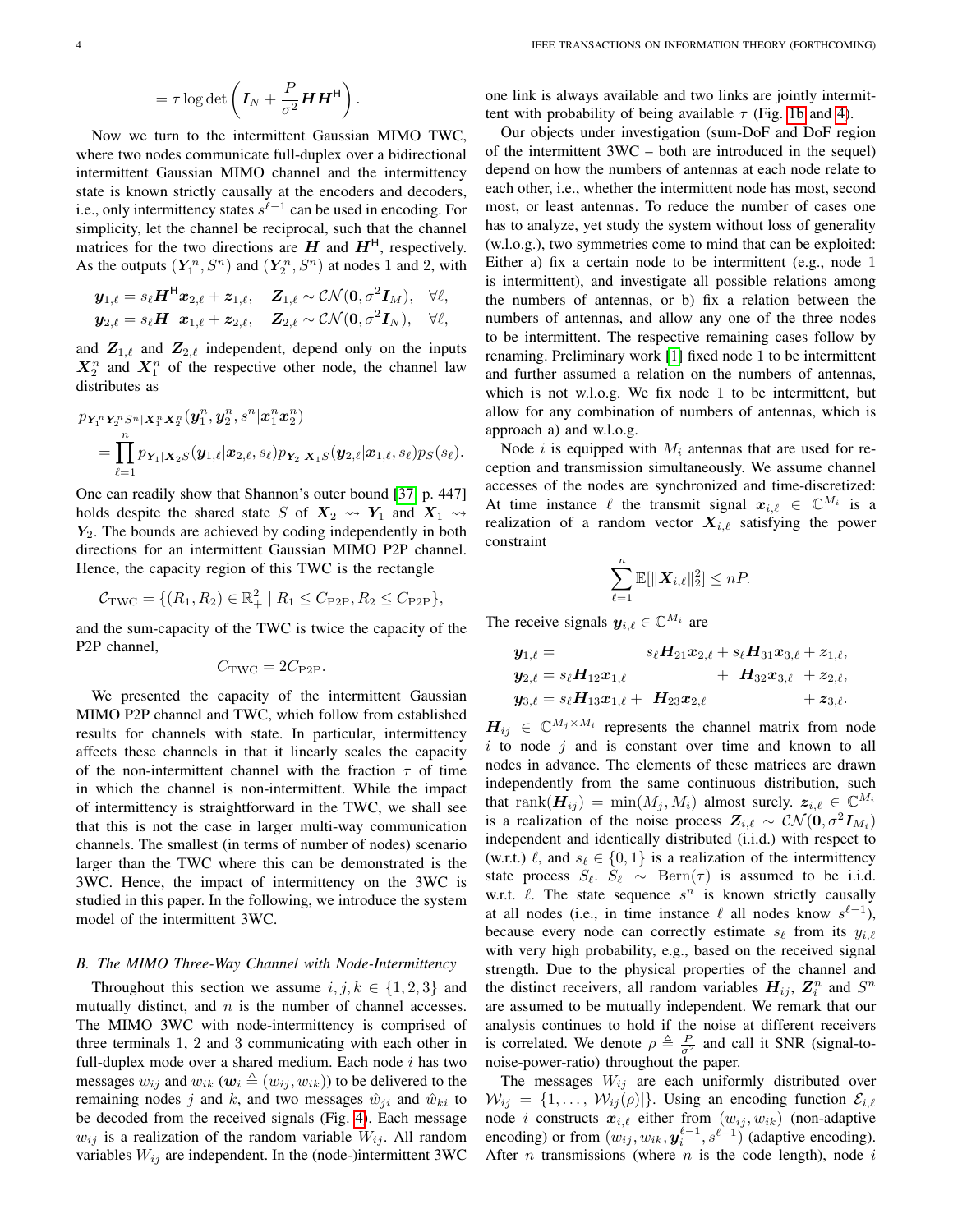$$= \tau \log \det \left( \boldsymbol{I}_N + \frac{P}{\sigma^2} \boldsymbol{H}\boldsymbol{H}^{\mathsf{H}} \right).$$

Now we turn to the intermittent Gaussian MIMO TWC, where two nodes communicate full-duplex over a bidirectional intermittent Gaussian MIMO channel and the intermittency state is known strictly causally at the encoders and decoders, i.e., only intermittency states $s^{\ell-1}$ can be used in encoding. For simplicity, let the channel be reciprocal, such that the channel matrices for the two directions are $\boldsymbol{H}$ and $\boldsymbol{H}^{\mathsf{H}}$, respectively. As the outputs $(\boldsymbol{Y}_1^n, S^n)$ and $(\boldsymbol{Y}_2^n, S^n)$ at nodes 1 and 2, with

$$\begin{aligned}
\boldsymbol{y}_{1,\ell} &= s_\ell \boldsymbol{H}^{\mathsf{H}} \boldsymbol{x}_{2,\ell} + \boldsymbol{z}_{1,\ell}, \quad \boldsymbol{Z}_{1,\ell} \sim \mathcal{CN}(\boldsymbol{0}, \sigma^2 \boldsymbol{I}_M), \quad \forall \ell, \\
\boldsymbol{y}_{2,\ell} &= s_\ell \boldsymbol{H} \;\; \boldsymbol{x}_{1,\ell} + \boldsymbol{z}_{2,\ell}, \quad \boldsymbol{Z}_{2,\ell} \sim \mathcal{CN}(\boldsymbol{0}, \sigma^2 \boldsymbol{I}_N), \quad \forall \ell,
\end{aligned}$$

and $\boldsymbol{Z}_{1,\ell}$ and $\boldsymbol{Z}_{2,\ell}$ independent, depend only on the inputs $\boldsymbol{X}_2^n$ and $\boldsymbol{X}_1^n$ of the respective other node, the channel law distributes as

$$\begin{aligned}
&p_{\boldsymbol{Y}_1^n \boldsymbol{Y}_2^n S^n | \boldsymbol{X}_1^n \boldsymbol{X}_2^n}(\boldsymbol{y}_1^n, \boldsymbol{y}_2^n, s^n | \boldsymbol{x}_1^n \boldsymbol{x}_2^n) \\
&= \prod_{\ell=1}^{n} p_{\boldsymbol{Y}_1|\boldsymbol{X}_2 S}(\boldsymbol{y}_{1,\ell}|\boldsymbol{x}_{2,\ell}, s_\ell) p_{\boldsymbol{Y}_2|\boldsymbol{X}_1 S}(\boldsymbol{y}_{2,\ell}|\boldsymbol{x}_{1,\ell}, s_\ell) p_S(s_\ell).
\end{aligned}$$

One can readily show that Shannon's outer bound [37, p. 447] holds despite the shared state $S$ of $\boldsymbol{X}_2 \rightsquigarrow \boldsymbol{Y}_1$ and $\boldsymbol{X}_1 \rightsquigarrow \boldsymbol{Y}_2$. The bounds are achieved by coding independently in both directions for an intermittent Gaussian MIMO P2P channel. Hence, the capacity region of this TWC is the rectangle

$$\mathcal{C}_{\text{TWC}} = \{(R_1, R_2) \in \mathbb{R}_+^2 \mid R_1 \le C_{\text{P2P}}, R_2 \le C_{\text{P2P}}\},$$

and the sum-capacity of the TWC is twice the capacity of the P2P channel,

$$C_{\text{TWC}} = 2 C_{\text{P2P}}.$$

We presented the capacity of the intermittent Gaussian MIMO P2P channel and TWC, which follow from established results for channels with state. In particular, intermittency affects these channels in that it linearly scales the capacity of the non-intermittent channel with the fraction $\tau$ of time in which the channel is non-intermittent. While the impact of intermittency is straightforward in the TWC, we shall see that this is not the case in larger multi-way communication channels. The smallest (in terms of number of nodes) scenario larger than the TWC where this can be demonstrated is the 3WC. Hence, the impact of intermittency on the 3WC is studied in this paper. In the following, we introduce the system model of the intermittent 3WC.

### B. The MIMO Three-Way Channel with Node-Intermittency

Throughout this section we assume $i, j, k \in \{1, 2, 3\}$ and mutually distinct, and $n$ is the number of channel accesses. The MIMO 3WC with node-intermittency is comprised of three terminals 1, 2 and 3 communicating with each other in full-duplex mode over a shared medium. Each node $i$ has two messages $w_{ij}$ and $w_{ik}$ ($\boldsymbol{w}_i \triangleq (w_{ij}, w_{ik})$) to be delivered to the remaining nodes $j$ and $k$, and two messages $\hat{w}_{ji}$ and $\hat{w}_{ki}$ to be decoded from the received signals (Fig. 4). Each message $w_{ij}$ is a realization of the random variable $W_{ij}$. All random variables $W_{ij}$ are independent. In the (node-)intermittent 3WC one link is always available and two links are jointly intermittent with probability of being available $\tau$ (Fig. 1b and 4).

Our objects under investigation (sum-DoF and DoF region of the intermittent 3WC – both are introduced in the sequel) depend on how the numbers of antennas at each node relate to each other, i.e., whether the intermittent node has most, second most, or least antennas. To reduce the number of cases one has to analyze, yet study the system without loss of generality (w.l.o.g.), two symmetries come to mind that can be exploited: Either a) fix a certain node to be intermittent (e.g., node 1 is intermittent), and investigate all possible relations among the numbers of antennas, or b) fix a relation between the numbers of antennas, and allow any one of the three nodes to be intermittent. The respective remaining cases follow by renaming. Preliminary work [1] fixed node 1 to be intermittent and further assumed a relation on the numbers of antennas, which is not w.l.o.g. We fix node 1 to be intermittent, but allow for any combination of numbers of antennas, which is approach a) and w.l.o.g.

Node $i$ is equipped with $M_i$ antennas that are used for reception and transmission simultaneously. We assume channel accesses of the nodes are synchronized and time-discretized: At time instance $\ell$ the transmit signal $\boldsymbol{x}_{i,\ell} \in \mathbb{C}^{M_i}$ is a realization of a random vector $\boldsymbol{X}_{i,\ell}$ satisfying the power constraint

$$\sum_{\ell=1}^{n} \mathbb{E}[\|\boldsymbol{X}_{i,\ell}\|_2^2] \le nP.$$

The receive signals $\boldsymbol{y}_{i,\ell} \in \mathbb{C}^{M_i}$ are

$$\begin{aligned}
\boldsymbol{y}_{1,\ell} &= \phantom{s_\ell \boldsymbol{H}_{12}\boldsymbol{x}_{1,\ell} +{}} s_\ell \boldsymbol{H}_{21}\boldsymbol{x}_{2,\ell} + s_\ell \boldsymbol{H}_{31}\boldsymbol{x}_{3,\ell} + \boldsymbol{z}_{1,\ell}, \\
\boldsymbol{y}_{2,\ell} &= s_\ell \boldsymbol{H}_{12}\boldsymbol{x}_{1,\ell} \phantom{{}+ s_\ell \boldsymbol{H}_{21}\boldsymbol{x}_{2,\ell}} + \boldsymbol{H}_{32}\boldsymbol{x}_{3,\ell} + \boldsymbol{z}_{2,\ell}, \\
\boldsymbol{y}_{3,\ell} &= s_\ell \boldsymbol{H}_{13}\boldsymbol{x}_{1,\ell} + \boldsymbol{H}_{23}\boldsymbol{x}_{2,\ell} \phantom{{}+ s_\ell \boldsymbol{H}_{31}\boldsymbol{x}_{3,\ell}} + \boldsymbol{z}_{3,\ell}.
\end{aligned}$$

$\boldsymbol{H}_{ij} \in \mathbb{C}^{M_j \times M_i}$ represents the channel matrix from node $i$ to node $j$ and is constant over time and known to all nodes in advance. The elements of these matrices are drawn independently from the same continuous distribution, such that $\operatorname{rank}(\boldsymbol{H}_{ij}) = \min(M_j, M_i)$ almost surely. $\boldsymbol{z}_{i,\ell} \in \mathbb{C}^{M_i}$ is a realization of the noise process $\boldsymbol{Z}_{i,\ell} \sim \mathcal{CN}(\boldsymbol{0}, \sigma^2 \boldsymbol{I}_{M_i})$ independent and identically distributed (i.i.d.) with respect to (w.r.t.) $\ell$, and $s_\ell \in \{0, 1\}$ is a realization of the intermittency state process $S_\ell$. $S_\ell \sim \text{Bern}(\tau)$ is assumed to be i.i.d. w.r.t. $\ell$. The state sequence $s^n$ is known strictly causally at all nodes (i.e., in time instance $\ell$ all nodes know $s^{\ell-1}$), because every node can correctly estimate $s_\ell$ from its $y_{i,\ell}$ with very high probability, e.g., based on the received signal strength. Due to the physical properties of the channel and the distinct receivers, all random variables $\boldsymbol{H}_{ij}$, $\boldsymbol{Z}_i^n$ and $S^n$ are assumed to be mutually independent. We remark that our analysis continues to hold if the noise at different receivers is correlated. We denote $\rho \triangleq \frac{P}{\sigma^2}$ and call it SNR (signal-to-noise-power-ratio) throughout the paper.

The messages $W_{ij}$ are each uniformly distributed over $\mathcal{W}_{ij} = \{1, \ldots, |\mathcal{W}_{ij}(\rho)|\}$. Using an encoding function $\mathcal{E}_{i,\ell}$ node $i$ constructs $\boldsymbol{x}_{i,\ell}$ either from $(w_{ij}, w_{ik})$ (non-adaptive encoding) or from $(w_{ij}, w_{ik}, \boldsymbol{y}_i^{\ell-1}, s^{\ell-1})$ (adaptive encoding). After $n$ transmissions (where $n$ is the code length), node $i$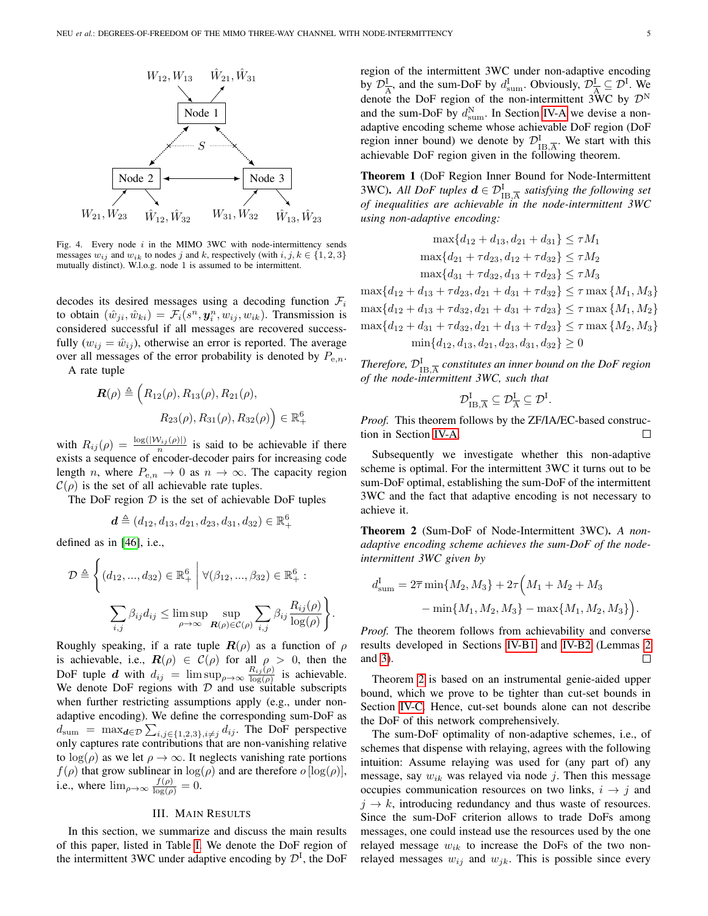Fig. 4. Every node $i$ in the MIMO 3WC with node-intermittency sends messages $w_{ij}$ and $w_{ik}$ to nodes $j$ and $k$, respectively (with $i, j, k \in \{1, 2, 3\}$ mutually distinct). W.l.o.g. node 1 is assumed to be intermittent.

decodes its desired messages using a decoding function $\mathcal{F}_i$ to obtain $(\hat{w}_{ji}, \hat{w}_{ki}) = \mathcal{F}_i(s^n, \boldsymbol{y}_i^n, w_{ij}, w_{ik})$. Transmission is considered successful if all messages are recovered successfully ($w_{ij} = \hat{w}_{ij}$), otherwise an error is reported. The average over all messages of the error probability is denoted by $P_{e,n}$.

A rate tuple

$$\boldsymbol{R}(\rho) \triangleq \Big(R_{12}(\rho), R_{13}(\rho), R_{21}(\rho), R_{23}(\rho), R_{31}(\rho), R_{32}(\rho)\Big) \in \mathbb{R}_+^6$$

with $R_{ij}(\rho) = \frac{\log(|\mathcal{W}_{ij}(\rho)|)}{n}$ is said to be achievable if there exists a sequence of encoder-decoder pairs for increasing code length $n$, where $P_{e,n} \to 0$ as $n \to \infty$. The capacity region $\mathcal{C}(\rho)$ is the set of all achievable rate tuples.

The DoF region $\mathcal{D}$ is the set of achievable DoF tuples

$$\boldsymbol{d} \triangleq (d_{12}, d_{13}, d_{21}, d_{23}, d_{31}, d_{32}) \in \mathbb{R}_+^6$$

defined as in [46], i.e.,

$$\mathcal{D} \triangleq \left\{ (d_{12}, ..., d_{32}) \in \mathbb{R}_+^6 \;\middle|\; \forall(\beta_{12}, ..., \beta_{32}) \in \mathbb{R}_+^6 : \sum_{i,j} \beta_{ij} d_{ij} \leq \limsup_{\rho\to\infty} \sup_{\boldsymbol{R}(\rho)\in\mathcal{C}(\rho)} \sum_{i,j} \beta_{ij} \frac{R_{ij}(\rho)}{\log(\rho)} \right\}.$$

Roughly speaking, if a rate tuple $\boldsymbol{R}(\rho)$ as a function of $\rho$ is achievable, i.e., $\boldsymbol{R}(\rho) \in \mathcal{C}(\rho)$ for all $\rho > 0$, then the DoF tuple $\boldsymbol{d}$ with $d_{ij} = \limsup_{\rho\to\infty} \frac{R_{ij}(\rho)}{\log(\rho)}$ is achievable. We denote DoF regions with $\mathcal{D}$ and use suitable subscripts when further restricting assumptions apply (e.g., under non-adaptive encoding). We define the corresponding sum-DoF as $d_{\text{sum}} = \max_{\boldsymbol{d}\in\mathcal{D}} \sum_{i,j\in\{1,2,3\}, i\neq j} d_{ij}$. The DoF perspective only captures rate contributions that are non-vanishing relative to $\log(\rho)$ as we let $\rho \to \infty$. It neglects vanishing rate portions $f(\rho)$ that grow sublinear in $\log(\rho)$ and are therefore $o[\log(\rho)]$, i.e., where $\lim_{\rho\to\infty} \frac{f(\rho)}{\log(\rho)} = 0$.

## III. Main Results

In this section, we summarize and discuss the main results of this paper, listed in Table I. We denote the DoF region of the intermittent 3WC under adaptive encoding by $\mathcal{D}^{\text{I}}$, the DoF region of the intermittent 3WC under non-adaptive encoding by $\mathcal{D}^{\text{I}}_{\overline{\text{A}}}$, and the sum-DoF by $d^{\text{I}}_{\text{sum}}$. Obviously, $\mathcal{D}^{\text{I}}_{\overline{\text{A}}} \subseteq \mathcal{D}^{\text{I}}$. We denote the DoF region of the non-intermittent 3WC by $\mathcal{D}^{\text{N}}$ and the sum-DoF by $d^{\text{N}}_{\text{sum}}$. In Section IV-A we devise a non-adaptive encoding scheme whose achievable DoF region (DoF region inner bound) we denote by $\mathcal{D}^{\text{I}}_{\text{IB},\overline{\text{A}}}$. We start with this achievable DoF region given in the following theorem.

**Theorem 1** (DoF Region Inner Bound for Node-Intermittent 3WC). *All DoF tuples $\boldsymbol{d} \in \mathcal{D}^{\text{I}}_{\text{IB},\overline{\text{A}}}$ satisfying the following set of inequalities are achievable in the node-intermittent 3WC using non-adaptive encoding:*

$$\begin{aligned}
\max\{d_{12} + d_{13}, d_{21} + d_{31}\} &\leq \tau M_1 \\
\max\{d_{21} + \tau d_{23}, d_{12} + \tau d_{32}\} &\leq \tau M_2 \\
\max\{d_{31} + \tau d_{32}, d_{13} + \tau d_{23}\} &\leq \tau M_3 \\
\max\{d_{12} + d_{13} + \tau d_{23}, d_{21} + d_{31} + \tau d_{32}\} &\leq \tau \max\{M_1, M_3\} \\
\max\{d_{12} + d_{13} + \tau d_{32}, d_{21} + d_{31} + \tau d_{23}\} &\leq \tau \max\{M_1, M_2\} \\
\max\{d_{12} + d_{31} + \tau d_{32}, d_{21} + d_{13} + \tau d_{23}\} &\leq \tau \max\{M_2, M_3\} \\
\min\{d_{12}, d_{13}, d_{21}, d_{23}, d_{31}, d_{32}\} &\geq 0
\end{aligned}$$

*Therefore, $\mathcal{D}^{\text{I}}_{\text{IB},\overline{\text{A}}}$ constitutes an inner bound on the DoF region of the node-intermittent 3WC, such that*

$$\mathcal{D}^{\text{I}}_{\text{IB},\overline{\text{A}}} \subseteq \mathcal{D}^{\text{I}}_{\overline{\text{A}}} \subseteq \mathcal{D}^{\text{I}}.$$

*Proof.* This theorem follows by the ZF/IA/EC-based construction in Section IV-A. □

Subsequently we investigate whether this non-adaptive scheme is optimal. For the intermittent 3WC it turns out to be sum-DoF optimal, establishing the sum-DoF of the intermittent 3WC and the fact that adaptive encoding is not necessary to achieve it.

**Theorem 2** (Sum-DoF of Node-Intermittent 3WC). *A non-adaptive encoding scheme achieves the sum-DoF of the node-intermittent 3WC given by*

$$d^{\text{I}}_{\text{sum}} = 2\overline{\tau} \min\{M_2, M_3\} + 2\tau\Big(M_1 + M_2 + M_3 - \min\{M_1, M_2, M_3\} - \max\{M_1, M_2, M_3\}\Big).$$

*Proof.* The theorem follows from achievability and converse results developed in Sections IV-B1 and IV-B2 (Lemmas 2 and 3). □

Theorem 2 is based on an instrumental genie-aided upper bound, which we prove to be tighter than cut-set bounds in Section IV-C. Hence, cut-set bounds alone can not describe the DoF of this network comprehensively.

The sum-DoF optimality of non-adaptive schemes, i.e., of schemes that dispense with relaying, agrees with the following intuition: Assume relaying was used for (any part of) any message, say $w_{ik}$ was relayed via node $j$. Then this message occupies communication resources on two links, $i \to j$ and $j \to k$, introducing redundancy and thus waste of resources. Since the sum-DoF criterion allows to trade DoFs among messages, one could instead use the resources used by the one relayed message $w_{ik}$ to increase the DoFs of the two non-relayed messages $w_{ij}$ and $w_{jk}$. This is possible since every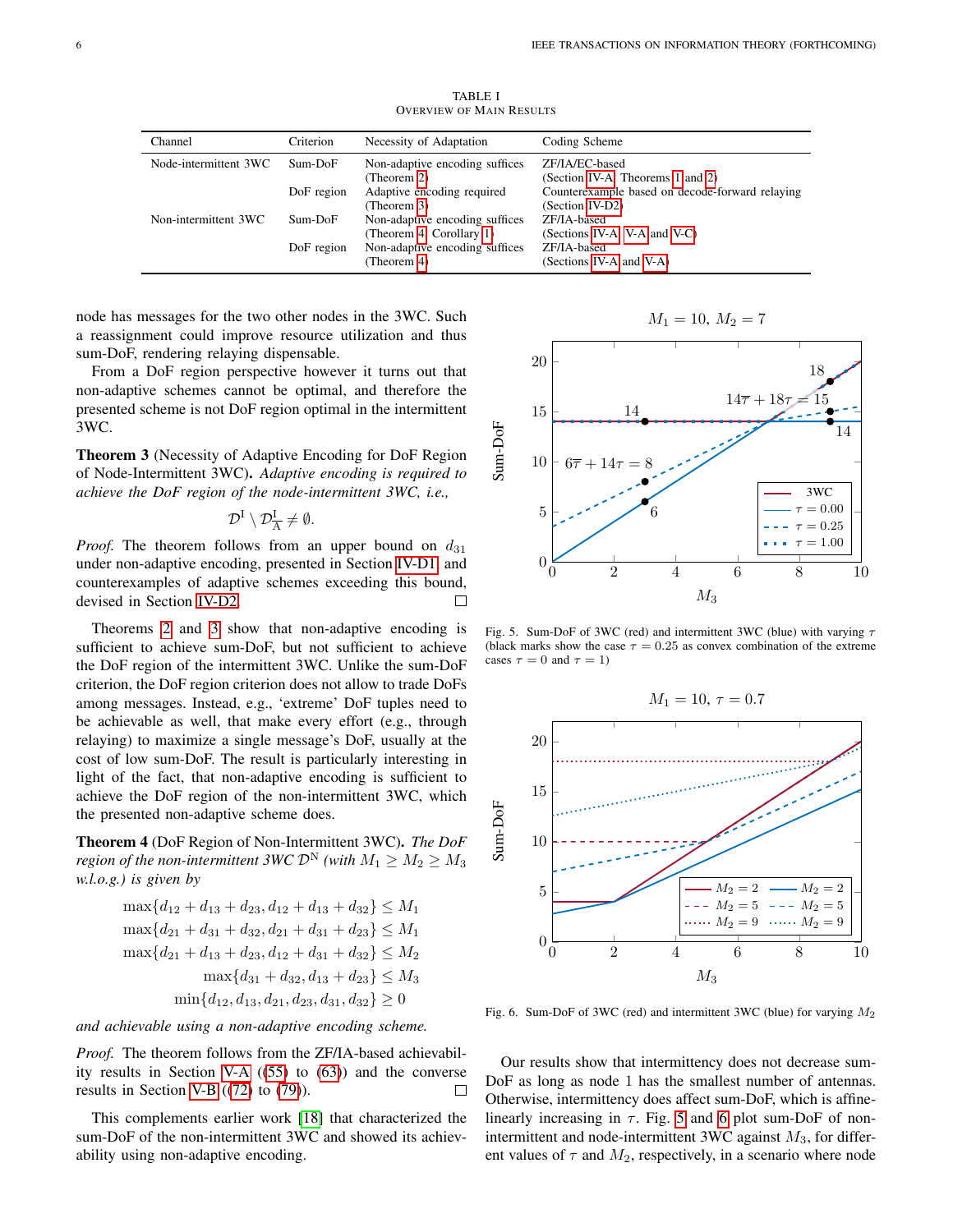TABLE I
OVERVIEW OF MAIN RESULTS

| Channel | Criterion | Necessity of Adaptation | Coding Scheme |
|---|---|---|---|
| Node-intermittent 3WC | Sum-DoF | Non-adaptive encoding suffices (Theorem 2) | ZF/IA/EC-based (Section IV-A, Theorems 1 and 2) |
| | DoF region | Adaptive encoding required (Theorem 3) | Counterexample based on decode-forward relaying (Section IV-D2) |
| Non-intermittent 3WC | Sum-DoF | Non-adaptive encoding suffices (Theorem 4, Corollary 1) | ZF/IA-based (Sections IV-A, V-A and V-C) |
| | DoF region | Non-adaptive encoding suffices (Theorem 4) | ZF/IA-based (Sections IV-A and V-A) |

node has messages for the two other nodes in the 3WC. Such a reassignment could improve resource utilization and thus sum-DoF, rendering relaying dispensable.

From a DoF region perspective however it turns out that non-adaptive schemes cannot be optimal, and therefore the presented scheme is not DoF region optimal in the intermittent 3WC.

**Theorem 3** (Necessity of Adaptive Encoding for DoF Region of Node-Intermittent 3WC)**.** *Adaptive encoding is required to achieve the DoF region of the node-intermittent 3WC, i.e.,*

$$\mathcal{D}^{\mathrm{I}} \setminus \mathcal{D}^{\mathrm{I}}_{\overline{\mathrm{A}}} \neq \emptyset.$$

*Proof.* The theorem follows from an upper bound on $d_{31}$ under non-adaptive encoding, presented in Section IV-D1, and counterexamples of adaptive schemes exceeding this bound, devised in Section IV-D2. □

Theorems 2 and 3 show that non-adaptive encoding is sufficient to achieve sum-DoF, but not sufficient to achieve the DoF region of the intermittent 3WC. Unlike the sum-DoF criterion, the DoF region criterion does not allow to trade DoFs among messages. Instead, e.g., 'extreme' DoF tuples need to be achievable as well, that make every effort (e.g., through relaying) to maximize a single message's DoF, usually at the cost of low sum-DoF. The result is particularly interesting in light of the fact, that non-adaptive encoding is sufficient to achieve the DoF region of the non-intermittent 3WC, which the presented non-adaptive scheme does.

**Theorem 4** (DoF Region of Non-Intermittent 3WC)**.** *The DoF region of the non-intermittent 3WC $\mathcal{D}^{\mathrm{N}}$ (with $M_1 \geq M_2 \geq M_3$ w.l.o.g.) is given by*

$$\begin{aligned}
\max\{d_{12}+d_{13}+d_{23}, d_{12}+d_{13}+d_{32}\} &\leq M_1 \\
\max\{d_{21}+d_{31}+d_{32}, d_{21}+d_{31}+d_{23}\} &\leq M_1 \\
\max\{d_{21}+d_{13}+d_{23}, d_{12}+d_{31}+d_{32}\} &\leq M_2 \\
\max\{d_{31}+d_{32}, d_{13}+d_{23}\} &\leq M_3 \\
\min\{d_{12}, d_{13}, d_{21}, d_{23}, d_{31}, d_{32}\} &\geq 0
\end{aligned}$$

*and achievable using a non-adaptive encoding scheme.*

*Proof.* The theorem follows from the ZF/IA-based achievability results in Section V-A ((55) to (63)) and the converse results in Section V-B ((72) to (79)). □

This complements earlier work [18] that characterized the sum-DoF of the non-intermittent 3WC and showed its achievability using non-adaptive encoding.

Fig. 5. Sum-DoF of 3WC (red) and intermittent 3WC (blue) with varying $\tau$ (black marks show the case $\tau = 0.25$ as convex combination of the extreme cases $\tau = 0$ and $\tau = 1$)

Fig. 6. Sum-DoF of 3WC (red) and intermittent 3WC (blue) for varying $M_2$

Our results show that intermittency does not decrease sum-DoF as long as node 1 has the smallest number of antennas. Otherwise, intermittency does affect sum-DoF, which is affine-linearly increasing in $\tau$. Fig. 5 and 6 plot sum-DoF of non-intermittent and node-intermittent 3WC against $M_3$, for different values of $\tau$ and $M_2$, respectively, in a scenario where node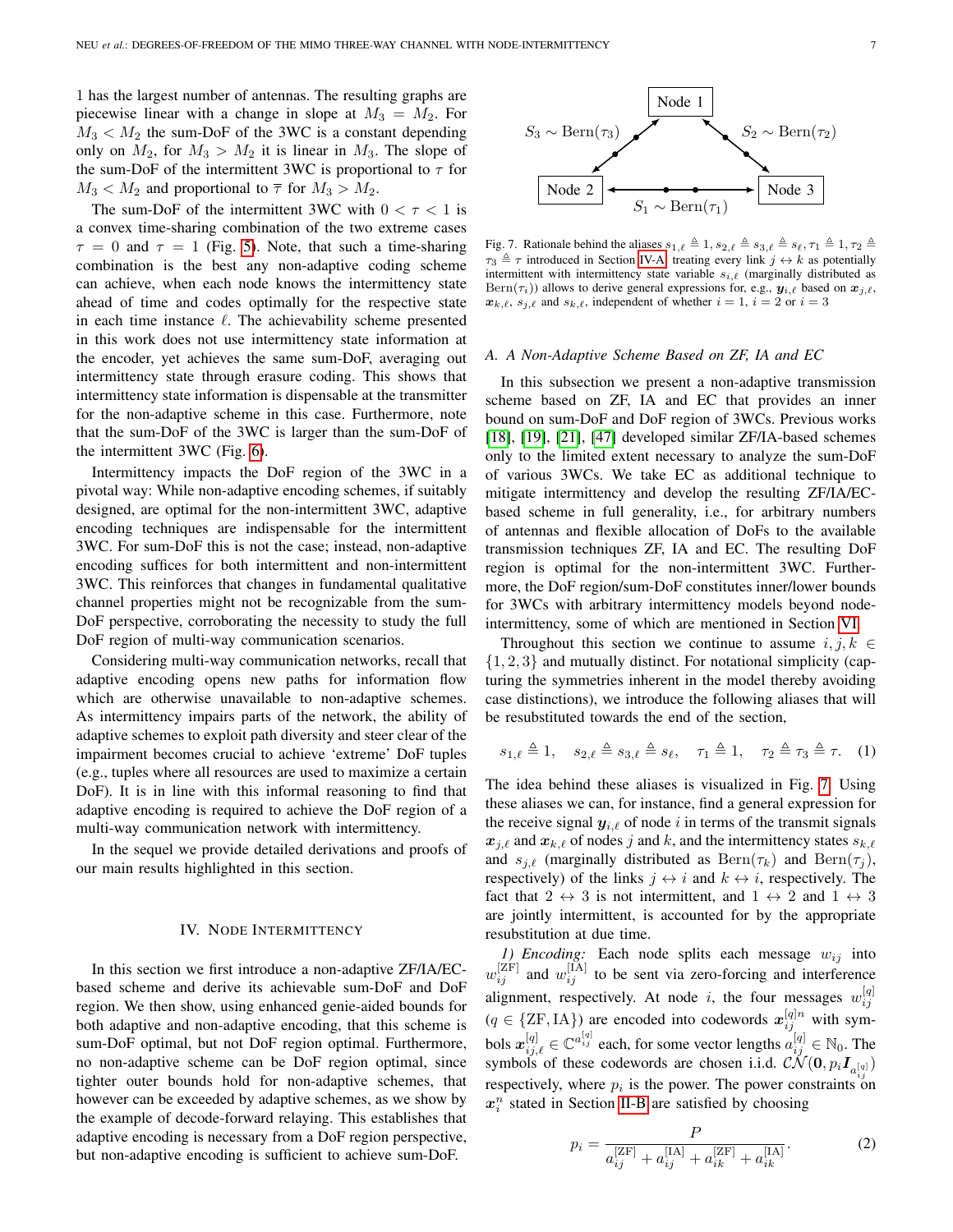1 has the largest number of antennas. The resulting graphs are piecewise linear with a change in slope at $M_3 = M_2$. For $M_3 < M_2$ the sum-DoF of the 3WC is a constant depending only on $M_2$, for $M_3 > M_2$ it is linear in $M_3$. The slope of the sum-DoF of the intermittent 3WC is proportional to $\tau$ for $M_3 < M_2$ and proportional to $\overline{\tau}$ for $M_3 > M_2$.

The sum-DoF of the intermittent 3WC with $0 < \tau < 1$ is a convex time-sharing combination of the two extreme cases $\tau = 0$ and $\tau = 1$ (Fig. 5). Note, that such a time-sharing combination is the best any non-adaptive coding scheme can achieve, when each node knows the intermittency state ahead of time and codes optimally for the respective state in each time instance $\ell$. The achievability scheme presented in this work does not use intermittency state information at the encoder, yet achieves the same sum-DoF, averaging out intermittency state through erasure coding. This shows that intermittency state information is dispensable at the transmitter for the non-adaptive scheme in this case. Furthermore, note that the sum-DoF of the 3WC is larger than the sum-DoF of the intermittent 3WC (Fig. 6).

Intermittency impacts the DoF region of the 3WC in a pivotal way: While non-adaptive encoding schemes, if suitably designed, are optimal for the non-intermittent 3WC, adaptive encoding techniques are indispensable for the intermittent 3WC. For sum-DoF this is not the case; instead, non-adaptive encoding suffices for both intermittent and non-intermittent 3WC. This reinforces that changes in fundamental qualitative channel properties might not be recognizable from the sum-DoF perspective, corroborating the necessity to study the full DoF region of multi-way communication scenarios.

Considering multi-way communication networks, recall that adaptive encoding opens new paths for information flow which are otherwise unavailable to non-adaptive schemes. As intermittency impairs parts of the network, the ability of adaptive schemes to exploit path diversity and steer clear of the impairment becomes crucial to achieve 'extreme' DoF tuples (e.g., tuples where all resources are used to maximize a certain DoF). It is in line with this informal reasoning to find that adaptive encoding is required to achieve the DoF region of a multi-way communication network with intermittency.

In the sequel we provide detailed derivations and proofs of our main results highlighted in this section.

## IV. Node Intermittency

In this section we first introduce a non-adaptive ZF/IA/EC-based scheme and derive its achievable sum-DoF and DoF region. We then show, using enhanced genie-aided bounds for both adaptive and non-adaptive encoding, that this scheme is sum-DoF optimal, but not DoF region optimal. Furthermore, no non-adaptive scheme can be DoF region optimal, since tighter outer bounds hold for non-adaptive schemes, that however can be exceeded by adaptive schemes, as we show by the example of decode-forward relaying. This establishes that adaptive encoding is necessary from a DoF region perspective, but non-adaptive encoding is sufficient to achieve sum-DoF.

Fig. 7. Rationale behind the aliases $s_{1,\ell} \triangleq 1, s_{2,\ell} \triangleq s_{3,\ell} \triangleq s_\ell, \tau_1 \triangleq 1, \tau_2 \triangleq \tau_3 \triangleq \tau$ introduced in Section IV-A, treating every link $j \leftrightarrow k$ as potentially intermittent with intermittency state variable $s_{i,\ell}$ (marginally distributed as $\text{Bern}(\tau_i)$) allows to derive general expressions for, e.g., $\boldsymbol{y}_{i,\ell}$ based on $\boldsymbol{x}_{j,\ell}$, $\boldsymbol{x}_{k,\ell}$, $s_{j,\ell}$ and $s_{k,\ell}$, independent of whether $i = 1$, $i = 2$ or $i = 3$

### A. A Non-Adaptive Scheme Based on ZF, IA and EC

In this subsection we present a non-adaptive transmission scheme based on ZF, IA and EC that provides an inner bound on sum-DoF and DoF region of 3WCs. Previous works [18], [19], [21], [47] developed similar ZF/IA-based schemes only to the limited extent necessary to analyze the sum-DoF of various 3WCs. We take EC as additional technique to mitigate intermittency and develop the resulting ZF/IA/EC-based scheme in full generality, i.e., for arbitrary numbers of antennas and flexible allocation of DoFs to the available transmission techniques ZF, IA and EC. The resulting DoF region is optimal for the non-intermittent 3WC. Furthermore, the DoF region/sum-DoF constitutes inner/lower bounds for 3WCs with arbitrary intermittency models beyond node-intermittency, some of which are mentioned in Section VI.

Throughout this section we continue to assume $i, j, k \in \{1, 2, 3\}$ and mutually distinct. For notational simplicity (capturing the symmetries inherent in the model thereby avoiding case distinctions), we introduce the following aliases that will be resubstituted towards the end of the section,

$$s_{1,\ell} \triangleq 1, \quad s_{2,\ell} \triangleq s_{3,\ell} \triangleq s_\ell, \quad \tau_1 \triangleq 1, \quad \tau_2 \triangleq \tau_3 \triangleq \tau. \quad (1)$$

The idea behind these aliases is visualized in Fig. 7. Using these aliases we can, for instance, find a general expression for the receive signal $\boldsymbol{y}_{i,\ell}$ of node $i$ in terms of the transmit signals $\boldsymbol{x}_{j,\ell}$ and $\boldsymbol{x}_{k,\ell}$ of nodes $j$ and $k$, and the intermittency states $s_{k,\ell}$ and $s_{j,\ell}$ (marginally distributed as $\text{Bern}(\tau_k)$ and $\text{Bern}(\tau_j)$, respectively) of the links $j \leftrightarrow i$ and $k \leftrightarrow i$, respectively. The fact that $2 \leftrightarrow 3$ is not intermittent, and $1 \leftrightarrow 2$ and $1 \leftrightarrow 3$ are jointly intermittent, is accounted for by the appropriate resubstitution at due time.

*1) Encoding:* Each node splits each message $w_{ij}$ into $w_{ij}^{[\text{ZF}]}$ and $w_{ij}^{[\text{IA}]}$ to be sent via zero-forcing and interference alignment, respectively. At node $i$, the four messages $w_{ij}^{[q]}$ ($q \in \{\text{ZF}, \text{IA}\}$) are encoded into codewords $\boldsymbol{x}_{ij}^{[q]n}$ with symbols $\boldsymbol{x}_{ij,\ell}^{[q]} \in \mathbb{C}^{a_{ij}^{[q]}}$ each, for some vector lengths $a_{ij}^{[q]} \in \mathbb{N}_0$. The symbols of these codewords are chosen i.i.d. $\mathcal{CN}(\boldsymbol{0}, p_i \boldsymbol{I}_{a_{ij}^{[q]}})$ respectively, where $p_i$ is the power. The power constraints on $\boldsymbol{x}_i^n$ stated in Section II-B are satisfied by choosing

$$p_i = \frac{P}{a_{ij}^{[\text{ZF}]} + a_{ij}^{[\text{IA}]} + a_{ik}^{[\text{ZF}]} + a_{ik}^{[\text{IA}]}}. \quad (2)$$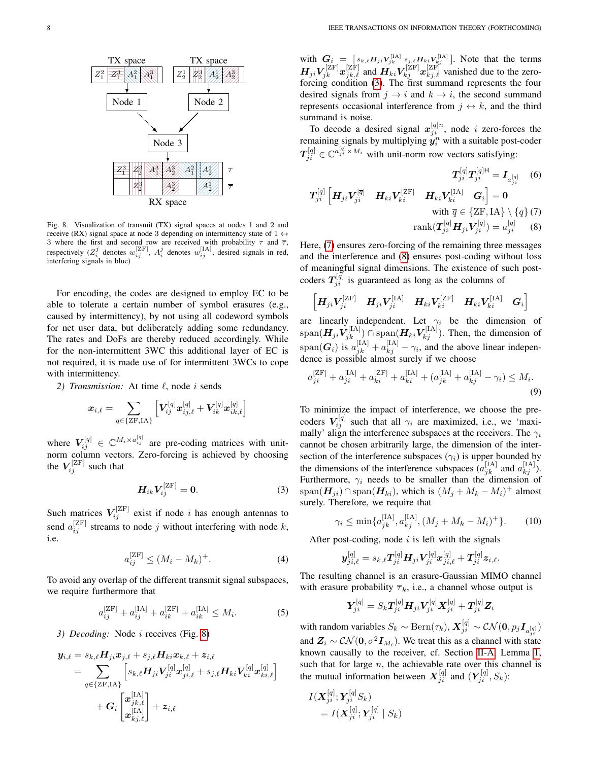Fig. 8. Visualization of transmit (TX) signal spaces at nodes 1 and 2 and receive (RX) signal space at node 3 depending on intermittency state of $1 \leftrightarrow 3$ where the first and second row are received with probability $\tau$ and $\overline{\tau}$, respectively ($Z_i^j$ denotes $w_{ij}^{[\mathrm{ZF}]}$, $A_i^j$ denotes $w_{ij}^{[\mathrm{IA}]}$, desired signals in red, interfering signals in blue)

For encoding, the codes are designed to employ EC to be able to tolerate a certain number of symbol erasures (e.g., caused by intermittency), by not using all codeword symbols for net user data, but deliberately adding some redundancy. The rates and DoFs are thereby reduced accordingly. While for the non-intermittent 3WC this additional layer of EC is not required, it is made use of for intermittent 3WCs to cope with intermittency.

*2) Transmission:* At time $\ell$, node $i$ sends

$$\boldsymbol{x}_{i,\ell} = \sum_{q\in\{\mathrm{ZF},\mathrm{IA}\}} \left[\boldsymbol{V}_{ij}^{[q]}\boldsymbol{x}_{ij,\ell}^{[q]} + \boldsymbol{V}_{ik}^{[q]}\boldsymbol{x}_{ik,\ell}^{[q]}\right]$$

where $\boldsymbol{V}_{ij}^{[q]} \in \mathbb{C}^{M_i\times a_{ij}^{[q]}}$ are pre-coding matrices with unit-norm column vectors. Zero-forcing is achieved by choosing the $\boldsymbol{V}_{ij}^{[\mathrm{ZF}]}$ such that

$$\boldsymbol{H}_{ik}\boldsymbol{V}_{ij}^{[\mathrm{ZF}]} = \boldsymbol{0}. \tag{3}$$

Such matrices $\boldsymbol{V}_{ij}^{[\mathrm{ZF}]}$ exist if node $i$ has enough antennas to send $a_{ij}^{[\mathrm{ZF}]}$ streams to node $j$ without interfering with node $k$, i.e.

$$a_{ij}^{[\mathrm{ZF}]} \le (M_i - M_k)^+. \tag{4}$$

To avoid any overlap of the different transmit signal subspaces, we require furthermore that

$$a_{ij}^{[\mathrm{ZF}]} + a_{ij}^{[\mathrm{IA}]} + a_{ik}^{[\mathrm{ZF}]} + a_{ik}^{[\mathrm{IA}]} \le M_i. \tag{5}$$

*3) Decoding:* Node $i$ receives (Fig. 8)

$$\begin{aligned}\boldsymbol{y}_{i,\ell} &= s_{k,\ell}\boldsymbol{H}_{ji}\boldsymbol{x}_{j,\ell} + s_{j,\ell}\boldsymbol{H}_{ki}\boldsymbol{x}_{k,\ell} + \boldsymbol{z}_{i,\ell}\\ &= \sum_{q\in\{\mathrm{ZF},\mathrm{IA}\}}\left[s_{k,\ell}\boldsymbol{H}_{ji}\boldsymbol{V}_{ji}^{[q]}\boldsymbol{x}_{ji,\ell}^{[q]} + s_{j,\ell}\boldsymbol{H}_{ki}\boldsymbol{V}_{ki}^{[q]}\boldsymbol{x}_{ki,\ell}^{[q]}\right]\\ &\quad + \boldsymbol{G}_i\begin{bmatrix}\boldsymbol{x}_{jk,\ell}^{[\mathrm{IA}]}\\ \boldsymbol{x}_{kj,\ell}^{[\mathrm{IA}]}\end{bmatrix} + \boldsymbol{z}_{i,\ell}\end{aligned}$$

with $\boldsymbol{G}_i = \left[s_{k,\ell}\boldsymbol{H}_{ji}\boldsymbol{V}_{jk}^{[\mathrm{IA}]}\; s_{j,\ell}\boldsymbol{H}_{ki}\boldsymbol{V}_{kj}^{[\mathrm{IA}]}\right]$. Note that the terms $\boldsymbol{H}_{ji}\boldsymbol{V}_{jk}^{[\mathrm{ZF}]}\boldsymbol{x}_{jk,\ell}^{[\mathrm{ZF}]}$ and $\boldsymbol{H}_{ki}\boldsymbol{V}_{kj}^{[\mathrm{ZF}]}\boldsymbol{x}_{kj,\ell}^{[\mathrm{ZF}]}$ vanished due to the zero-forcing condition (3). The first summand represents the four desired signals from $j \to i$ and $k \to i$, the second summand represents occasional interference from $j \leftrightarrow k$, and the third summand is noise.

To decode a desired signal $\boldsymbol{x}_{ji}^{[q]n}$, node $i$ zero-forces the remaining signals by multiplying $\boldsymbol{y}_i^n$ with a suitable post-coder $\boldsymbol{T}_{ji}^{[q]} \in \mathbb{C}^{a_{ji}^{[q]}\times M_i}$ with unit-norm row vectors satisfying:

$$\boldsymbol{T}_{ji}^{[q]}\boldsymbol{T}_{ji}^{[q]\mathsf{H}} = \boldsymbol{I}_{a_{ji}^{[q]}} \tag{6}$$

$$\boldsymbol{T}_{ji}^{[q]}\left[\boldsymbol{H}_{ji}\boldsymbol{V}_{ji}^{[\overline{q}]}\quad \boldsymbol{H}_{ki}\boldsymbol{V}_{ki}^{[\mathrm{ZF}]}\quad \boldsymbol{H}_{ki}\boldsymbol{V}_{ki}^{[\mathrm{IA}]}\quad \boldsymbol{G}_i\right] = \boldsymbol{0}$$
$$\text{with } \overline{q} \in \{\mathrm{ZF},\mathrm{IA}\}\setminus\{q\} \tag{7}$$

$$\mathrm{rank}(\boldsymbol{T}_{ji}^{[q]}\boldsymbol{H}_{ji}\boldsymbol{V}_{ji}^{[q]}) = a_{ji}^{[q]} \tag{8}$$

Here, (7) ensures zero-forcing of the remaining three messages and the interference and (8) ensures post-coding without loss of meaningful signal dimensions. The existence of such post-coders $\boldsymbol{T}_{ji}^{[q]}$ is guaranteed as long as the columns of

$$\left[\boldsymbol{H}_{ji}\boldsymbol{V}_{ji}^{[\mathrm{ZF}]}\quad \boldsymbol{H}_{ji}\boldsymbol{V}_{ji}^{[\mathrm{IA}]}\quad \boldsymbol{H}_{ki}\boldsymbol{V}_{ki}^{[\mathrm{ZF}]}\quad \boldsymbol{H}_{ki}\boldsymbol{V}_{ki}^{[\mathrm{IA}]}\quad \boldsymbol{G}_i\right]$$

are linearly independent. Let $\gamma_i$ be the dimension of $\mathrm{span}(\boldsymbol{H}_{ji}\boldsymbol{V}_{jk}^{[\mathrm{IA}]}) \cap \mathrm{span}(\boldsymbol{H}_{ki}\boldsymbol{V}_{kj}^{[\mathrm{IA}]})$. Then, the dimension of $\mathrm{span}(\boldsymbol{G}_i)$ is $a_{jk}^{[\mathrm{IA}]} + a_{kj}^{[\mathrm{IA}]} - \gamma_i$, and the above linear independence is possible almost surely if we choose

$$a_{ji}^{[\mathrm{ZF}]} + a_{ji}^{[\mathrm{IA}]} + a_{ki}^{[\mathrm{ZF}]} + a_{ki}^{[\mathrm{IA}]} + (a_{jk}^{[\mathrm{IA}]} + a_{kj}^{[\mathrm{IA}]} - \gamma_i) \le M_i. \tag{9}$$

To minimize the impact of interference, we choose the pre-coders $\boldsymbol{V}_{ij}^{[q]}$ such that all $\gamma_i$ are maximized, i.e., we 'maximally' align the interference subspaces at the receivers. The $\gamma_i$ cannot be chosen arbitrarily large, the dimension of the intersection of the interference subspaces ($\gamma_i$) is upper bounded by the dimensions of the interference subspaces ($a_{jk}^{[\mathrm{IA}]}$ and $a_{kj}^{[\mathrm{IA}]}$). Furthermore, $\gamma_i$ needs to be smaller than the dimension of $\mathrm{span}(\boldsymbol{H}_{ji}) \cap \mathrm{span}(\boldsymbol{H}_{ki})$, which is $(M_j + M_k - M_i)^+$ almost surely. Therefore, we require that

$$\gamma_i \le \min\{a_{jk}^{[\mathrm{IA}]}, a_{kj}^{[\mathrm{IA}]}, (M_j + M_k - M_i)^+\}. \tag{10}$$

After post-coding, node $i$ is left with the signals

$$\boldsymbol{y}_{ji,\ell}^{[q]} = s_{k,\ell}\boldsymbol{T}_{ji}^{[q]}\boldsymbol{H}_{ji}\boldsymbol{V}_{ji}^{[q]}\boldsymbol{x}_{ji,\ell}^{[q]} + \boldsymbol{T}_{ji}^{[q]}\boldsymbol{z}_{i,\ell}.$$

The resulting channel is an erasure-Gaussian MIMO channel with erasure probability $\overline{\tau}_k$, i.e., a channel whose output is

$$\boldsymbol{Y}_{ji}^{[q]} = S_k\boldsymbol{T}_{ji}^{[q]}\boldsymbol{H}_{ji}\boldsymbol{V}_{ji}^{[q]}\boldsymbol{X}_{ji}^{[q]} + \boldsymbol{T}_{ji}^{[q]}\boldsymbol{Z}_i$$

with random variables $S_k \sim \mathrm{Bern}(\tau_k)$, $\boldsymbol{X}_{ji}^{[q]} \sim \mathcal{CN}(\boldsymbol{0}, p_j\boldsymbol{I}_{a_{ji}^{[q]}})$ and $\boldsymbol{Z}_i \sim \mathcal{CN}(\boldsymbol{0}, \sigma^2\boldsymbol{I}_{M_i})$. We treat this as a channel with state known causally to the receiver, cf. Section II-A, Lemma 1, such that for large $n$, the achievable rate over this channel is the mutual information between $\boldsymbol{X}_{ji}^{[q]}$ and $(\boldsymbol{Y}_{ji}^{[q]}, S_k)$:

$$\begin{aligned}I(&\boldsymbol{X}_{ji}^{[q]}; \boldsymbol{Y}_{ji}^{[q]}S_k)\\ &= I(\boldsymbol{X}_{ji}^{[q]}; \boldsymbol{Y}_{ji}^{[q]} \mid S_k)\end{aligned}$$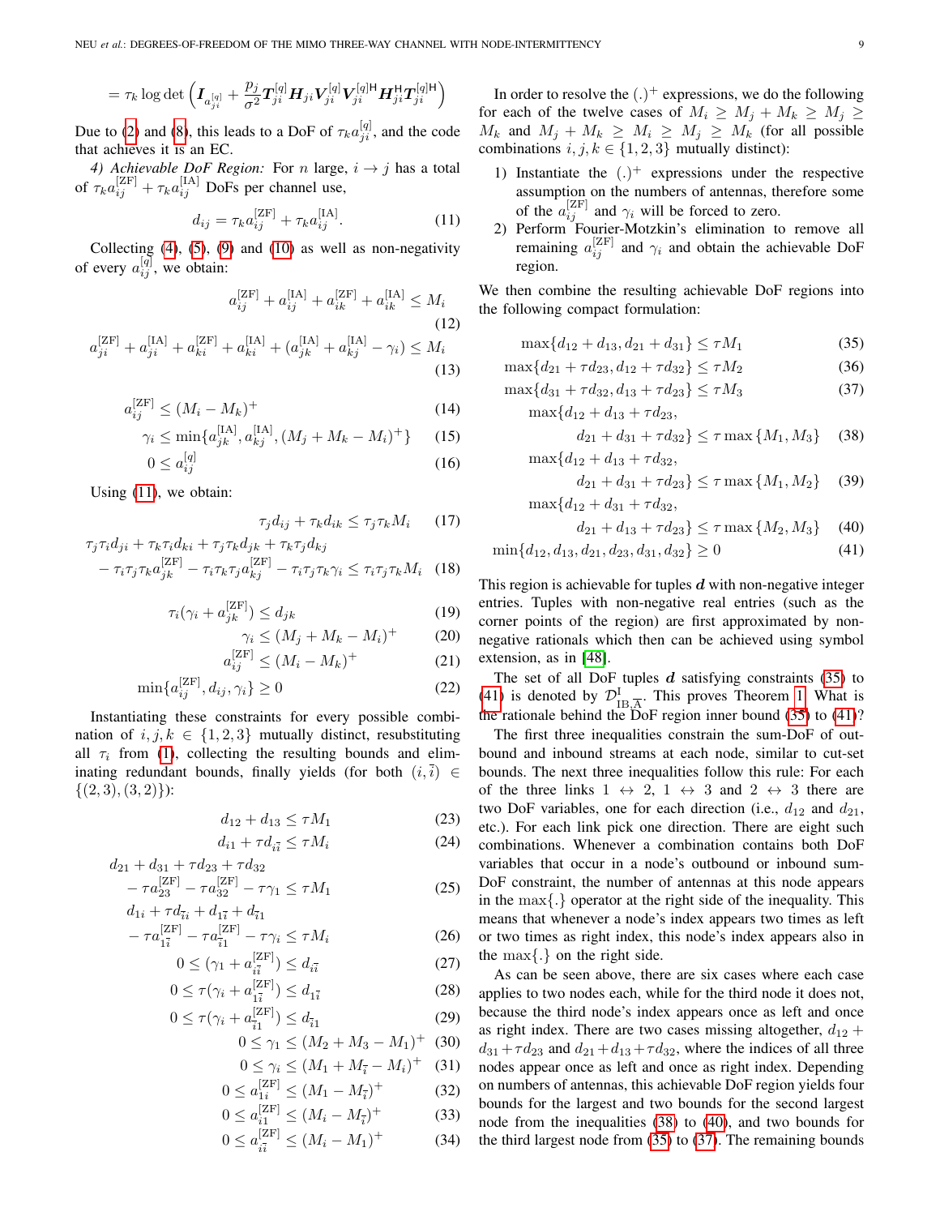$$= \tau_k \log\det\left(\boldsymbol{I}_{a_{ji}^{[q]}} + \frac{p_j}{\sigma^2}\boldsymbol{T}_{ji}^{[q]}\boldsymbol{H}_{ji}\boldsymbol{V}_{ji}^{[q]}\boldsymbol{V}_{ji}^{[q]\mathsf{H}}\boldsymbol{H}_{ji}^{\mathsf{H}}\boldsymbol{T}_{ji}^{[q]\mathsf{H}}\right)$$

Due to (2) and (8), this leads to a DoF of $\tau_k a_{ji}^{[q]}$, and the code that achieves it is an EC.

*4) Achievable DoF Region:* For $n$ large, $i \to j$ has a total of $\tau_k a_{ij}^{[\mathrm{ZF}]} + \tau_k a_{ij}^{[\mathrm{IA}]}$ DoFs per channel use,

$$d_{ij} = \tau_k a_{ij}^{[\mathrm{ZF}]} + \tau_k a_{ij}^{[\mathrm{IA}]}. \tag{11}$$

Collecting (4), (5), (9) and (10) as well as non-negativity of every $a_{ij}^{[q]}$, we obtain:

$$a_{ij}^{[\mathrm{ZF}]} + a_{ij}^{[\mathrm{IA}]} + a_{ik}^{[\mathrm{ZF}]} + a_{ik}^{[\mathrm{IA}]} \le M_i \tag{12}$$

$$a_{ji}^{[\mathrm{ZF}]} + a_{ji}^{[\mathrm{IA}]} + a_{ki}^{[\mathrm{ZF}]} + a_{ki}^{[\mathrm{IA}]} + (a_{jk}^{[\mathrm{IA}]} + a_{kj}^{[\mathrm{IA}]} - \gamma_i) \le M_i \tag{13}$$

$$a_{ij}^{[\mathrm{ZF}]} \le (M_i - M_k)^+ \tag{14}$$

$$\gamma_i \le \min\{a_{jk}^{[\mathrm{IA}]}, a_{kj}^{[\mathrm{IA}]}, (M_j + M_k - M_i)^+\} \tag{15}$$

$$0 \le a_{ij}^{[q]} \tag{16}$$

Using (11), we obtain:

$$\tau_j d_{ij} + \tau_k d_{ik} \le \tau_j \tau_k M_i \tag{17}$$

$$\begin{aligned}&\tau_j\tau_i d_{ji} + \tau_k\tau_i d_{ki} + \tau_j\tau_k d_{jk} + \tau_k\tau_j d_{kj} \\ &- \tau_i\tau_j\tau_k a_{jk}^{[\mathrm{ZF}]} - \tau_i\tau_k\tau_j a_{kj}^{[\mathrm{ZF}]} - \tau_i\tau_j\tau_k\gamma_i \le \tau_i\tau_j\tau_k M_i\end{aligned} \tag{18}$$

$$\tau_i(\gamma_i + a_{jk}^{[\mathrm{ZF}]}) \le d_{jk} \tag{19}$$

$$\gamma_i \le (M_j + M_k - M_i)^+ \tag{20}$$

$$a_{ij}^{[\mathrm{ZF}]} \le (M_i - M_k)^+ \tag{21}$$

$$\min\{a_{ij}^{[\mathrm{ZF}]}, d_{ij}, \gamma_i\} \ge 0 \tag{22}$$

Instantiating these constraints for every possible combination of $i,j,k \in \{1,2,3\}$ mutually distinct, resubstituting all $\tau_i$ from (1), collecting the resulting bounds and eliminating redundant bounds, finally yields (for both $(i,\bar{i}) \in \{(2,3),(3,2)\}$):

$$d_{12} + d_{13} \le \tau M_1 \tag{23}$$

$$d_{i1} + \tau d_{i\bar{i}} \le \tau M_i \tag{24}$$

$$\begin{aligned}&d_{21} + d_{31} + \tau d_{23} + \tau d_{32} \\ &- \tau a_{23}^{[\mathrm{ZF}]} - \tau a_{32}^{[\mathrm{ZF}]} - \tau\gamma_1 \le \tau M_1\end{aligned} \tag{25}$$

$$\begin{aligned}&d_{1i} + \tau d_{\bar{i}i} + d_{1\bar{i}} + d_{\bar{i}1} \\ &- \tau a_{1\bar{i}}^{[\mathrm{ZF}]} - \tau a_{\bar{i}1}^{[\mathrm{ZF}]} - \tau\gamma_i \le \tau M_i\end{aligned} \tag{26}$$

$$0 \le (\gamma_1 + a_{i\bar{i}}^{[\mathrm{ZF}]}) \le d_{i\bar{i}} \tag{27}$$

$$0 \le \tau(\gamma_i + a_{1\bar{i}}^{[\mathrm{ZF}]}) \le d_{1\bar{i}} \tag{28}$$

$$0 \le \tau(\gamma_i + a_{\bar{i}1}^{[\mathrm{ZF}]}) \le d_{\bar{i}1} \tag{29}$$

$$0 \le \gamma_1 \le (M_2 + M_3 - M_1)^+ \tag{30}$$

$$0 \le \gamma_i \le (M_1 + M_{\bar{i}} - M_i)^+ \tag{31}$$

$$0 \le a_{1i}^{[\mathrm{ZF}]} \le (M_1 - M_{\bar{i}})^+ \tag{32}$$

$$0 \le a_{i1}^{[\mathrm{ZF}]} \le (M_i - M_{\bar{i}})^+ \tag{33}$$

$$0 \le a_{i\bar{i}}^{[\mathrm{ZF}]} \le (M_i - M_1)^+ \tag{34}$$

In order to resolve the $(.)^+$ expressions, we do the following for each of the twelve cases of $M_i \ge M_j + M_k \ge M_j \ge M_k$ and $M_j + M_k \ge M_i \ge M_j \ge M_k$ (for all possible combinations $i,j,k \in \{1,2,3\}$ mutually distinct):

1) Instantiate the $(.)^+$ expressions under the respective assumption on the numbers of antennas, therefore some of the $a_{ij}^{[\mathrm{ZF}]}$ and $\gamma_i$ will be forced to zero.
2) Perform Fourier-Motzkin's elimination to remove all remaining $a_{ij}^{[\mathrm{ZF}]}$ and $\gamma_i$ and obtain the achievable DoF region.

We then combine the resulting achievable DoF regions into the following compact formulation:

$$\max\{d_{12} + d_{13}, d_{21} + d_{31}\} \le \tau M_1 \tag{35}$$

$$\max\{d_{21} + \tau d_{23}, d_{12} + \tau d_{32}\} \le \tau M_2 \tag{36}$$

$$\max\{d_{31} + \tau d_{32}, d_{13} + \tau d_{23}\} \le \tau M_3 \tag{37}$$

$$\begin{aligned}\max\{&d_{12} + d_{13} + \tau d_{23}, \\ &d_{21} + d_{31} + \tau d_{32}\} \le \tau\max\{M_1, M_3\}\end{aligned} \tag{38}$$

$$\begin{aligned}\max\{&d_{12} + d_{13} + \tau d_{32}, \\ &d_{21} + d_{31} + \tau d_{23}\} \le \tau\max\{M_1, M_2\}\end{aligned} \tag{39}$$

$$\begin{aligned}\max\{&d_{12} + d_{31} + \tau d_{32}, \\ &d_{21} + d_{13} + \tau d_{23}\} \le \tau\max\{M_2, M_3\}\end{aligned} \tag{40}$$

$$\min\{d_{12}, d_{13}, d_{21}, d_{23}, d_{31}, d_{32}\} \ge 0 \tag{41}$$

This region is achievable for tuples $\boldsymbol{d}$ with non-negative integer entries. Tuples with non-negative real entries (such as the corner points of the region) are first approximated by non-negative rationals which then can be achieved using symbol extension, as in [48].

The set of all DoF tuples $\boldsymbol{d}$ satisfying constraints (35) to (41) is denoted by $\mathcal{D}^{\mathrm{I}}_{\mathrm{IB},\overline{\mathrm{A}}}$. This proves Theorem 1. What is the rationale behind the DoF region inner bound (35) to (41)?

The first three inequalities constrain the sum-DoF of outbound and inbound streams at each node, similar to cut-set bounds. The next three inequalities follow this rule: For each of the three links $1 \leftrightarrow 2$, $1 \leftrightarrow 3$ and $2 \leftrightarrow 3$ there are two DoF variables, one for each direction (i.e., $d_{12}$ and $d_{21}$, etc.). For each link pick one direction. There are eight such combinations. Whenever a combination contains both DoF variables that occur in a node's outbound or inbound sum-DoF constraint, the number of antennas at this node appears in the $\max\{.\}$ operator at the right side of the inequality. This means that whenever a node's index appears two times as left or two times as right index, this node's index appears also in the $\max\{.\}$ on the right side.

As can be seen above, there are six cases where each case applies to two nodes each, while for the third node it does not, because the third node's index appears once as left and once as right index. There are two cases missing altogether, $d_{12} + d_{31} + \tau d_{23}$ and $d_{21} + d_{13} + \tau d_{32}$, where the indices of all three nodes appear once as left and once as right index. Depending on numbers of antennas, this achievable DoF region yields four bounds for the largest and two bounds for the second largest node from the inequalities (38) to (40), and two bounds for the third largest node from (35) to (37). The remaining bounds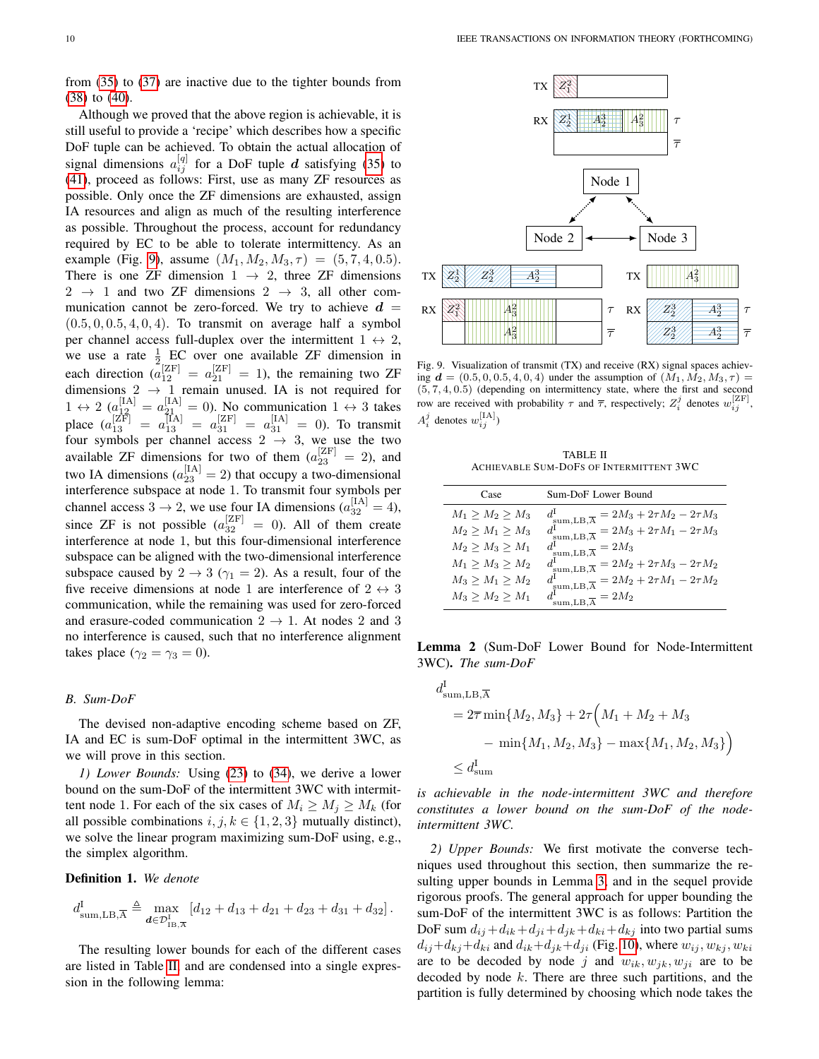from (35) to (37) are inactive due to the tighter bounds from (38) to (40).

Although we proved that the above region is achievable, it is still useful to provide a 'recipe' which describes how a specific DoF tuple can be achieved. To obtain the actual allocation of signal dimensions $a_{ij}^{[q]}$ for a DoF tuple $\boldsymbol{d}$ satisfying (35) to (41), proceed as follows: First, use as many ZF resources as possible. Only once the ZF dimensions are exhausted, assign IA resources and align as much of the resulting interference as possible. Throughout the process, account for redundancy required by EC to be able to tolerate intermittency. As an example (Fig. 9), assume $(M_1, M_2, M_3, \tau) = (5, 7, 4, 0.5)$. There is one ZF dimension $1 \to 2$, three ZF dimensions $2 \to 1$ and two ZF dimensions $2 \to 3$, all other communication cannot be zero-forced. We try to achieve $\boldsymbol{d} = (0.5, 0, 0.5, 4, 0, 4)$. To transmit on average half a symbol per channel access full-duplex over the intermittent $1 \leftrightarrow 2$, we use a rate $\frac{1}{2}$ EC over one available ZF dimension in each direction ($a_{12}^{[\text{ZF}]} = a_{21}^{[\text{ZF}]} = 1$), the remaining two ZF dimensions $2 \to 1$ remain unused. IA is not required for $1 \leftrightarrow 2$ ($a_{12}^{[\text{IA}]} = a_{21}^{[\text{IA}]} = 0$). No communication $1 \leftrightarrow 3$ takes place ($a_{13}^{[\text{ZF}]} = a_{13}^{[\text{IA}]} = a_{31}^{[\text{ZF}]} = a_{31}^{[\text{IA}]} = 0$). To transmit four symbols per channel access $2 \to 3$, we use the two available ZF dimensions for two of them ($a_{23}^{[\text{ZF}]} = 2$), and two IA dimensions ($a_{23}^{[\text{IA}]} = 2$) that occupy a two-dimensional interference subspace at node 1. To transmit four symbols per channel access $3 \to 2$, we use four IA dimensions ($a_{32}^{[\text{IA}]} = 4$), since ZF is not possible ($a_{32}^{[\text{ZF}]} = 0$). All of them create interference at node 1, but this four-dimensional interference subspace can be aligned with the two-dimensional interference subspace caused by $2 \to 3$ ($\gamma_1 = 2$). As a result, four of the five receive dimensions at node 1 are interference of $2 \leftrightarrow 3$ communication, while the remaining was used for zero-forced and erasure-coded communication $2 \to 1$. At nodes 2 and 3 no interference is caused, such that no interference alignment takes place ($\gamma_2 = \gamma_3 = 0$).

Fig. 9. Visualization of transmit (TX) and receive (RX) signal spaces achieving $\boldsymbol{d} = (0.5, 0, 0.5, 4, 0, 4)$ under the assumption of $(M_1, M_2, M_3, \tau) = (5, 7, 4, 0.5)$ (depending on intermittency state, where the first and second row are received with probability $\tau$ and $\overline{\tau}$, respectively; $Z_i^j$ denotes $w_{ij}^{[\text{ZF}]}$, $A_i^j$ denotes $w_{ij}^{[\text{IA}]}$)

TABLE II
ACHIEVABLE SUM-DOFS OF INTERMITTENT 3WC

| Case | Sum-DoF Lower Bound |
|---|---|
| $M_1 \geq M_2 \geq M_3$ | $d_{\text{sum,LB},\overline{\text{A}}}^{\text{I}} = 2M_3 + 2\tau M_2 - 2\tau M_3$ |
| $M_2 \geq M_1 \geq M_3$ | $d_{\text{sum,LB},\overline{\text{A}}}^{\text{I}} = 2M_3 + 2\tau M_1 - 2\tau M_3$ |
| $M_2 \geq M_3 \geq M_1$ | $d_{\text{sum,LB},\overline{\text{A}}}^{\text{I}} = 2M_3$ |
| $M_1 \geq M_3 \geq M_2$ | $d_{\text{sum,LB},\overline{\text{A}}}^{\text{I}} = 2M_2 + 2\tau M_3 - 2\tau M_2$ |
| $M_3 \geq M_1 \geq M_2$ | $d_{\text{sum,LB},\overline{\text{A}}}^{\text{I}} = 2M_2 + 2\tau M_1 - 2\tau M_2$ |
| $M_3 \geq M_2 \geq M_1$ | $d_{\text{sum,LB},\overline{\text{A}}}^{\text{I}} = 2M_2$ |

### B. Sum-DoF

The devised non-adaptive encoding scheme based on ZF, IA and EC is sum-DoF optimal in the intermittent 3WC, as we will prove in this section.

*1) Lower Bounds:* Using (23) to (34), we derive a lower bound on the sum-DoF of the intermittent 3WC with intermittent node 1. For each of the six cases of $M_i \geq M_j \geq M_k$ (for all possible combinations $i, j, k \in \{1, 2, 3\}$ mutually distinct), we solve the linear program maximizing sum-DoF using, e.g., the simplex algorithm.

**Definition 1.** *We denote*

$$d_{\text{sum,LB},\overline{\text{A}}}^{\text{I}} \triangleq \max_{\boldsymbol{d} \in \mathcal{D}_{\text{IB},\overline{\text{A}}}^{\text{I}}} \left[d_{12} + d_{13} + d_{21} + d_{23} + d_{31} + d_{32}\right].$$

The resulting lower bounds for each of the different cases are listed in Table II, and are condensed into a single expression in the following lemma:

**Lemma 2** (Sum-DoF Lower Bound for Node-Intermittent 3WC)**.** *The sum-DoF*

$$\begin{aligned} &d_{\text{sum,LB},\overline{\text{A}}}^{\text{I}} \\ &= 2\overline{\tau} \min\{M_2, M_3\} + 2\tau\Big(M_1 + M_2 + M_3 \\ &\qquad - \min\{M_1, M_2, M_3\} - \max\{M_1, M_2, M_3\}\Big) \\ &\leq d_{\text{sum}}^{\text{I}} \end{aligned}$$

*is achievable in the node-intermittent 3WC and therefore constitutes a lower bound on the sum-DoF of the node-intermittent 3WC.*

*2) Upper Bounds:* We first motivate the converse techniques used throughout this section, then summarize the resulting upper bounds in Lemma 3, and in the sequel provide rigorous proofs. The general approach for upper bounding the sum-DoF of the intermittent 3WC is as follows: Partition the DoF sum $d_{ij} + d_{ik} + d_{ji} + d_{jk} + d_{ki} + d_{kj}$ into two partial sums $d_{ij} + d_{kj} + d_{ki}$ and $d_{ik} + d_{jk} + d_{ji}$ (Fig. 10), where $w_{ij}, w_{kj}, w_{ki}$ are to be decoded by node $j$ and $w_{ik}, w_{jk}, w_{ji}$ are to be decoded by node $k$. There are three such partitions, and the partition is fully determined by choosing which node takes the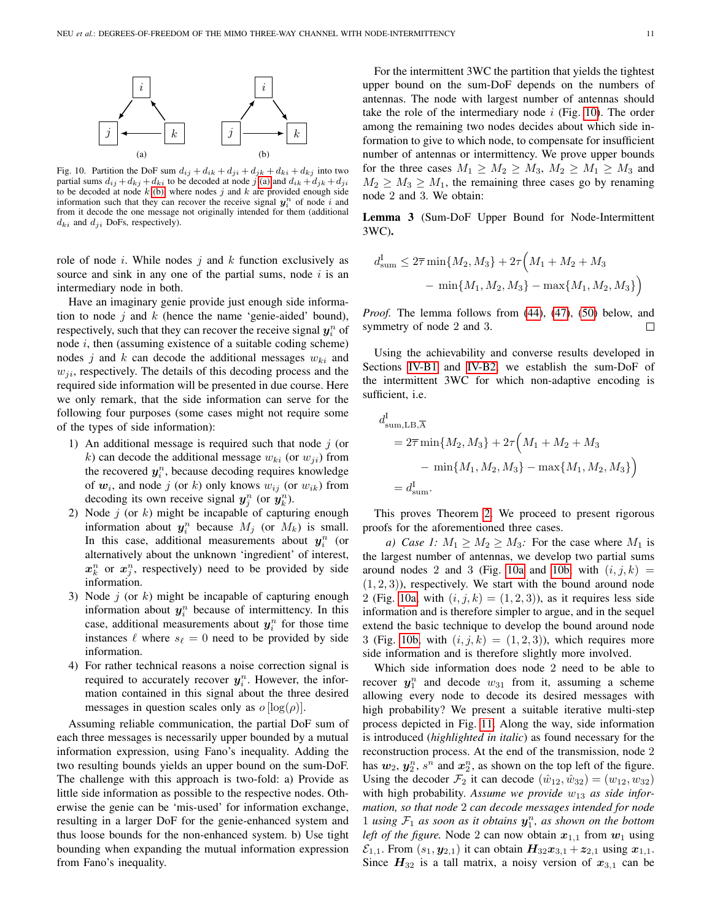Fig. 10. Partition the DoF sum $d_{ij} + d_{ik} + d_{ji} + d_{jk} + d_{ki} + d_{kj}$ into two partial sums $d_{ij} + d_{kj} + d_{ki}$ to be decoded at node $j$ (a) and $d_{ik} + d_{jk} + d_{ji}$ to be decoded at node $k$ (b), where nodes $j$ and $k$ are provided enough side information such that they can recover the receive signal $\boldsymbol{y}_i^n$ of node $i$ and from it decode the one message not originally intended for them (additional $d_{ki}$ and $d_{ji}$ DoFs, respectively).

role of node $i$. While nodes $j$ and $k$ function exclusively as source and sink in any one of the partial sums, node $i$ is an intermediary node in both.

Have an imaginary genie provide just enough side information to node $j$ and $k$ (hence the name 'genie-aided' bound), respectively, such that they can recover the receive signal $\boldsymbol{y}_i^n$ of node $i$, then (assuming existence of a suitable coding scheme) nodes $j$ and $k$ can decode the additional messages $w_{ki}$ and $w_{ji}$, respectively. The details of this decoding process and the required side information will be presented in due course. Here we only remark, that the side information can serve for the following four purposes (some cases might not require some of the types of side information):

1) An additional message is required such that node $j$ (or $k$) can decode the additional message $w_{ki}$ (or $w_{ji}$) from the recovered $\boldsymbol{y}_i^n$, because decoding requires knowledge of $\boldsymbol{w}_i$, and node $j$ (or $k$) only knows $w_{ij}$ (or $w_{ik}$) from decoding its own receive signal $\boldsymbol{y}_j^n$ (or $\boldsymbol{y}_k^n$).
2) Node $j$ (or $k$) might be incapable of capturing enough information about $\boldsymbol{y}_i^n$ because $M_j$ (or $M_k$) is small. In this case, additional measurements about $\boldsymbol{y}_i^n$ (or alternatively about the unknown 'ingredient' of interest, $\boldsymbol{x}_k^n$ or $\boldsymbol{x}_j^n$, respectively) need to be provided by side information.
3) Node $j$ (or $k$) might be incapable of capturing enough information about $\boldsymbol{y}_i^n$ because of intermittency. In this case, additional measurements about $\boldsymbol{y}_i^n$ for those time instances $\ell$ where $s_\ell = 0$ need to be provided by side information.
4) For rather technical reasons a noise correction signal is required to accurately recover $\boldsymbol{y}_i^n$. However, the information contained in this signal about the three desired messages in question scales only as $o\,[\log(\rho)]$.

Assuming reliable communication, the partial DoF sum of each three messages is necessarily upper bounded by a mutual information expression, using Fano's inequality. Adding the two resulting bounds yields an upper bound on the sum-DoF. The challenge with this approach is two-fold: a) Provide as little side information as possible to the respective nodes. Otherwise the genie can be 'mis-used' for information exchange, resulting in a larger DoF for the genie-enhanced system and thus loose bounds for the non-enhanced system. b) Use tight bounding when expanding the mutual information expression from Fano's inequality.

For the intermittent 3WC the partition that yields the tightest upper bound on the sum-DoF depends on the numbers of antennas. The node with largest number of antennas should take the role of the intermediary node $i$ (Fig. 10). The order among the remaining two nodes decides about which side information to give to which node, to compensate for insufficient number of antennas or intermittency. We prove upper bounds for the three cases $M_1 \geq M_2 \geq M_3$, $M_2 \geq M_1 \geq M_3$ and $M_2 \geq M_3 \geq M_1$, the remaining three cases go by renaming node 2 and 3. We obtain:

**Lemma 3** (Sum-DoF Upper Bound for Node-Intermittent 3WC)**.**

$$
\begin{aligned}
d_{\text{sum}}^{\text{I}} \leq 2\overline{\tau} \min\{M_2, M_3\} + 2\tau\Big(&M_1 + M_2 + M_3 \\
&- \min\{M_1, M_2, M_3\} - \max\{M_1, M_2, M_3\}\Big)
\end{aligned}
$$

*Proof.* The lemma follows from (44), (47), (50) below, and symmetry of node 2 and 3. $\square$

Using the achievability and converse results developed in Sections IV-B1 and IV-B2 we establish the sum-DoF of the intermittent 3WC for which non-adaptive encoding is sufficient, i.e.

$$
\begin{aligned}
&d_{\text{sum,LB},\overline{\text{A}}}^{\text{I}} \\
&\quad= 2\overline{\tau} \min\{M_2, M_3\} + 2\tau\Big(M_1 + M_2 + M_3 \\
&\qquad\qquad - \min\{M_1, M_2, M_3\} - \max\{M_1, M_2, M_3\}\Big) \\
&\quad= d_{\text{sum}}^{\text{I}}.
\end{aligned}
$$

This proves Theorem 2. We proceed to present rigorous proofs for the aforementioned three cases.

*a) Case 1: $M_1 \geq M_2 \geq M_3$:* For the case where $M_1$ is the largest number of antennas, we develop two partial sums around nodes 2 and 3 (Fig. 10a and 10b with $(i,j,k) = (1,2,3)$), respectively. We start with the bound around node 2 (Fig. 10a with $(i,j,k) = (1,2,3)$), as it requires less side information and is therefore simpler to argue, and in the sequel extend the basic technique to develop the bound around node 3 (Fig. 10b with $(i,j,k) = (1,2,3)$), which requires more side information and is therefore slightly more involved.

Which side information does node 2 need to be able to recover $\boldsymbol{y}_1^n$ and decode $w_{31}$ from it, assuming a scheme allowing every node to decode its desired messages with high probability? We present a suitable iterative multi-step process depicted in Fig. 11. Along the way, side information is introduced (*highlighted in italic*) as found necessary for the reconstruction process. At the end of the transmission, node 2 has $\boldsymbol{w}_2$, $\boldsymbol{y}_2^n$, $s^n$ and $\boldsymbol{x}_2^n$, as shown on the top left of the figure. Using the decoder $\mathcal{F}_2$ it can decode $(\hat{w}_{12}, \hat{w}_{32}) = (w_{12}, w_{32})$ with high probability. *Assume we provide $w_{13}$ as side information, so that node 2 can decode messages intended for node 1 using $\mathcal{F}_1$ as soon as it obtains $\boldsymbol{y}_1^n$, as shown on the bottom left of the figure.* Node 2 can now obtain $\boldsymbol{x}_{1,1}$ from $\boldsymbol{w}_1$ using $\mathcal{E}_{1,1}$. From $(s_1, \boldsymbol{y}_{2,1})$ it can obtain $\boldsymbol{H}_{32}\boldsymbol{x}_{3,1} + \boldsymbol{z}_{2,1}$ using $\boldsymbol{x}_{1,1}$. Since $\boldsymbol{H}_{32}$ is a tall matrix, a noisy version of $\boldsymbol{x}_{3,1}$ can be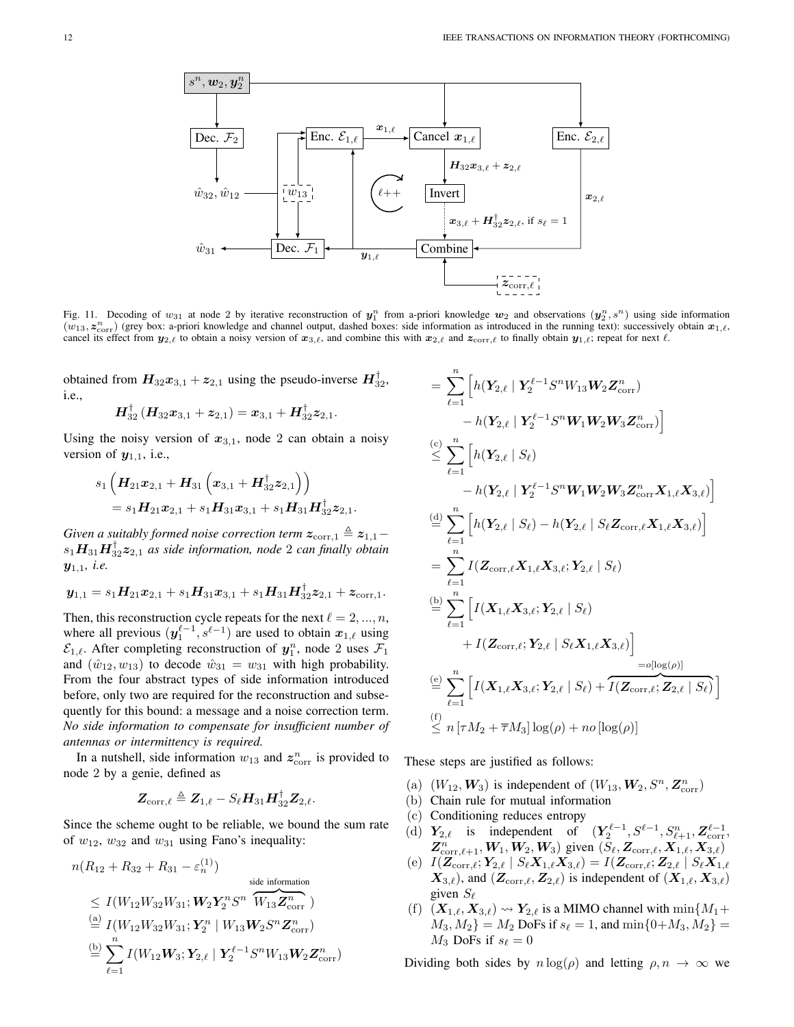Fig. 11. Decoding of $w_{31}$ at node 2 by iterative reconstruction of $\boldsymbol{y}_1^n$ from a-priori knowledge $\boldsymbol{w}_2$ and observations $(\boldsymbol{y}_2^n, s^n)$ using side information $(w_{13}, \boldsymbol{z}_{\text{corr}}^n)$ (grey box: a-priori knowledge and channel output, dashed boxes: side information as introduced in the running text): successively obtain $\boldsymbol{x}_{1,\ell}$, cancel its effect from $\boldsymbol{y}_{2,\ell}$ to obtain a noisy version of $\boldsymbol{x}_{3,\ell}$, and combine this with $\boldsymbol{x}_{2,\ell}$ and $\boldsymbol{z}_{\text{corr},\ell}$ to finally obtain $\boldsymbol{y}_{1,\ell}$; repeat for next $\ell$.

obtained from $\boldsymbol{H}_{32}\boldsymbol{x}_{3,1} + \boldsymbol{z}_{2,1}$ using the pseudo-inverse $\boldsymbol{H}_{32}^{\dagger}$, i.e.,

$$\boldsymbol{H}_{32}^{\dagger}\left(\boldsymbol{H}_{32}\boldsymbol{x}_{3,1} + \boldsymbol{z}_{2,1}\right) = \boldsymbol{x}_{3,1} + \boldsymbol{H}_{32}^{\dagger}\boldsymbol{z}_{2,1}.$$

Using the noisy version of $\boldsymbol{x}_{3,1}$, node 2 can obtain a noisy version of $\boldsymbol{y}_{1,1}$, i.e.,

$$\begin{aligned} s_1 &\left(\boldsymbol{H}_{21}\boldsymbol{x}_{2,1} + \boldsymbol{H}_{31}\left(\boldsymbol{x}_{3,1} + \boldsymbol{H}_{32}^{\dagger}\boldsymbol{z}_{2,1}\right)\right) \\ &= s_1\boldsymbol{H}_{21}\boldsymbol{x}_{2,1} + s_1\boldsymbol{H}_{31}\boldsymbol{x}_{3,1} + s_1\boldsymbol{H}_{31}\boldsymbol{H}_{32}^{\dagger}\boldsymbol{z}_{2,1}. \end{aligned}$$

*Given a suitably formed noise correction term $\boldsymbol{z}_{\text{corr},1} \triangleq \boldsymbol{z}_{1,1} - s_1\boldsymbol{H}_{31}\boldsymbol{H}_{32}^{\dagger}\boldsymbol{z}_{2,1}$ as side information, node 2 can finally obtain $\boldsymbol{y}_{1,1}$, i.e.*

$$\boldsymbol{y}_{1,1} = s_1\boldsymbol{H}_{21}\boldsymbol{x}_{2,1} + s_1\boldsymbol{H}_{31}\boldsymbol{x}_{3,1} + s_1\boldsymbol{H}_{31}\boldsymbol{H}_{32}^{\dagger}\boldsymbol{z}_{2,1} + \boldsymbol{z}_{\text{corr},1}.$$

Then, this reconstruction cycle repeats for the next $\ell = 2, ..., n$, where all previous $(\boldsymbol{y}_1^{\ell-1}, s^{\ell-1})$ are used to obtain $\boldsymbol{x}_{1,\ell}$ using $\mathcal{E}_{1,\ell}$. After completing reconstruction of $\boldsymbol{y}_1^n$, node 2 uses $\mathcal{F}_1$ and $(\hat{w}_{12}, w_{13})$ to decode $\hat{w}_{31} = w_{31}$ with high probability. From the four abstract types of side information introduced before, only two are required for the reconstruction and subsequently for this bound: a message and a noise correction term. *No side information to compensate for insufficient number of antennas or intermittency is required.*

In a nutshell, side information $w_{13}$ and $\boldsymbol{z}_{\text{corr}}^n$ is provided to node 2 by a genie, defined as

$$\boldsymbol{Z}_{\text{corr},\ell} \triangleq \boldsymbol{Z}_{1,\ell} - S_\ell\boldsymbol{H}_{31}\boldsymbol{H}_{32}^{\dagger}\boldsymbol{Z}_{2,\ell}.$$

Since the scheme ought to be reliable, we bound the sum rate of $w_{12}$, $w_{32}$ and $w_{31}$ using Fano's inequality:

$$\begin{aligned}
n(R_{12} &+ R_{32} + R_{31} - \varepsilon_n^{(1)}) \\
&\leq I(W_{12}W_{32}W_{31}; \boldsymbol{W}_2\boldsymbol{Y}_2^n S^n \overbrace{W_{13}\boldsymbol{Z}_{\text{corr}}^n}^{\text{side information}}) \\
&\overset{\text{(a)}}{=} I(W_{12}W_{32}W_{31}; \boldsymbol{Y}_2^n \mid W_{13}\boldsymbol{W}_2 S^n \boldsymbol{Z}_{\text{corr}}^n) \\
&\overset{\text{(b)}}{=} \sum_{\ell=1}^n I(W_{12}\boldsymbol{W}_3; \boldsymbol{Y}_{2,\ell} \mid \boldsymbol{Y}_2^{\ell-1} S^n W_{13}\boldsymbol{W}_2\boldsymbol{Z}_{\text{corr}}^n) \\
&= \sum_{\ell=1}^n \Big[h(\boldsymbol{Y}_{2,\ell} \mid \boldsymbol{Y}_2^{\ell-1} S^n W_{13}\boldsymbol{W}_2\boldsymbol{Z}_{\text{corr}}^n) \\
&\qquad - h(\boldsymbol{Y}_{2,\ell} \mid \boldsymbol{Y}_2^{\ell-1} S^n \boldsymbol{W}_1\boldsymbol{W}_2\boldsymbol{W}_3\boldsymbol{Z}_{\text{corr}}^n)\Big] \\
&\overset{\text{(c)}}{\leq} \sum_{\ell=1}^n \Big[h(\boldsymbol{Y}_{2,\ell} \mid S_\ell) \\
&\qquad - h(\boldsymbol{Y}_{2,\ell} \mid \boldsymbol{Y}_2^{\ell-1} S^n \boldsymbol{W}_1\boldsymbol{W}_2\boldsymbol{W}_3\boldsymbol{Z}_{\text{corr}}^n\boldsymbol{X}_{1,\ell}\boldsymbol{X}_{3,\ell})\Big] \\
&\overset{\text{(d)}}{=} \sum_{\ell=1}^n \Big[h(\boldsymbol{Y}_{2,\ell} \mid S_\ell) - h(\boldsymbol{Y}_{2,\ell} \mid S_\ell\boldsymbol{Z}_{\text{corr},\ell}\boldsymbol{X}_{1,\ell}\boldsymbol{X}_{3,\ell})\Big] \\
&= \sum_{\ell=1}^n I(\boldsymbol{Z}_{\text{corr},\ell}\boldsymbol{X}_{1,\ell}\boldsymbol{X}_{3,\ell}; \boldsymbol{Y}_{2,\ell} \mid S_\ell) \\
&\overset{\text{(b)}}{=} \sum_{\ell=1}^n \Big[I(\boldsymbol{X}_{1,\ell}\boldsymbol{X}_{3,\ell}; \boldsymbol{Y}_{2,\ell} \mid S_\ell) \\
&\qquad + I(\boldsymbol{Z}_{\text{corr},\ell}; \boldsymbol{Y}_{2,\ell} \mid S_\ell\boldsymbol{X}_{1,\ell}\boldsymbol{X}_{3,\ell})\Big] \\
&\overset{\text{(e)}}{=} \sum_{\ell=1}^n \Big[I(\boldsymbol{X}_{1,\ell}\boldsymbol{X}_{3,\ell}; \boldsymbol{Y}_{2,\ell} \mid S_\ell) + \overbrace{I(\boldsymbol{Z}_{\text{corr},\ell}; \boldsymbol{Z}_{2,\ell} \mid S_\ell)}^{=o[\log(\rho)]}\Big] \\
&\overset{\text{(f)}}{\leq} n\left[\tau M_2 + \overline{\tau} M_3\right]\log(\rho) + no\left[\log(\rho)\right]
\end{aligned}$$

These steps are justified as follows:

(a) $(W_{12}, \boldsymbol{W}_3)$ is independent of $(W_{13}, \boldsymbol{W}_2, S^n, \boldsymbol{Z}_{\text{corr}}^n)$
(b) Chain rule for mutual information
(c) Conditioning reduces entropy
(d) $\boldsymbol{Y}_{2,\ell}$ is independent of $(\boldsymbol{Y}_2^{\ell-1}, S^{\ell-1}, S_{\ell+1}^n, \boldsymbol{Z}_{\text{corr}}^{\ell-1}, \boldsymbol{Z}_{\text{corr},\ell+1}^n, \boldsymbol{W}_1, \boldsymbol{W}_2, \boldsymbol{W}_3)$ given $(S_\ell, \boldsymbol{Z}_{\text{corr},\ell}, \boldsymbol{X}_{1,\ell}, \boldsymbol{X}_{3,\ell})$
(e) $I(\boldsymbol{Z}_{\text{corr},\ell}; \boldsymbol{Y}_{2,\ell} \mid S_\ell\boldsymbol{X}_{1,\ell}\boldsymbol{X}_{3,\ell}) = I(\boldsymbol{Z}_{\text{corr},\ell}; \boldsymbol{Z}_{2,\ell} \mid S_\ell\boldsymbol{X}_{1,\ell}\boldsymbol{X}_{3,\ell})$, and $(\boldsymbol{Z}_{\text{corr},\ell}, \boldsymbol{Z}_{2,\ell})$ is independent of $(\boldsymbol{X}_{1,\ell}, \boldsymbol{X}_{3,\ell})$ given $S_\ell$
(f) $(\boldsymbol{X}_{1,\ell}, \boldsymbol{X}_{3,\ell}) \rightsquigarrow \boldsymbol{Y}_{2,\ell}$ is a MIMO channel with $\min\{M_1 + M_3, M_2\} = M_2$ DoFs if $s_\ell = 1$, and $\min\{0 + M_3, M_2\} = M_3$ DoFs if $s_\ell = 0$

Dividing both sides by $n\log(\rho)$ and letting $\rho, n \to \infty$ we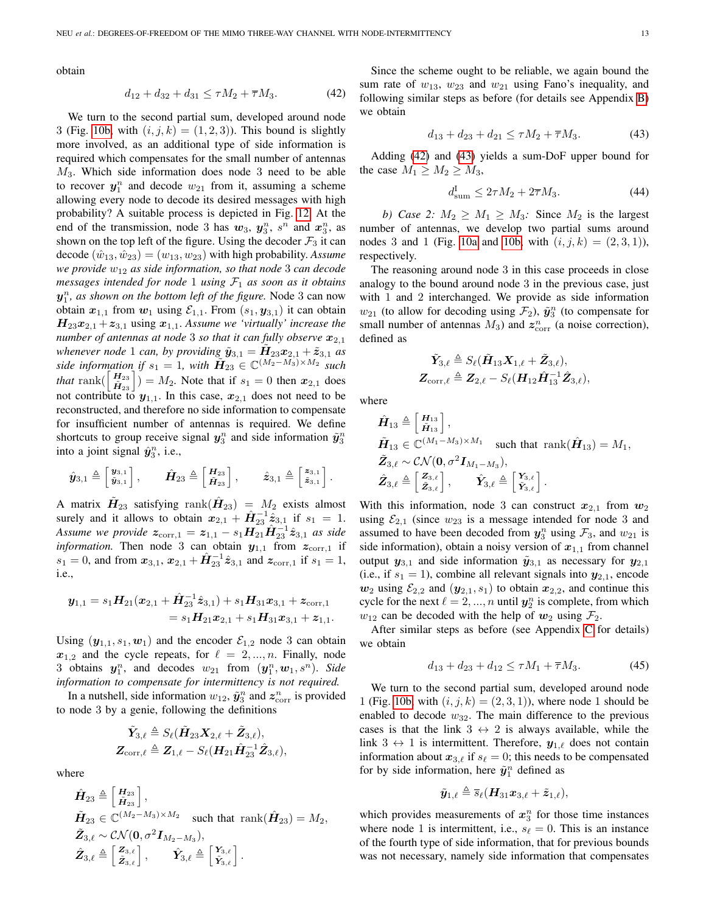obtain

$$d_{12} + d_{32} + d_{31} \leq \tau M_2 + \overline{\tau} M_3. \tag{42}$$

We turn to the second partial sum, developed around node 3 (Fig. 10b, with $(i, j, k) = (1, 2, 3)$). This bound is slightly more involved, as an additional type of side information is required which compensates for the small number of antennas $M_3$. Which side information does node 3 need to be able to recover $\boldsymbol{y}_1^n$ and decode $w_{21}$ from it, assuming a scheme allowing every node to decode its desired messages with high probability? A suitable process is depicted in Fig. 12. At the end of the transmission, node 3 has $\boldsymbol{w}_3$, $\boldsymbol{y}_3^n$, $s^n$ and $\boldsymbol{x}_3^n$, as shown on the top left of the figure. Using the decoder $\mathcal{F}_3$ it can decode $(\hat{w}_{13}, \hat{w}_{23}) = (w_{13}, w_{23})$ with high probability. *Assume we provide $w_{12}$ as side information, so that node 3 can decode messages intended for node 1 using $\mathcal{F}_1$ as soon as it obtains $\boldsymbol{y}_1^n$, as shown on the bottom left of the figure.* Node 3 can now obtain $\boldsymbol{x}_{1,1}$ from $\boldsymbol{w}_1$ using $\mathcal{E}_{1,1}$. From $(s_1, \boldsymbol{y}_{3,1})$ it can obtain $\boldsymbol{H}_{23}\boldsymbol{x}_{2,1} + \boldsymbol{z}_{3,1}$ using $\boldsymbol{x}_{1,1}$. *Assume we 'virtually' increase the number of antennas at node 3 so that it can fully observe $\boldsymbol{x}_{2,1}$ whenever node 1 can, by providing $\tilde{\boldsymbol{y}}_{3,1} = \tilde{\boldsymbol{H}}_{23}\boldsymbol{x}_{2,1} + \tilde{\boldsymbol{z}}_{3,1}$ as side information if $s_1 = 1$, with $\tilde{\boldsymbol{H}}_{23} \in \mathbb{C}^{(M_2 - M_3)\times M_2}$ such that $\operatorname{rank}\left(\begin{bmatrix}\boldsymbol{H}_{23}\\ \tilde{\boldsymbol{H}}_{23}\end{bmatrix}\right) = M_2$.* Note that if $s_1 = 0$ then $\boldsymbol{x}_{2,1}$ does not contribute to $\boldsymbol{y}_{1,1}$. In this case, $\boldsymbol{x}_{2,1}$ does not need to be reconstructed, and therefore no side information to compensate for insufficient number of antennas is required. We define shortcuts to group receive signal $\boldsymbol{y}_3^n$ and side information $\tilde{\boldsymbol{y}}_3^n$ into a joint signal $\hat{\boldsymbol{y}}_3^n$, i.e.,

$$\hat{\boldsymbol{y}}_{3,1} \triangleq \begin{bmatrix}\boldsymbol{y}_{3,1}\\ \tilde{\boldsymbol{y}}_{3,1}\end{bmatrix}, \qquad \hat{\boldsymbol{H}}_{23} \triangleq \begin{bmatrix}\boldsymbol{H}_{23}\\ \tilde{\boldsymbol{H}}_{23}\end{bmatrix}, \qquad \hat{\boldsymbol{z}}_{3,1} \triangleq \begin{bmatrix}\boldsymbol{z}_{3,1}\\ \tilde{\boldsymbol{z}}_{3,1}\end{bmatrix}.$$

A matrix $\tilde{\boldsymbol{H}}_{23}$ satisfying $\operatorname{rank}(\hat{\boldsymbol{H}}_{23}) = M_2$ exists almost surely and it allows to obtain $\boldsymbol{x}_{2,1} + \hat{\boldsymbol{H}}_{23}^{-1}\hat{\boldsymbol{z}}_{3,1}$ if $s_1 = 1$. *Assume we provide $\boldsymbol{z}_{\mathrm{corr},1} = \boldsymbol{z}_{1,1} - s_1\boldsymbol{H}_{21}\hat{\boldsymbol{H}}_{23}^{-1}\hat{\boldsymbol{z}}_{3,1}$ as side information.* Then node 3 can obtain $\boldsymbol{y}_{1,1}$ from $\boldsymbol{z}_{\mathrm{corr},1}$ if $s_1 = 0$, and from $\boldsymbol{x}_{3,1}$, $\boldsymbol{x}_{2,1} + \hat{\boldsymbol{H}}_{23}^{-1}\hat{\boldsymbol{z}}_{3,1}$ and $\boldsymbol{z}_{\mathrm{corr},1}$ if $s_1 = 1$, i.e.,

$$\begin{aligned}\boldsymbol{y}_{1,1} &= s_1\boldsymbol{H}_{21}(\boldsymbol{x}_{2,1} + \hat{\boldsymbol{H}}_{23}^{-1}\hat{\boldsymbol{z}}_{3,1}) + s_1\boldsymbol{H}_{31}\boldsymbol{x}_{3,1} + \boldsymbol{z}_{\mathrm{corr},1}\\ &= s_1\boldsymbol{H}_{21}\boldsymbol{x}_{2,1} + s_1\boldsymbol{H}_{31}\boldsymbol{x}_{3,1} + \boldsymbol{z}_{1,1}.\end{aligned}$$

Using $(\boldsymbol{y}_{1,1}, s_1, \boldsymbol{w}_1)$ and the encoder $\mathcal{E}_{1,2}$ node 3 can obtain $\boldsymbol{x}_{1,2}$ and the cycle repeats, for $\ell = 2, \ldots, n$. Finally, node 3 obtains $\boldsymbol{y}_1^n$, and decodes $w_{21}$ from $(\boldsymbol{y}_1^n, \boldsymbol{w}_1, s^n)$. *Side information to compensate for intermittency is not required.*

In a nutshell, side information $w_{12}$, $\tilde{\boldsymbol{y}}_3^n$ and $\boldsymbol{z}_{\mathrm{corr}}^n$ is provided to node 3 by a genie, following the definitions

$$\begin{aligned}\tilde{\boldsymbol{Y}}_{3,\ell} &\triangleq S_\ell(\tilde{\boldsymbol{H}}_{23}\boldsymbol{X}_{2,\ell} + \tilde{\boldsymbol{Z}}_{3,\ell}),\\ \boldsymbol{Z}_{\mathrm{corr},\ell} &\triangleq \boldsymbol{Z}_{1,\ell} - S_\ell(\boldsymbol{H}_{21}\hat{\boldsymbol{H}}_{23}^{-1}\hat{\boldsymbol{Z}}_{3,\ell}),\end{aligned}$$

where

$$\begin{aligned}&\hat{\boldsymbol{H}}_{23} \triangleq \begin{bmatrix}\boldsymbol{H}_{23}\\ \tilde{\boldsymbol{H}}_{23}\end{bmatrix},\\ &\tilde{\boldsymbol{H}}_{23} \in \mathbb{C}^{(M_2-M_3)\times M_2} \quad \text{such that } \operatorname{rank}(\hat{\boldsymbol{H}}_{23}) = M_2,\\ &\tilde{\boldsymbol{Z}}_{3,\ell} \sim \mathcal{CN}(\boldsymbol{0}, \sigma^2\boldsymbol{I}_{M_2-M_3}),\\ &\hat{\boldsymbol{Z}}_{3,\ell} \triangleq \begin{bmatrix}\boldsymbol{Z}_{3,\ell}\\ \tilde{\boldsymbol{Z}}_{3,\ell}\end{bmatrix}, \qquad \hat{\boldsymbol{Y}}_{3,\ell} \triangleq \begin{bmatrix}\boldsymbol{Y}_{3,\ell}\\ \tilde{\boldsymbol{Y}}_{3,\ell}\end{bmatrix}.\end{aligned}$$

Since the scheme ought to be reliable, we again bound the sum rate of $w_{13}$, $w_{23}$ and $w_{21}$ using Fano's inequality, and following similar steps as before (for details see Appendix B) we obtain

$$d_{13} + d_{23} + d_{21} \leq \tau M_2 + \overline{\tau} M_3. \tag{43}$$

Adding (42) and (43) yields a sum-DoF upper bound for the case $M_1 \geq M_2 \geq M_3$,

$$d_{\mathrm{sum}}^{\mathrm{I}} \leq 2\tau M_2 + 2\overline{\tau} M_3. \tag{44}$$

*b) Case 2: $M_2 \geq M_1 \geq M_3$:* Since $M_2$ is the largest number of antennas, we develop two partial sums around nodes 3 and 1 (Fig. 10a and 10b, with $(i, j, k) = (2, 3, 1)$), respectively.

The reasoning around node 3 in this case proceeds in close analogy to the bound around node 3 in the previous case, just with 1 and 2 interchanged. We provide as side information $w_{21}$ (to allow for decoding using $\mathcal{F}_2$), $\tilde{\boldsymbol{y}}_3^n$ (to compensate for small number of antennas $M_3$) and $\boldsymbol{z}_{\mathrm{corr}}^n$ (a noise correction), defined as

$$\begin{aligned}\tilde{\boldsymbol{Y}}_{3,\ell} &\triangleq S_\ell(\tilde{\boldsymbol{H}}_{13}\boldsymbol{X}_{1,\ell} + \tilde{\boldsymbol{Z}}_{3,\ell}),\\ \boldsymbol{Z}_{\mathrm{corr},\ell} &\triangleq \boldsymbol{Z}_{2,\ell} - S_\ell(\boldsymbol{H}_{12}\hat{\boldsymbol{H}}_{13}^{-1}\hat{\boldsymbol{Z}}_{3,\ell}),\end{aligned}$$

where

$$\begin{aligned}&\hat{\boldsymbol{H}}_{13} \triangleq \begin{bmatrix}\boldsymbol{H}_{13}\\ \tilde{\boldsymbol{H}}_{13}\end{bmatrix},\\ &\tilde{\boldsymbol{H}}_{13} \in \mathbb{C}^{(M_1-M_3)\times M_1} \quad \text{such that } \operatorname{rank}(\hat{\boldsymbol{H}}_{13}) = M_1,\\ &\tilde{\boldsymbol{Z}}_{3,\ell} \sim \mathcal{CN}(\boldsymbol{0}, \sigma^2\boldsymbol{I}_{M_1-M_3}),\\ &\hat{\boldsymbol{Z}}_{3,\ell} \triangleq \begin{bmatrix}\boldsymbol{Z}_{3,\ell}\\ \tilde{\boldsymbol{Z}}_{3,\ell}\end{bmatrix}, \qquad \hat{\boldsymbol{Y}}_{3,\ell} \triangleq \begin{bmatrix}\boldsymbol{Y}_{3,\ell}\\ \tilde{\boldsymbol{Y}}_{3,\ell}\end{bmatrix}.\end{aligned}$$

With this information, node 3 can construct $\boldsymbol{x}_{2,1}$ from $\boldsymbol{w}_2$ using $\mathcal{E}_{2,1}$ (since $w_{23}$ is a message intended for node 3 and assumed to have been decoded from $\boldsymbol{y}_3^n$ using $\mathcal{F}_3$, and $w_{21}$ is side information), obtain a noisy version of $\boldsymbol{x}_{1,1}$ from channel output $\boldsymbol{y}_{3,1}$ and side information $\tilde{\boldsymbol{y}}_{3,1}$ as necessary for $\boldsymbol{y}_{2,1}$ (i.e., if $s_1 = 1$), combine all relevant signals into $\boldsymbol{y}_{2,1}$, encode $\boldsymbol{w}_2$ using $\mathcal{E}_{2,2}$ and $(\boldsymbol{y}_{2,1}, s_1)$ to obtain $\boldsymbol{x}_{2,2}$, and continue this cycle for the next $\ell = 2, \ldots, n$ until $\boldsymbol{y}_2^n$ is complete, from which $w_{12}$ can be decoded with the help of $\boldsymbol{w}_2$ using $\mathcal{F}_2$.

After similar steps as before (see Appendix C for details) we obtain

$$d_{13} + d_{23} + d_{12} \leq \tau M_1 + \overline{\tau} M_3. \tag{45}$$

We turn to the second partial sum, developed around node 1 (Fig. 10b, with $(i, j, k) = (2, 3, 1)$), where node 1 should be enabled to decode $w_{32}$. The main difference to the previous cases is that the link $3 \leftrightarrow 2$ is always available, while the link $3 \leftrightarrow 1$ is intermittent. Therefore, $\boldsymbol{y}_{1,\ell}$ does not contain information about $\boldsymbol{x}_{3,\ell}$ if $s_\ell = 0$; this needs to be compensated for by side information, here $\tilde{\boldsymbol{y}}_1^n$ defined as

$$\tilde{\boldsymbol{y}}_{1,\ell} \triangleq \overline{s}_\ell(\boldsymbol{H}_{31}\boldsymbol{x}_{3,\ell} + \tilde{\boldsymbol{z}}_{1,\ell}),$$

which provides measurements of $\boldsymbol{x}_3^n$ for those time instances where node 1 is intermittent, i.e., $s_\ell = 0$. This is an instance of the fourth type of side information, that for previous bounds was not necessary, namely side information that compensates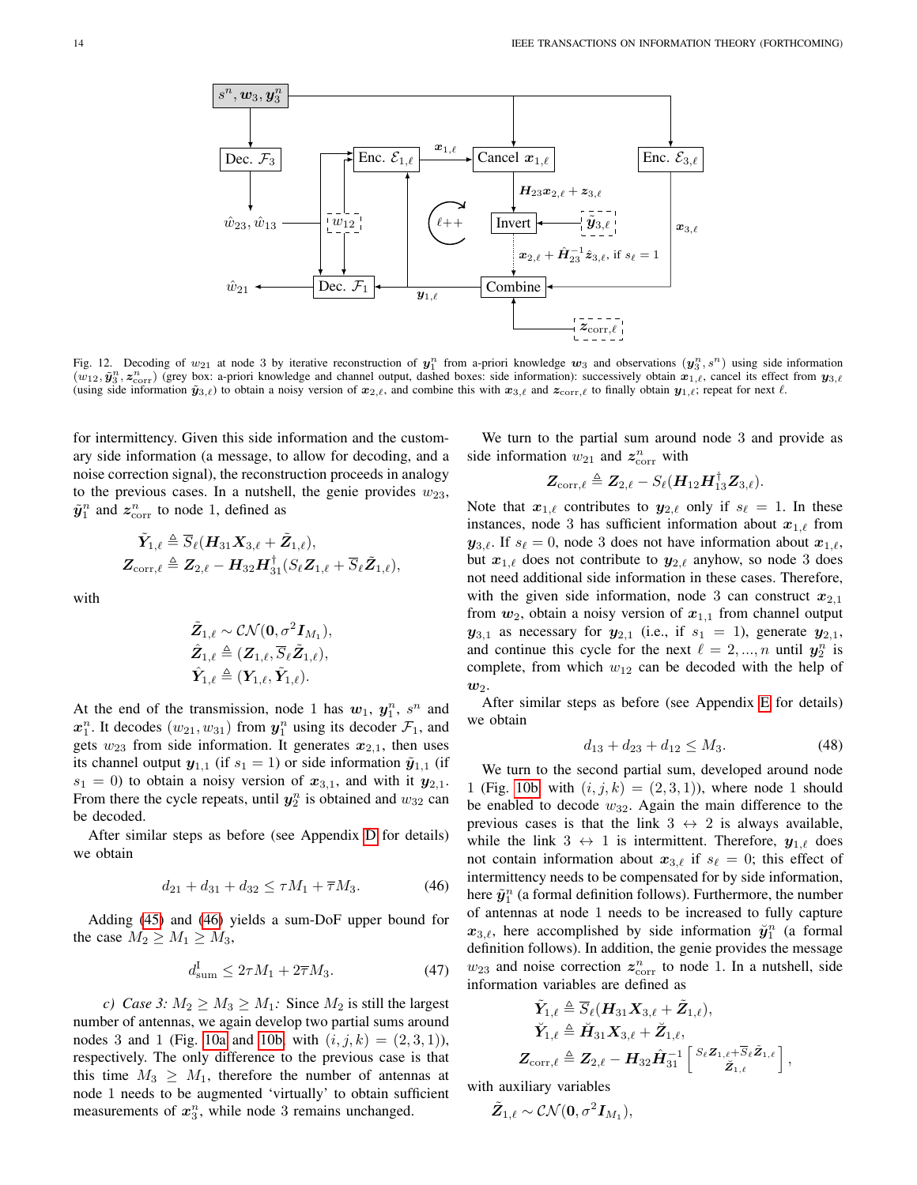Fig. 12. Decoding of $w_{21}$ at node 3 by iterative reconstruction of $\boldsymbol{y}_1^n$ from a-priori knowledge $\boldsymbol{w}_3$ and observations $(\boldsymbol{y}_3^n, s^n)$ using side information $(w_{12}, \tilde{\boldsymbol{y}}_3^n, \boldsymbol{z}_{\text{corr}}^n)$ (grey box: a-priori knowledge and channel output, dashed boxes: side information): successively obtain $\boldsymbol{x}_{1,\ell}$, cancel its effect from $\boldsymbol{y}_{3,\ell}$ (using side information $\tilde{\boldsymbol{y}}_{3,\ell}$) to obtain a noisy version of $\boldsymbol{x}_{2,\ell}$, and combine this with $\boldsymbol{x}_{3,\ell}$ and $\boldsymbol{z}_{\text{corr},\ell}$ to finally obtain $\boldsymbol{y}_{1,\ell}$; repeat for next $\ell$.

for intermittency. Given this side information and the customary side information (a message, to allow for decoding, and a noise correction signal), the reconstruction proceeds in analogy to the previous cases. In a nutshell, the genie provides $w_{23}$, $\tilde{\boldsymbol{y}}_1^n$ and $\boldsymbol{z}_{\text{corr}}^n$ to node 1, defined as

$$\tilde{\boldsymbol{Y}}_{1,\ell} \triangleq \overline{S}_\ell(\boldsymbol{H}_{31}\boldsymbol{X}_{3,\ell} + \tilde{\boldsymbol{Z}}_{1,\ell}),$$
$$\boldsymbol{Z}_{\text{corr},\ell} \triangleq \boldsymbol{Z}_{2,\ell} - \boldsymbol{H}_{32}\boldsymbol{H}_{31}^{\dagger}(S_\ell \boldsymbol{Z}_{1,\ell} + \overline{S}_\ell \tilde{\boldsymbol{Z}}_{1,\ell}),$$

with

$$\tilde{\boldsymbol{Z}}_{1,\ell} \sim \mathcal{CN}(\boldsymbol{0}, \sigma^2 \boldsymbol{I}_{M_1}),$$
$$\hat{\boldsymbol{Z}}_{1,\ell} \triangleq (\boldsymbol{Z}_{1,\ell}, \overline{S}_\ell \tilde{\boldsymbol{Z}}_{1,\ell}),$$
$$\hat{\boldsymbol{Y}}_{1,\ell} \triangleq (\boldsymbol{Y}_{1,\ell}, \tilde{\boldsymbol{Y}}_{1,\ell}).$$

At the end of the transmission, node 1 has $\boldsymbol{w}_1$, $\boldsymbol{y}_1^n$, $s^n$ and $\boldsymbol{x}_1^n$. It decodes $(w_{21}, w_{31})$ from $\boldsymbol{y}_1^n$ using its decoder $\mathcal{F}_1$, and gets $w_{23}$ from side information. It generates $\boldsymbol{x}_{2,1}$, then uses its channel output $\boldsymbol{y}_{1,1}$ (if $s_1 = 1$) or side information $\tilde{\boldsymbol{y}}_{1,1}$ (if $s_1 = 0$) to obtain a noisy version of $\boldsymbol{x}_{3,1}$, and with it $\boldsymbol{y}_{2,1}$. From there the cycle repeats, until $\boldsymbol{y}_2^n$ is obtained and $w_{32}$ can be decoded.

After similar steps as before (see Appendix D for details) we obtain

$$d_{21} + d_{31} + d_{32} \leq \tau M_1 + \overline{\tau} M_3. \tag{46}$$

Adding (45) and (46) yields a sum-DoF upper bound for the case $M_2 \geq M_1 \geq M_3$,

$$d_{\text{sum}}^{\text{I}} \leq 2\tau M_1 + 2\overline{\tau} M_3. \tag{47}$$

*c) Case 3: $M_2 \geq M_3 \geq M_1$:* Since $M_2$ is still the largest number of antennas, we again develop two partial sums around nodes 3 and 1 (Fig. 10a and 10b, with $(i,j,k) = (2,3,1)$), respectively. The only difference to the previous case is that this time $M_3 \geq M_1$, therefore the number of antennas at node 1 needs to be augmented 'virtually' to obtain sufficient measurements of $\boldsymbol{x}_3^n$, while node 3 remains unchanged.

We turn to the partial sum around node 3 and provide as side information $w_{21}$ and $\boldsymbol{z}_{\text{corr}}^n$ with

$$\boldsymbol{Z}_{\text{corr},\ell} \triangleq \boldsymbol{Z}_{2,\ell} - S_\ell(\boldsymbol{H}_{12}\boldsymbol{H}_{13}^{\dagger}\boldsymbol{Z}_{3,\ell}).$$

Note that $\boldsymbol{x}_{1,\ell}$ contributes to $\boldsymbol{y}_{2,\ell}$ only if $s_\ell = 1$. In these instances, node 3 has sufficient information about $\boldsymbol{x}_{1,\ell}$ from $\boldsymbol{y}_{3,\ell}$. If $s_\ell = 0$, node 3 does not have information about $\boldsymbol{x}_{1,\ell}$, but $\boldsymbol{x}_{1,\ell}$ does not contribute to $\boldsymbol{y}_{2,\ell}$ anyhow, so node 3 does not need additional side information in these cases. Therefore, with the given side information, node 3 can construct $\boldsymbol{x}_{2,1}$ from $\boldsymbol{w}_2$, obtain a noisy version of $\boldsymbol{x}_{1,1}$ from channel output $\boldsymbol{y}_{3,1}$ as necessary for $\boldsymbol{y}_{2,1}$ (i.e., if $s_1 = 1$), generate $\boldsymbol{y}_{2,1}$, and continue this cycle for the next $\ell = 2, ..., n$ until $\boldsymbol{y}_2^n$ is complete, from which $w_{12}$ can be decoded with the help of $\boldsymbol{w}_2$.

After similar steps as before (see Appendix E for details) we obtain

$$d_{13} + d_{23} + d_{12} \leq M_3. \tag{48}$$

We turn to the second partial sum, developed around node 1 (Fig. 10b with $(i,j,k) = (2,3,1)$), where node 1 should be enabled to decode $w_{32}$. Again the main difference to the previous cases is that the link $3 \leftrightarrow 2$ is always available, while the link $3 \leftrightarrow 1$ is intermittent. Therefore, $\boldsymbol{y}_{1,\ell}$ does not contain information about $\boldsymbol{x}_{3,\ell}$ if $s_\ell = 0$; this effect of intermittency needs to be compensated for by side information, here $\tilde{\boldsymbol{y}}_1^n$ (a formal definition follows). Furthermore, the number of antennas at node 1 needs to be increased to fully capture $\boldsymbol{x}_{3,\ell}$, here accomplished by side information $\breve{\boldsymbol{y}}_1^n$ (a formal definition follows). In addition, the genie provides the message $w_{23}$ and noise correction $\boldsymbol{z}_{\text{corr}}^n$ to node 1. In a nutshell, side information variables are defined as

$$\tilde{\boldsymbol{Y}}_{1,\ell} \triangleq \overline{S}_\ell(\boldsymbol{H}_{31}\boldsymbol{X}_{3,\ell} + \tilde{\boldsymbol{Z}}_{1,\ell}),$$
$$\breve{\boldsymbol{Y}}_{1,\ell} \triangleq \breve{\boldsymbol{H}}_{31}\boldsymbol{X}_{3,\ell} + \breve{\boldsymbol{Z}}_{1,\ell},$$
$$\boldsymbol{Z}_{\text{corr},\ell} \triangleq \boldsymbol{Z}_{2,\ell} - \boldsymbol{H}_{32}\hat{\boldsymbol{H}}_{31}^{-1}\begin{bmatrix} S_\ell \boldsymbol{Z}_{1,\ell} + \overline{S}_\ell \tilde{\boldsymbol{Z}}_{1,\ell} \\ \breve{\boldsymbol{Z}}_{1,\ell} \end{bmatrix},$$

with auxiliary variables

$$\tilde{\boldsymbol{Z}}_{1,\ell} \sim \mathcal{CN}(\boldsymbol{0}, \sigma^2 \boldsymbol{I}_{M_1}),$$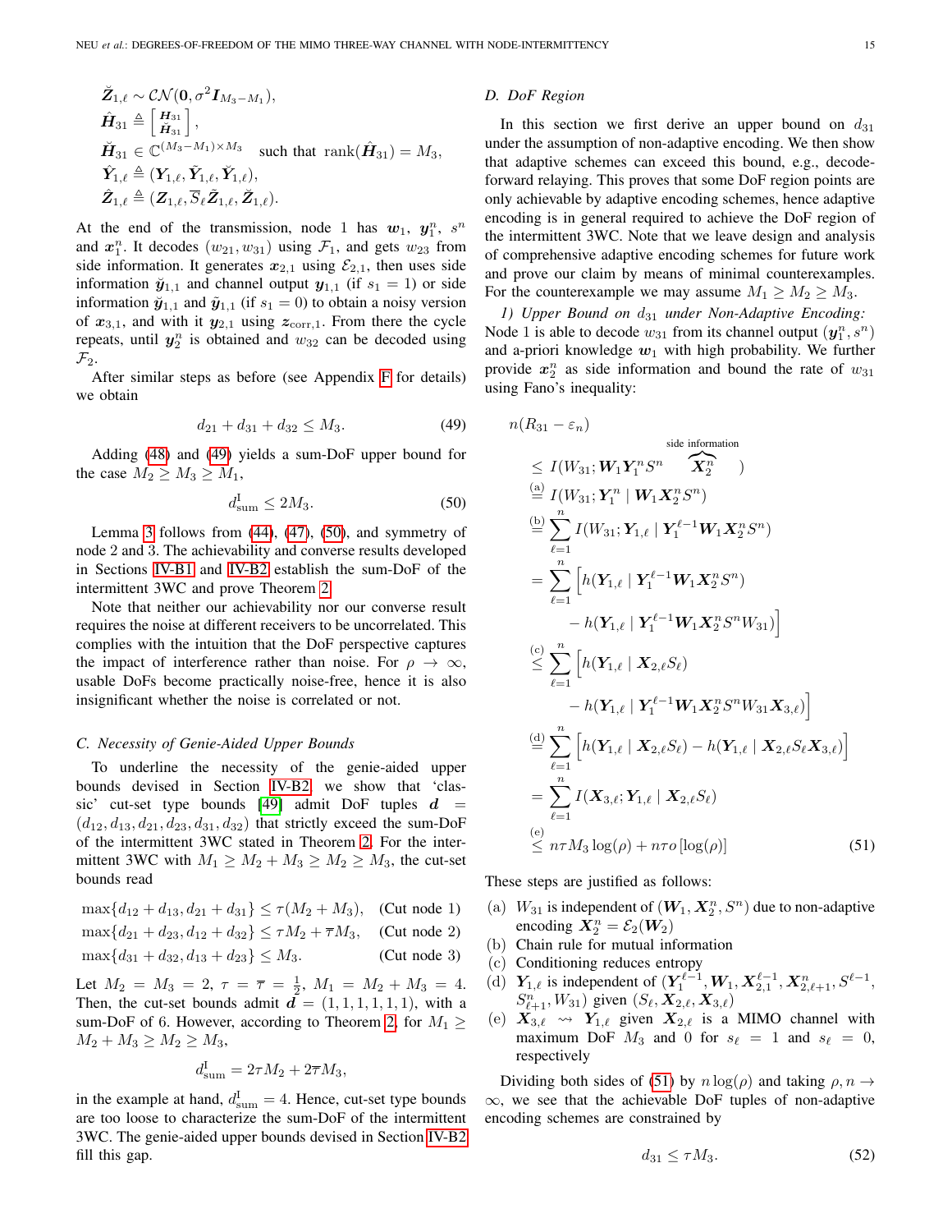$$
\begin{aligned}
&\breve{\boldsymbol{Z}}_{1,\ell} \sim \mathcal{CN}(\boldsymbol{0}, \sigma^2 \boldsymbol{I}_{M_3-M_1}),\\
&\hat{\boldsymbol{H}}_{31} \triangleq \begin{bmatrix} \boldsymbol{H}_{31} \\ \breve{\boldsymbol{H}}_{31} \end{bmatrix},\\
&\breve{\boldsymbol{H}}_{31} \in \mathbb{C}^{(M_3-M_1)\times M_3} \quad \text{such that } \operatorname{rank}(\hat{\boldsymbol{H}}_{31}) = M_3,\\
&\hat{\boldsymbol{Y}}_{1,\ell} \triangleq (\boldsymbol{Y}_{1,\ell}, \tilde{\boldsymbol{Y}}_{1,\ell}, \breve{\boldsymbol{Y}}_{1,\ell}),\\
&\hat{\boldsymbol{Z}}_{1,\ell} \triangleq (\boldsymbol{Z}_{1,\ell}, \overline{S}_\ell \tilde{\boldsymbol{Z}}_{1,\ell}, \breve{\boldsymbol{Z}}_{1,\ell}).
\end{aligned}
$$

At the end of the transmission, node 1 has $\boldsymbol{w}_1$, $\boldsymbol{y}_1^n$, $s^n$ and $\boldsymbol{x}_1^n$. It decodes $(w_{21}, w_{31})$ using $\mathcal{F}_1$, and gets $w_{23}$ from side information. It generates $\boldsymbol{x}_{2,1}$ using $\mathcal{E}_{2,1}$, then uses side information $\breve{\boldsymbol{y}}_{1,1}$ and channel output $\boldsymbol{y}_{1,1}$ (if $s_1 = 1$) or side information $\breve{\boldsymbol{y}}_{1,1}$ and $\tilde{\boldsymbol{y}}_{1,1}$ (if $s_1 = 0$) to obtain a noisy version of $\boldsymbol{x}_{3,1}$, and with it $\boldsymbol{y}_{2,1}$ using $\boldsymbol{z}_{\text{corr},1}$. From there the cycle repeats, until $\boldsymbol{y}_2^n$ is obtained and $w_{32}$ can be decoded using $\mathcal{F}_2$.

After similar steps as before (see Appendix F for details) we obtain

$$
d_{21} + d_{31} + d_{32} \leq M_3. \tag{49}
$$

Adding (48) and (49) yields a sum-DoF upper bound for the case $M_2 \geq M_3 \geq M_1$,

$$
d_{\text{sum}}^{\text{I}} \leq 2M_3. \tag{50}
$$

Lemma 3 follows from (44), (47), (50), and symmetry of node 2 and 3. The achievability and converse results developed in Sections IV-B1 and IV-B2 establish the sum-DoF of the intermittent 3WC and prove Theorem 2.

Note that neither our achievability nor our converse result requires the noise at different receivers to be uncorrelated. This complies with the intuition that the DoF perspective captures the impact of interference rather than noise. For $\rho \to \infty$, usable DoFs become practically noise-free, hence it is also insignificant whether the noise is correlated or not.

### C. Necessity of Genie-Aided Upper Bounds

To underline the necessity of the genie-aided upper bounds devised in Section IV-B2, we show that 'classic' cut-set type bounds [49] admit DoF tuples $\boldsymbol{d} = (d_{12}, d_{13}, d_{21}, d_{23}, d_{31}, d_{32})$ that strictly exceed the sum-DoF of the intermittent 3WC stated in Theorem 2. For the intermittent 3WC with $M_1 \geq M_2 + M_3 \geq M_2 \geq M_3$, the cut-set bounds read

$$
\begin{aligned}
\max\{d_{12} + d_{13}, d_{21} + d_{31}\} &\leq \tau(M_2 + M_3), && \text{(Cut node 1)}\\
\max\{d_{21} + d_{23}, d_{12} + d_{32}\} &\leq \tau M_2 + \overline{\tau} M_3, && \text{(Cut node 2)}\\
\max\{d_{31} + d_{32}, d_{13} + d_{23}\} &\leq M_3. && \text{(Cut node 3)}
\end{aligned}
$$

Let $M_2 = M_3 = 2$, $\tau = \overline{\tau} = \frac{1}{2}$, $M_1 = M_2 + M_3 = 4$. Then, the cut-set bounds admit $\boldsymbol{d} = (1, 1, 1, 1, 1, 1)$, with a sum-DoF of 6. However, according to Theorem 2, for $M_1 \geq M_2 + M_3 \geq M_2 \geq M_3$,

$$
d_{\text{sum}}^{\text{I}} = 2\tau M_2 + 2\overline{\tau} M_3,
$$

in the example at hand, $d_{\text{sum}}^{\text{I}} = 4$. Hence, cut-set type bounds are too loose to characterize the sum-DoF of the intermittent 3WC. The genie-aided upper bounds devised in Section IV-B2 fill this gap.

### D. DoF Region

In this section we first derive an upper bound on $d_{31}$ under the assumption of non-adaptive encoding. We then show that adaptive schemes can exceed this bound, e.g., decode-forward relaying. This proves that some DoF region points are only achievable by adaptive encoding schemes, hence adaptive encoding is in general required to achieve the DoF region of the intermittent 3WC. Note that we leave design and analysis of comprehensive adaptive encoding schemes for future work and prove our claim by means of minimal counterexamples. For the counterexample we may assume $M_1 \geq M_2 \geq M_3$.

*1) Upper Bound on $d_{31}$ under Non-Adaptive Encoding:* Node 1 is able to decode $w_{31}$ from its channel output $(\boldsymbol{y}_1^n, s^n)$ and a-priori knowledge $\boldsymbol{w}_1$ with high probability. We further provide $\boldsymbol{x}_2^n$ as side information and bound the rate of $w_{31}$ using Fano's inequality:

$$
\begin{aligned}
&n(R_{31} - \varepsilon_n)\\
&\leq I(W_{31}; \boldsymbol{W}_1 \boldsymbol{Y}_1^n S^n \overbrace{\boldsymbol{X}_2^n}^{\text{side information}})\\
&\overset{(a)}{=} I(W_{31}; \boldsymbol{Y}_1^n \mid \boldsymbol{W}_1 \boldsymbol{X}_2^n S^n)\\
&\overset{(b)}{=} \sum_{\ell=1}^{n} I(W_{31}; \boldsymbol{Y}_{1,\ell} \mid \boldsymbol{Y}_1^{\ell-1} \boldsymbol{W}_1 \boldsymbol{X}_2^n S^n)\\
&= \sum_{\ell=1}^{n} \Big[ h(\boldsymbol{Y}_{1,\ell} \mid \boldsymbol{Y}_1^{\ell-1} \boldsymbol{W}_1 \boldsymbol{X}_2^n S^n)\\
&\qquad - h(\boldsymbol{Y}_{1,\ell} \mid \boldsymbol{Y}_1^{\ell-1} \boldsymbol{W}_1 \boldsymbol{X}_2^n S^n W_{31}) \Big]\\
&\overset{(c)}{\leq} \sum_{\ell=1}^{n} \Big[ h(\boldsymbol{Y}_{1,\ell} \mid \boldsymbol{X}_{2,\ell} S_\ell)\\
&\qquad - h(\boldsymbol{Y}_{1,\ell} \mid \boldsymbol{Y}_1^{\ell-1} \boldsymbol{W}_1 \boldsymbol{X}_2^n S^n W_{31} \boldsymbol{X}_{3,\ell}) \Big]\\
&\overset{(d)}{=} \sum_{\ell=1}^{n} \Big[ h(\boldsymbol{Y}_{1,\ell} \mid \boldsymbol{X}_{2,\ell} S_\ell) - h(\boldsymbol{Y}_{1,\ell} \mid \boldsymbol{X}_{2,\ell} S_\ell \boldsymbol{X}_{3,\ell}) \Big]\\
&= \sum_{\ell=1}^{n} I(\boldsymbol{X}_{3,\ell}; \boldsymbol{Y}_{1,\ell} \mid \boldsymbol{X}_{2,\ell} S_\ell)\\
&\overset{(e)}{\leq} n\tau M_3 \log(\rho) + n\tau o\left[\log(\rho)\right]
\end{aligned} \tag{51}
$$

These steps are justified as follows:

- (a) $W_{31}$ is independent of $(\boldsymbol{W}_1, \boldsymbol{X}_2^n, S^n)$ due to non-adaptive encoding $\boldsymbol{X}_2^n = \mathcal{E}_2(\boldsymbol{W}_2)$
- (b) Chain rule for mutual information
- (c) Conditioning reduces entropy
- (d) $\boldsymbol{Y}_{1,\ell}$ is independent of $(\boldsymbol{Y}_1^{\ell-1}, \boldsymbol{W}_1, \boldsymbol{X}_{2,1}^{\ell-1}, \boldsymbol{X}_{2,\ell+1}^n, S^{\ell-1}, S_{\ell+1}^n, W_{31})$ given $(S_\ell, \boldsymbol{X}_{2,\ell}, \boldsymbol{X}_{3,\ell})$
- (e) $\boldsymbol{X}_{3,\ell} \rightsquigarrow \boldsymbol{Y}_{1,\ell}$ given $\boldsymbol{X}_{2,\ell}$ is a MIMO channel with maximum DoF $M_3$ and 0 for $s_\ell = 1$ and $s_\ell = 0$, respectively

Dividing both sides of (51) by $n \log(\rho)$ and taking $\rho, n \to \infty$, we see that the achievable DoF tuples of non-adaptive encoding schemes are constrained by

$$
d_{31} \leq \tau M_3. \tag{52}
$$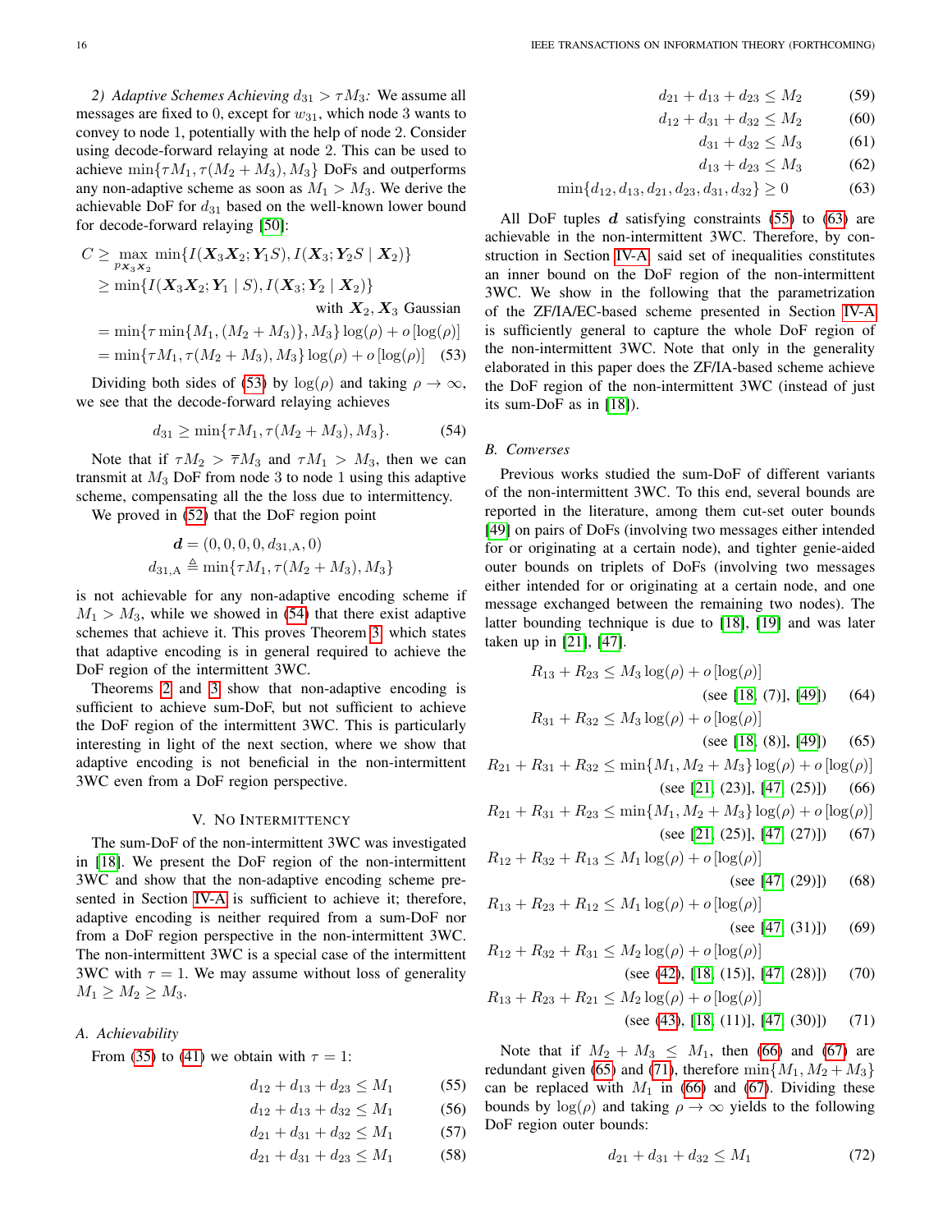*2) Adaptive Schemes Achieving $d_{31} > \tau M_3$:* We assume all messages are fixed to 0, except for $w_{31}$, which node 3 wants to convey to node 1, potentially with the help of node 2. Consider using decode-forward relaying at node 2. This can be used to achieve $\min\{\tau M_1, \tau(M_2+M_3), M_3\}$ DoFs and outperforms any non-adaptive scheme as soon as $M_1 > M_3$. We derive the achievable DoF for $d_{31}$ based on the well-known lower bound for decode-forward relaying [50]:

$$
\begin{aligned}
C &\geq \max_{p_{\boldsymbol{X}_3 \boldsymbol{X}_2}} \min\{I(\boldsymbol{X}_3\boldsymbol{X}_2; \boldsymbol{Y}_1 S), I(\boldsymbol{X}_3; \boldsymbol{Y}_2 S \mid \boldsymbol{X}_2)\} \\
&\geq \min\{I(\boldsymbol{X}_3\boldsymbol{X}_2; \boldsymbol{Y}_1 \mid S), I(\boldsymbol{X}_3; \boldsymbol{Y}_2 \mid \boldsymbol{X}_2)\} \\
&\qquad\qquad\qquad\qquad \text{with } \boldsymbol{X}_2, \boldsymbol{X}_3 \text{ Gaussian} \\
&= \min\{\tau \min\{M_1, (M_2+M_3)\}, M_3\}\log(\rho) + o\left[\log(\rho)\right] \\
&= \min\{\tau M_1, \tau(M_2+M_3), M_3\}\log(\rho) + o\left[\log(\rho)\right] \quad (53)
\end{aligned}
$$

Dividing both sides of (53) by $\log(\rho)$ and taking $\rho \to \infty$, we see that the decode-forward relaying achieves

$$
d_{31} \geq \min\{\tau M_1, \tau(M_2+M_3), M_3\}. \quad (54)
$$

Note that if $\tau M_2 > \overline{\tau} M_3$ and $\tau M_1 > M_3$, then we can transmit at $M_3$ DoF from node 3 to node 1 using this adaptive scheme, compensating all the the loss due to intermittency.

We proved in (52) that the DoF region point

$$
\begin{aligned}
\boldsymbol{d} &= (0, 0, 0, 0, d_{31,\mathrm{A}}, 0) \\
d_{31,\mathrm{A}} &\triangleq \min\{\tau M_1, \tau(M_2+M_3), M_3\}
\end{aligned}
$$

is not achievable for any non-adaptive encoding scheme if $M_1 > M_3$, while we showed in (54) that there exist adaptive schemes that achieve it. This proves Theorem 3, which states that adaptive encoding is in general required to achieve the DoF region of the intermittent 3WC.

Theorems 2 and 3 show that non-adaptive encoding is sufficient to achieve sum-DoF, but not sufficient to achieve the DoF region of the intermittent 3WC. This is particularly interesting in light of the next section, where we show that adaptive encoding is not beneficial in the non-intermittent 3WC even from a DoF region perspective.

## V. No Intermittency

The sum-DoF of the non-intermittent 3WC was investigated in [18]. We present the DoF region of the non-intermittent 3WC and show that the non-adaptive encoding scheme presented in Section IV-A is sufficient to achieve it; therefore, adaptive encoding is neither required from a sum-DoF nor from a DoF region perspective in the non-intermittent 3WC. The non-intermittent 3WC is a special case of the intermittent 3WC with $\tau = 1$. We may assume without loss of generality $M_1 \geq M_2 \geq M_3$.

### A. Achievability

From (35) to (41) we obtain with $\tau = 1$:

$$
\begin{aligned}
d_{12} + d_{13} + d_{23} &\leq M_1 && (55) \\
d_{12} + d_{13} + d_{32} &\leq M_1 && (56) \\
d_{21} + d_{31} + d_{32} &\leq M_1 && (57) \\
d_{21} + d_{31} + d_{23} &\leq M_1 && (58) \\
d_{21} + d_{13} + d_{23} &\leq M_2 && (59) \\
d_{12} + d_{31} + d_{32} &\leq M_2 && (60) \\
d_{31} + d_{32} &\leq M_3 && (61) \\
d_{13} + d_{23} &\leq M_3 && (62) \\
\min\{d_{12}, d_{13}, d_{21}, d_{23}, d_{31}, d_{32}\} &\geq 0 && (63)
\end{aligned}
$$

All DoF tuples $\boldsymbol{d}$ satisfying constraints (55) to (63) are achievable in the non-intermittent 3WC. Therefore, by construction in Section IV-A, said set of inequalities constitutes an inner bound on the DoF region of the non-intermittent 3WC. We show in the following that the parametrization of the ZF/IA/EC-based scheme presented in Section IV-A is sufficiently general to capture the whole DoF region of the non-intermittent 3WC. Note that only in the generality elaborated in this paper does the ZF/IA-based scheme achieve the DoF region of the non-intermittent 3WC (instead of just its sum-DoF as in [18]).

### B. Converses

Previous works studied the sum-DoF of different variants of the non-intermittent 3WC. To this end, several bounds are reported in the literature, among them cut-set outer bounds [49] on pairs of DoFs (involving two messages either intended for or originating at a certain node), and tighter genie-aided outer bounds on triplets of DoFs (involving two messages either intended for or originating at a certain node, and one message exchanged between the remaining two nodes). The latter bounding technique is due to [18], [19] and was later taken up in [21], [47].

$$
\begin{aligned}
R_{13} + R_{23} &\leq M_3 \log(\rho) + o\left[\log(\rho)\right] \\
&\qquad\qquad \text{(see [18, (7)], [49])} \quad (64) \\
R_{31} + R_{32} &\leq M_3 \log(\rho) + o\left[\log(\rho)\right] \\
&\qquad\qquad \text{(see [18, (8)], [49])} \quad (65) \\
R_{21} + R_{31} + R_{32} &\leq \min\{M_1, M_2+M_3\}\log(\rho) + o\left[\log(\rho)\right] \\
&\qquad\qquad \text{(see [21, (23)], [47, (25)])} \quad (66) \\
R_{21} + R_{31} + R_{23} &\leq \min\{M_1, M_2+M_3\}\log(\rho) + o\left[\log(\rho)\right] \\
&\qquad\qquad \text{(see [21, (25)], [47, (27)])} \quad (67) \\
R_{12} + R_{32} + R_{13} &\leq M_1 \log(\rho) + o\left[\log(\rho)\right] \\
&\qquad\qquad \text{(see [47, (29)])} \quad (68) \\
R_{13} + R_{23} + R_{12} &\leq M_1 \log(\rho) + o\left[\log(\rho)\right] \\
&\qquad\qquad \text{(see [47, (31)])} \quad (69) \\
R_{12} + R_{32} + R_{31} &\leq M_2 \log(\rho) + o\left[\log(\rho)\right] \\
&\qquad\qquad \text{(see (42), [18, (15)], [47, (28)])} \quad (70) \\
R_{13} + R_{23} + R_{21} &\leq M_2 \log(\rho) + o\left[\log(\rho)\right] \\
&\qquad\qquad \text{(see (43), [18, (11)], [47, (30)])} \quad (71)
\end{aligned}
$$

Note that if $M_2 + M_3 \leq M_1$, then (66) and (67) are redundant given (65) and (71), therefore $\min\{M_1, M_2+M_3\}$ can be replaced with $M_1$ in (66) and (67). Dividing these bounds by $\log(\rho)$ and taking $\rho \to \infty$ yields to the following DoF region outer bounds:

$$
d_{21} + d_{31} + d_{32} \leq M_1 \quad (72)
$$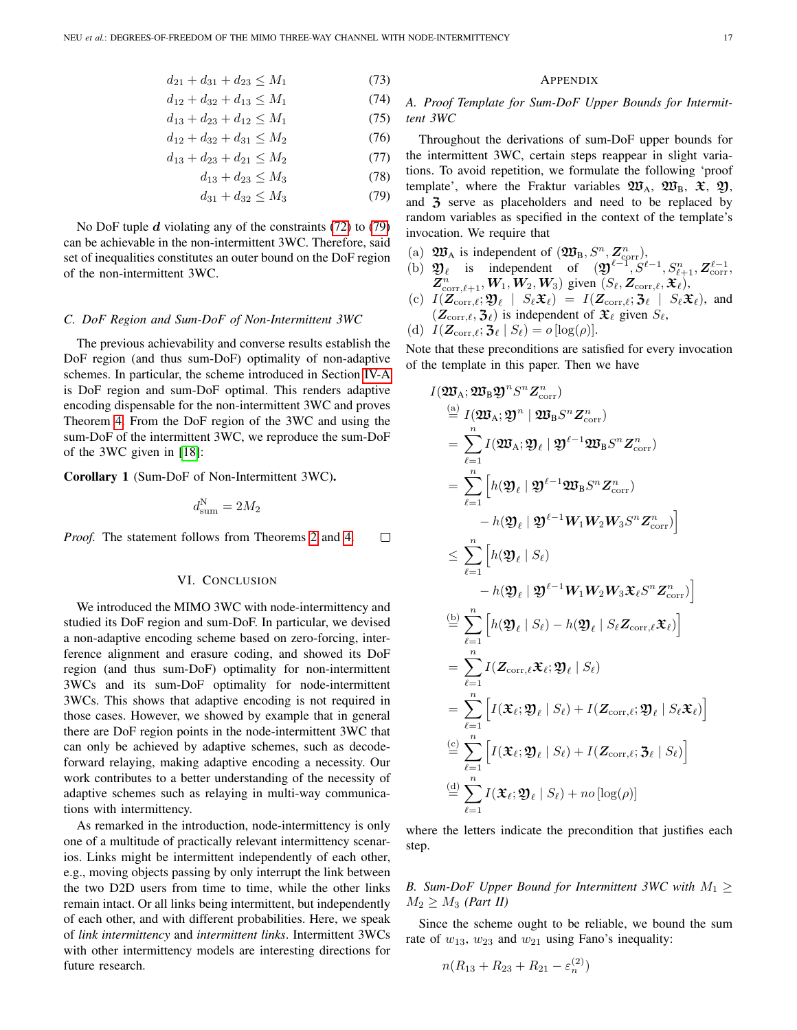$$d_{21} + d_{31} + d_{23} \leq M_1 \tag{73}$$

$$d_{12} + d_{32} + d_{13} \leq M_1 \tag{74}$$

$$d_{13} + d_{23} + d_{12} \leq M_1 \tag{75}$$

$$d_{12} + d_{32} + d_{31} \leq M_2 \tag{76}$$

$$d_{13} + d_{23} + d_{21} \leq M_2 \tag{77}$$

$$d_{13} + d_{23} \leq M_3 \tag{78}$$

$$d_{31} + d_{32} \leq M_3 \tag{79}$$

No DoF tuple $\boldsymbol{d}$ violating any of the constraints (72) to (79) can be achievable in the non-intermittent 3WC. Therefore, said set of inequalities constitutes an outer bound on the DoF region of the non-intermittent 3WC.

### C. DoF Region and Sum-DoF of Non-Intermittent 3WC

The previous achievability and converse results establish the DoF region (and thus sum-DoF) optimality of non-adaptive schemes. In particular, the scheme introduced in Section IV-A is DoF region and sum-DoF optimal. This renders adaptive encoding dispensable for the non-intermittent 3WC and proves Theorem 4. From the DoF region of the 3WC and using the sum-DoF of the intermittent 3WC, we reproduce the sum-DoF of the 3WC given in [18]:

**Corollary 1** (Sum-DoF of Non-Intermittent 3WC)**.**

$$d_{\text{sum}}^{\text{N}} = 2M_2$$

*Proof.* The statement follows from Theorems 2 and 4. □

## VI. Conclusion

We introduced the MIMO 3WC with node-intermittency and studied its DoF region and sum-DoF. In particular, we devised a non-adaptive encoding scheme based on zero-forcing, interference alignment and erasure coding, and showed its DoF region (and thus sum-DoF) optimality for non-intermittent 3WCs and its sum-DoF optimality for node-intermittent 3WCs. This shows that adaptive encoding is not required in those cases. However, we showed by example that in general there are DoF region points in the node-intermittent 3WC that can only be achieved by adaptive schemes, such as decode-forward relaying, making adaptive encoding a necessity. Our work contributes to a better understanding of the necessity of adaptive schemes such as relaying in multi-way communications with intermittency.

As remarked in the introduction, node-intermittency is only one of a multitude of practically relevant intermittency scenarios. Links might be intermittent independently of each other, e.g., moving objects passing by only interrupt the link between the two D2D users from time to time, while the other links remain intact. Or all links being intermittent, but independently of each other, and with different probabilities. Here, we speak of *link intermittency* and *intermittent links*. Intermittent 3WCs with other intermittency models are interesting directions for future research.

## Appendix

### A. Proof Template for Sum-DoF Upper Bounds for Intermittent 3WC

Throughout the derivations of sum-DoF upper bounds for the intermittent 3WC, certain steps reappear in slight variations. To avoid repetition, we formulate the following 'proof template', where the Fraktur variables $\mathfrak{W}_{\text{A}}$, $\mathfrak{W}_{\text{B}}$, $\mathfrak{X}$, $\mathfrak{Y}$, and $\mathfrak{Z}$ serve as placeholders and need to be replaced by random variables as specified in the context of the template's invocation. We require that

(a) $\mathfrak{W}_{\text{A}}$ is independent of $(\mathfrak{W}_{\text{B}}, S^n, \boldsymbol{Z}_{\text{corr}}^n)$,
(b) $\mathfrak{Y}_\ell$ is independent of $(\mathfrak{Y}^{\ell-1}, S^{\ell-1}, S_{\ell+1}^n, \boldsymbol{Z}_{\text{corr}}^{\ell-1}, \boldsymbol{Z}_{\text{corr},\ell+1}^n, \boldsymbol{W}_1, \boldsymbol{W}_2, \boldsymbol{W}_3)$ given $(S_\ell, \boldsymbol{Z}_{\text{corr},\ell}, \mathfrak{X}_\ell)$,
(c) $I(\boldsymbol{Z}_{\text{corr},\ell}; \mathfrak{Y}_\ell \mid S_\ell \mathfrak{X}_\ell) = I(\boldsymbol{Z}_{\text{corr},\ell}; \mathfrak{Z}_\ell \mid S_\ell \mathfrak{X}_\ell)$, and $(\boldsymbol{Z}_{\text{corr},\ell}, \mathfrak{Z}_\ell)$ is independent of $\mathfrak{X}_\ell$ given $S_\ell$,
(d) $I(\boldsymbol{Z}_{\text{corr},\ell}; \mathfrak{Z}_\ell \mid S_\ell) = o\left[\log(\rho)\right]$.

Note that these preconditions are satisfied for every invocation of the template in this paper. Then we have

$$\begin{aligned}
&I(\mathfrak{W}_{\text{A}}; \mathfrak{W}_{\text{B}} \mathfrak{Y}^n S^n \boldsymbol{Z}_{\text{corr}}^n) \\
&\overset{\text{(a)}}{=} I(\mathfrak{W}_{\text{A}}; \mathfrak{Y}^n \mid \mathfrak{W}_{\text{B}} S^n \boldsymbol{Z}_{\text{corr}}^n) \\
&= \sum_{\ell=1}^n I(\mathfrak{W}_{\text{A}}; \mathfrak{Y}_\ell \mid \mathfrak{Y}^{\ell-1} \mathfrak{W}_{\text{B}} S^n \boldsymbol{Z}_{\text{corr}}^n) \\
&= \sum_{\ell=1}^n \Big[ h(\mathfrak{Y}_\ell \mid \mathfrak{Y}^{\ell-1} \mathfrak{W}_{\text{B}} S^n \boldsymbol{Z}_{\text{corr}}^n) \\
&\qquad - h(\mathfrak{Y}_\ell \mid \mathfrak{Y}^{\ell-1} \boldsymbol{W}_1 \boldsymbol{W}_2 \boldsymbol{W}_3 S^n \boldsymbol{Z}_{\text{corr}}^n) \Big] \\
&\leq \sum_{\ell=1}^n \Big[ h(\mathfrak{Y}_\ell \mid S_\ell) \\
&\qquad - h(\mathfrak{Y}_\ell \mid \mathfrak{Y}^{\ell-1} \boldsymbol{W}_1 \boldsymbol{W}_2 \boldsymbol{W}_3 \mathfrak{X}_\ell S^n \boldsymbol{Z}_{\text{corr}}^n) \Big] \\
&\overset{\text{(b)}}{=} \sum_{\ell=1}^n \Big[ h(\mathfrak{Y}_\ell \mid S_\ell) - h(\mathfrak{Y}_\ell \mid S_\ell \boldsymbol{Z}_{\text{corr},\ell} \mathfrak{X}_\ell) \Big] \\
&= \sum_{\ell=1}^n I(\boldsymbol{Z}_{\text{corr},\ell} \mathfrak{X}_\ell; \mathfrak{Y}_\ell \mid S_\ell) \\
&= \sum_{\ell=1}^n \Big[ I(\mathfrak{X}_\ell; \mathfrak{Y}_\ell \mid S_\ell) + I(\boldsymbol{Z}_{\text{corr},\ell}; \mathfrak{Y}_\ell \mid S_\ell \mathfrak{X}_\ell) \Big] \\
&\overset{\text{(c)}}{=} \sum_{\ell=1}^n \Big[ I(\mathfrak{X}_\ell; \mathfrak{Y}_\ell \mid S_\ell) + I(\boldsymbol{Z}_{\text{corr},\ell}; \mathfrak{Z}_\ell \mid S_\ell) \Big] \\
&\overset{\text{(d)}}{=} \sum_{\ell=1}^n I(\mathfrak{X}_\ell; \mathfrak{Y}_\ell \mid S_\ell) + no\left[\log(\rho)\right]
\end{aligned}$$

where the letters indicate the precondition that justifies each step.

### B. Sum-DoF Upper Bound for Intermittent 3WC with $M_1 \geq M_2 \geq M_3$ (Part II)

Since the scheme ought to be reliable, we bound the sum rate of $w_{13}$, $w_{23}$ and $w_{21}$ using Fano's inequality:

$$n(R_{13} + R_{23} + R_{21} - \varepsilon_n^{(2)})$$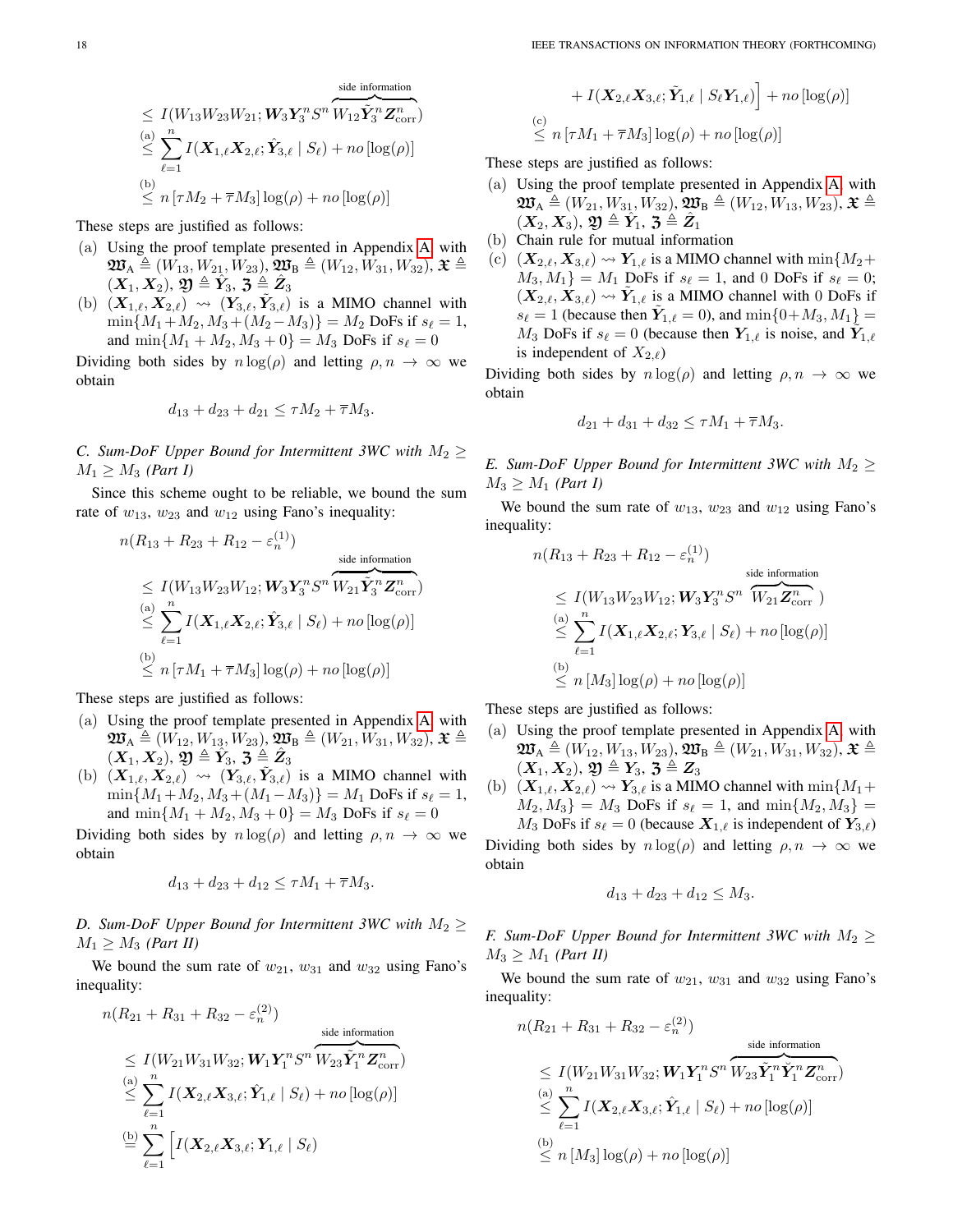$$\leq I(W_{13}W_{23}W_{21}; \boldsymbol{W}_3 \boldsymbol{Y}_3^n S^n \overbrace{W_{12}\tilde{\boldsymbol{Y}}_3^n \boldsymbol{Z}_{\text{corr}}^n}^{\text{side information}})$$
$$\overset{(a)}{\leq} \sum_{\ell=1}^{n} I(\boldsymbol{X}_{1,\ell}\boldsymbol{X}_{2,\ell}; \hat{\boldsymbol{Y}}_{3,\ell} \mid S_\ell) + no\left[\log(\rho)\right]$$
$$\overset{(b)}{\leq} n\left[\tau M_2 + \overline{\tau} M_3\right]\log(\rho) + no\left[\log(\rho)\right]$$

These steps are justified as follows:

(a) Using the proof template presented in Appendix A with $\mathfrak{W}_\text{A} \triangleq (W_{13}, W_{21}, W_{23})$, $\mathfrak{W}_\text{B} \triangleq (W_{12}, W_{31}, W_{32})$, $\mathfrak{X} \triangleq (\boldsymbol{X}_1, \boldsymbol{X}_2)$, $\mathfrak{Y} \triangleq \hat{\boldsymbol{Y}}_3$, $\mathfrak{Z} \triangleq \hat{\boldsymbol{Z}}_3$

(b) $(\boldsymbol{X}_{1,\ell}, \boldsymbol{X}_{2,\ell}) \rightsquigarrow (\boldsymbol{Y}_{3,\ell}, \tilde{\boldsymbol{Y}}_{3,\ell})$ is a MIMO channel with $\min\{M_1+M_2, M_3+(M_2-M_3)\} = M_2$ DoFs if $s_\ell = 1$, and $\min\{M_1+M_2, M_3+0\} = M_3$ DoFs if $s_\ell = 0$

Dividing both sides by $n\log(\rho)$ and letting $\rho, n \to \infty$ we obtain

$$d_{13} + d_{23} + d_{21} \leq \tau M_2 + \overline{\tau} M_3.$$

### C. Sum-DoF Upper Bound for Intermittent 3WC with $M_2 \geq M_1 \geq M_3$ (Part I)

Since this scheme ought to be reliable, we bound the sum rate of $w_{13}$, $w_{23}$ and $w_{12}$ using Fano's inequality:

$$n(R_{13} + R_{23} + R_{12} - \varepsilon_n^{(1)})$$
$$\leq I(W_{13}W_{23}W_{12}; \boldsymbol{W}_3 \boldsymbol{Y}_3^n S^n \overbrace{W_{21}\tilde{\boldsymbol{Y}}_3^n \boldsymbol{Z}_{\text{corr}}^n}^{\text{side information}})$$
$$\overset{(a)}{\leq} \sum_{\ell=1}^{n} I(\boldsymbol{X}_{1,\ell}\boldsymbol{X}_{2,\ell}; \hat{\boldsymbol{Y}}_{3,\ell} \mid S_\ell) + no\left[\log(\rho)\right]$$
$$\overset{(b)}{\leq} n\left[\tau M_1 + \overline{\tau} M_3\right]\log(\rho) + no\left[\log(\rho)\right]$$

These steps are justified as follows:

(a) Using the proof template presented in Appendix A with $\mathfrak{W}_\text{A} \triangleq (W_{12}, W_{13}, W_{23})$, $\mathfrak{W}_\text{B} \triangleq (W_{21}, W_{31}, W_{32})$, $\mathfrak{X} \triangleq (\boldsymbol{X}_1, \boldsymbol{X}_2)$, $\mathfrak{Y} \triangleq \hat{\boldsymbol{Y}}_3$, $\mathfrak{Z} \triangleq \hat{\boldsymbol{Z}}_3$

(b) $(\boldsymbol{X}_{1,\ell}, \boldsymbol{X}_{2,\ell}) \rightsquigarrow (\boldsymbol{Y}_{3,\ell}, \tilde{\boldsymbol{Y}}_{3,\ell})$ is a MIMO channel with $\min\{M_1+M_2, M_3+(M_1-M_3)\} = M_1$ DoFs if $s_\ell = 1$, and $\min\{M_1+M_2, M_3+0\} = M_3$ DoFs if $s_\ell = 0$

Dividing both sides by $n\log(\rho)$ and letting $\rho, n \to \infty$ we obtain

$$d_{13} + d_{23} + d_{12} \leq \tau M_1 + \overline{\tau} M_3.$$

### D. Sum-DoF Upper Bound for Intermittent 3WC with $M_2 \geq M_1 \geq M_3$ (Part II)

We bound the sum rate of $w_{21}$, $w_{31}$ and $w_{32}$ using Fano's inequality:

$$n(R_{21} + R_{31} + R_{32} - \varepsilon_n^{(2)})$$
$$\leq I(W_{21}W_{31}W_{32}; \boldsymbol{W}_1 \boldsymbol{Y}_1^n S^n \overbrace{W_{23}\tilde{\boldsymbol{Y}}_1^n \boldsymbol{Z}_{\text{corr}}^n}^{\text{side information}})$$
$$\overset{(a)}{\leq} \sum_{\ell=1}^{n} I(\boldsymbol{X}_{2,\ell}\boldsymbol{X}_{3,\ell}; \hat{\boldsymbol{Y}}_{1,\ell} \mid S_\ell) + no\left[\log(\rho)\right]$$
$$\overset{(b)}{=} \sum_{\ell=1}^{n} \Big[ I(\boldsymbol{X}_{2,\ell}\boldsymbol{X}_{3,\ell}; \boldsymbol{Y}_{1,\ell} \mid S_\ell)$$
$$+ I(\boldsymbol{X}_{2,\ell}\boldsymbol{X}_{3,\ell}; \tilde{\boldsymbol{Y}}_{1,\ell} \mid S_\ell \boldsymbol{Y}_{1,\ell}) \Big] + no\left[\log(\rho)\right]$$
$$\overset{(c)}{\leq} n\left[\tau M_1 + \overline{\tau} M_3\right]\log(\rho) + no\left[\log(\rho)\right]$$

These steps are justified as follows:

(a) Using the proof template presented in Appendix A with $\mathfrak{W}_\text{A} \triangleq (W_{21}, W_{31}, W_{32})$, $\mathfrak{W}_\text{B} \triangleq (W_{12}, W_{13}, W_{23})$, $\mathfrak{X} \triangleq (\boldsymbol{X}_2, \boldsymbol{X}_3)$, $\mathfrak{Y} \triangleq \hat{\boldsymbol{Y}}_1$, $\mathfrak{Z} \triangleq \hat{\boldsymbol{Z}}_1$

(b) Chain rule for mutual information

(c) $(\boldsymbol{X}_{2,\ell}, \boldsymbol{X}_{3,\ell}) \rightsquigarrow \boldsymbol{Y}_{1,\ell}$ is a MIMO channel with $\min\{M_2+M_3, M_1\} = M_1$ DoFs if $s_\ell = 1$, and 0 DoFs if $s_\ell = 0$; $(\boldsymbol{X}_{2,\ell}, \boldsymbol{X}_{3,\ell}) \rightsquigarrow \tilde{\boldsymbol{Y}}_{1,\ell}$ is a MIMO channel with 0 DoFs if $s_\ell = 1$ (because then $\tilde{\boldsymbol{Y}}_{1,\ell} = 0$), and $\min\{0+M_3, M_1\} = M_3$ DoFs if $s_\ell = 0$ (because then $\boldsymbol{Y}_{1,\ell}$ is noise, and $\tilde{\boldsymbol{Y}}_{1,\ell}$ is independent of $X_{2,\ell}$)

Dividing both sides by $n\log(\rho)$ and letting $\rho, n \to \infty$ we obtain

$$d_{21} + d_{31} + d_{32} \leq \tau M_1 + \overline{\tau} M_3.$$

### E. Sum-DoF Upper Bound for Intermittent 3WC with $M_2 \geq M_3 \geq M_1$ (Part I)

We bound the sum rate of $w_{13}$, $w_{23}$ and $w_{12}$ using Fano's inequality:

$$n(R_{13} + R_{23} + R_{12} - \varepsilon_n^{(1)})$$
$$\leq I(W_{13}W_{23}W_{12}; \boldsymbol{W}_3 \boldsymbol{Y}_3^n S^n \overbrace{W_{21}\boldsymbol{Z}_{\text{corr}}^n}^{\text{side information}})$$
$$\overset{(a)}{\leq} \sum_{\ell=1}^{n} I(\boldsymbol{X}_{1,\ell}\boldsymbol{X}_{2,\ell}; \boldsymbol{Y}_{3,\ell} \mid S_\ell) + no\left[\log(\rho)\right]$$
$$\overset{(b)}{\leq} n\left[M_3\right]\log(\rho) + no\left[\log(\rho)\right]$$

These steps are justified as follows:

(a) Using the proof template presented in Appendix A with $\mathfrak{W}_\text{A} \triangleq (W_{12}, W_{13}, W_{23})$, $\mathfrak{W}_\text{B} \triangleq (W_{21}, W_{31}, W_{32})$, $\mathfrak{X} \triangleq (\boldsymbol{X}_1, \boldsymbol{X}_2)$, $\mathfrak{Y} \triangleq \boldsymbol{Y}_3$, $\mathfrak{Z} \triangleq \boldsymbol{Z}_3$

(b) $(\boldsymbol{X}_{1,\ell}, \boldsymbol{X}_{2,\ell}) \rightsquigarrow \boldsymbol{Y}_{3,\ell}$ is a MIMO channel with $\min\{M_1+M_2, M_3\} = M_3$ DoFs if $s_\ell = 1$, and $\min\{M_2, M_3\} = M_3$ DoFs if $s_\ell = 0$ (because $\boldsymbol{X}_{1,\ell}$ is independent of $\boldsymbol{Y}_{3,\ell}$)

Dividing both sides by $n\log(\rho)$ and letting $\rho, n \to \infty$ we obtain

$$d_{13} + d_{23} + d_{12} \leq M_3.$$

### F. Sum-DoF Upper Bound for Intermittent 3WC with $M_2 \geq M_3 \geq M_1$ (Part II)

We bound the sum rate of $w_{21}$, $w_{31}$ and $w_{32}$ using Fano's inequality:

$$n(R_{21} + R_{31} + R_{32} - \varepsilon_n^{(2)})$$
$$\leq I(W_{21}W_{31}W_{32}; \boldsymbol{W}_1 \boldsymbol{Y}_1^n S^n \overbrace{W_{23}\tilde{\boldsymbol{Y}}_1^n \check{\boldsymbol{Y}}_1^n \boldsymbol{Z}_{\text{corr}}^n}^{\text{side information}})$$
$$\overset{(a)}{\leq} \sum_{\ell=1}^{n} I(\boldsymbol{X}_{2,\ell}\boldsymbol{X}_{3,\ell}; \hat{\boldsymbol{Y}}_{1,\ell} \mid S_\ell) + no\left[\log(\rho)\right]$$
$$\overset{(b)}{\leq} n\left[M_3\right]\log(\rho) + no\left[\log(\rho)\right]$$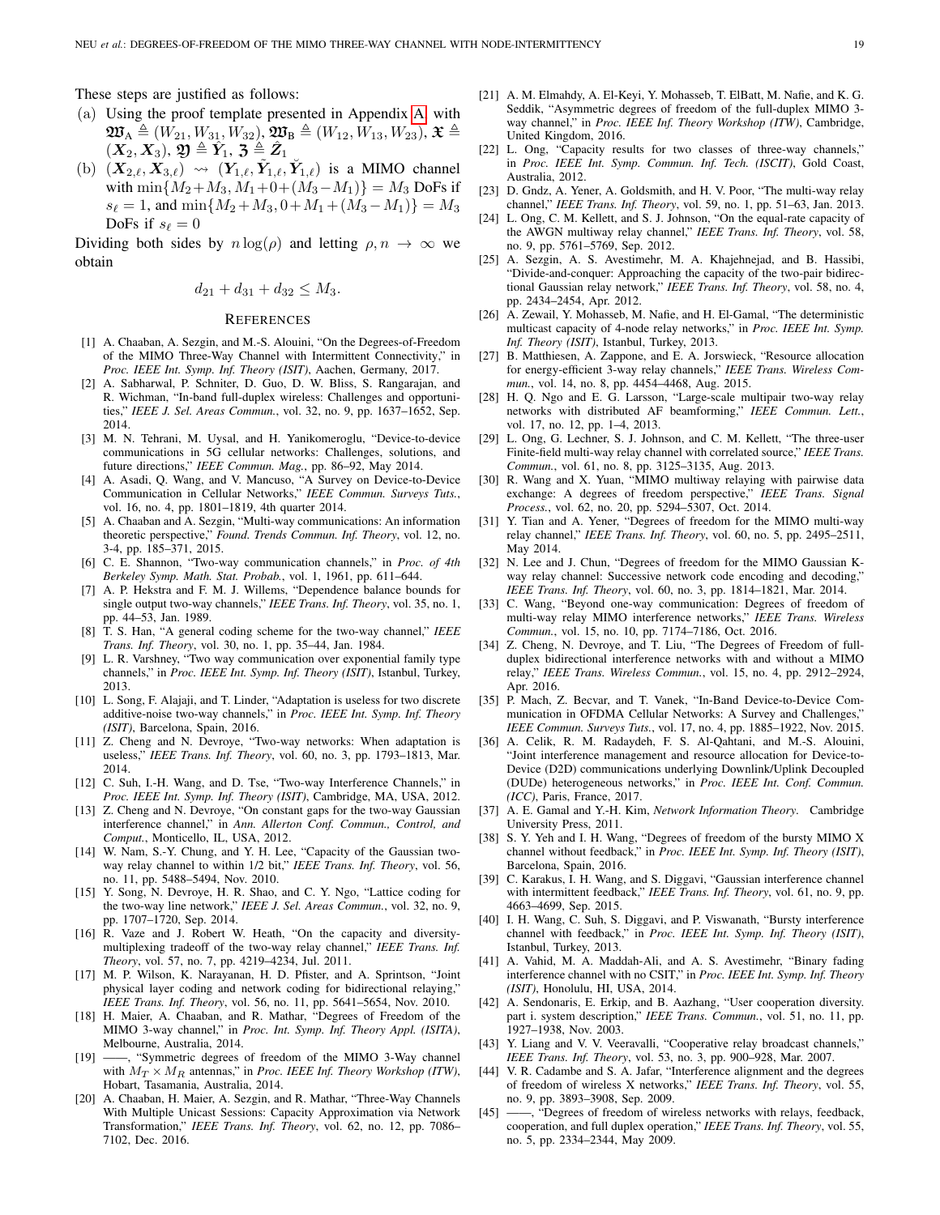These steps are justified as follows:

(a) Using the proof template presented in Appendix A with $\mathfrak{W}_{\text{A}} \triangleq (W_{21}, W_{31}, W_{32})$, $\mathfrak{W}_{\text{B}} \triangleq (W_{12}, W_{13}, W_{23})$, $\mathfrak{X} \triangleq (\boldsymbol{X}_2, \boldsymbol{X}_3)$, $\mathfrak{Y} \triangleq \hat{\boldsymbol{Y}}_1$, $\mathfrak{Z} \triangleq \hat{\boldsymbol{Z}}_1$

(b) $(\boldsymbol{X}_{2,\ell}, \boldsymbol{X}_{3,\ell}) \rightsquigarrow (\boldsymbol{Y}_{1,\ell}, \tilde{\boldsymbol{Y}}_{1,\ell}, \check{\boldsymbol{Y}}_{1,\ell})$ is a MIMO channel with $\min\{M_2+M_3, M_1+0+(M_3-M_1)\} = M_3$ DoFs if $s_\ell = 1$, and $\min\{M_2+M_3, 0+M_1+(M_3-M_1)\} = M_3$ DoFs if $s_\ell = 0$

Dividing both sides by $n\log(\rho)$ and letting $\rho, n \to \infty$ we obtain

$$d_{21} + d_{31} + d_{32} \leq M_3.$$

## References

[1] A. Chaaban, A. Sezgin, and M.-S. Alouini, "On the Degrees-of-Freedom of the MIMO Three-Way Channel with Intermittent Connectivity," in *Proc. IEEE Int. Symp. Inf. Theory (ISIT)*, Aachen, Germany, 2017.

[2] A. Sabharwal, P. Schniter, D. Guo, D. W. Bliss, S. Rangarajan, and R. Wichman, "In-band full-duplex wireless: Challenges and opportunities," *IEEE J. Sel. Areas Commun.*, vol. 32, no. 9, pp. 1637–1652, Sep. 2014.

[3] M. N. Tehrani, M. Uysal, and H. Yanikomeroglu, "Device-to-device communications in 5G cellular networks: Challenges, solutions, and future directions," *IEEE Commun. Mag.*, pp. 86–92, May 2014.

[4] A. Asadi, Q. Wang, and V. Mancuso, "A Survey on Device-to-Device Communication in Cellular Networks," *IEEE Commun. Surveys Tuts.*, vol. 16, no. 4, pp. 1801–1819, 4th quarter 2014.

[5] A. Chaaban and A. Sezgin, "Multi-way communications: An information theoretic perspective," *Found. Trends Commun. Inf. Theory*, vol. 12, no. 3-4, pp. 185–371, 2015.

[6] C. E. Shannon, "Two-way communication channels," in *Proc. of 4th Berkeley Symp. Math. Stat. Probab.*, vol. 1, 1961, pp. 611–644.

[7] A. P. Hekstra and F. M. J. Willems, "Dependence balance bounds for single output two-way channels," *IEEE Trans. Inf. Theory*, vol. 35, no. 1, pp. 44–53, Jan. 1989.

[8] T. S. Han, "A general coding scheme for the two-way channel," *IEEE Trans. Inf. Theory*, vol. 30, no. 1, pp. 35–44, Jan. 1984.

[9] L. R. Varshney, "Two way communication over exponential family type channels," in *Proc. IEEE Int. Symp. Inf. Theory (ISIT)*, Istanbul, Turkey, 2013.

[10] L. Song, F. Alajaji, and T. Linder, "Adaptation is useless for two discrete additive-noise two-way channels," in *Proc. IEEE Int. Symp. Inf. Theory (ISIT)*, Barcelona, Spain, 2016.

[11] Z. Cheng and N. Devroye, "Two-way networks: When adaptation is useless," *IEEE Trans. Inf. Theory*, vol. 60, no. 3, pp. 1793–1813, Mar. 2014.

[12] C. Suh, I.-H. Wang, and D. Tse, "Two-way Interference Channels," in *Proc. IEEE Int. Symp. Inf. Theory (ISIT)*, Cambridge, MA, USA, 2012.

[13] Z. Cheng and N. Devroye, "On constant gaps for the two-way Gaussian interference channel," in *Ann. Allerton Conf. Commun., Control, and Comput.*, Monticello, IL, USA, 2012.

[14] W. Nam, S.-Y. Chung, and Y. H. Lee, "Capacity of the Gaussian two-way relay channel to within 1/2 bit," *IEEE Trans. Inf. Theory*, vol. 56, no. 11, pp. 5488–5494, Nov. 2010.

[15] Y. Song, N. Devroye, H. R. Shao, and C. Y. Ngo, "Lattice coding for the two-way line network," *IEEE J. Sel. Areas Commun.*, vol. 32, no. 9, pp. 1707–1720, Sep. 2014.

[16] R. Vaze and J. Robert W. Heath, "On the capacity and diversity-multiplexing tradeoff of the two-way relay channel," *IEEE Trans. Inf. Theory*, vol. 57, no. 7, pp. 4219–4234, Jul. 2011.

[17] M. P. Wilson, K. Narayanan, H. D. Pfister, and A. Sprintson, "Joint physical layer coding and network coding for bidirectional relaying," *IEEE Trans. Inf. Theory*, vol. 56, no. 11, pp. 5641–5654, Nov. 2010.

[18] H. Maier, A. Chaaban, and R. Mathar, "Degrees of Freedom of the MIMO 3-way channel," in *Proc. Int. Symp. Inf. Theory Appl. (ISITA)*, Melbourne, Australia, 2014.

[19] ——, "Symmetric degrees of freedom of the MIMO 3-Way channel with $M_T \times M_R$ antennas," in *Proc. IEEE Inf. Theory Workshop (ITW)*, Hobart, Tasamania, Australia, 2014.

[20] A. Chaaban, H. Maier, A. Sezgin, and R. Mathar, "Three-Way Channels With Multiple Unicast Sessions: Capacity Approximation via Network Transformation," *IEEE Trans. Inf. Theory*, vol. 62, no. 12, pp. 7086–7102, Dec. 2016.

[21] A. M. Elmahdy, A. El-Keyi, Y. Mohasseb, T. ElBatt, M. Nafie, and K. G. Seddik, "Asymmetric degrees of freedom of the full-duplex MIMO 3-way channel," in *Proc. IEEE Inf. Theory Workshop (ITW)*, Cambridge, United Kingdom, 2016.

[22] L. Ong, "Capacity results for two classes of three-way channels," in *Proc. IEEE Int. Symp. Commun. Inf. Tech. (ISCIT)*, Gold Coast, Australia, 2012.

[23] D. Gndz, A. Yener, A. Goldsmith, and H. V. Poor, "The multi-way relay channel," *IEEE Trans. Inf. Theory*, vol. 59, no. 1, pp. 51–63, Jan. 2013.

[24] L. Ong, C. M. Kellett, and S. J. Johnson, "On the equal-rate capacity of the AWGN multiway relay channel," *IEEE Trans. Inf. Theory*, vol. 58, no. 9, pp. 5761–5769, Sep. 2012.

[25] A. Sezgin, A. S. Avestimehr, M. A. Khajehnejad, and B. Hassibi, "Divide-and-conquer: Approaching the capacity of the two-pair bidirectional Gaussian relay network," *IEEE Trans. Inf. Theory*, vol. 58, no. 4, pp. 2434–2454, Apr. 2012.

[26] A. Zewail, Y. Mohasseb, M. Nafie, and H. El-Gamal, "The deterministic multicast capacity of 4-node relay networks," in *Proc. IEEE Int. Symp. Inf. Theory (ISIT)*, Istanbul, Turkey, 2013.

[27] B. Matthiesen, A. Zappone, and E. A. Jorswieck, "Resource allocation for energy-efficient 3-way relay channels," *IEEE Trans. Wireless Commun.*, vol. 14, no. 8, pp. 4454–4468, Aug. 2015.

[28] H. Q. Ngo and E. G. Larsson, "Large-scale multipair two-way relay networks with distributed AF beamforming," *IEEE Commun. Lett.*, vol. 17, no. 12, pp. 1–4, 2013.

[29] L. Ong, G. Lechner, S. J. Johnson, and C. M. Kellett, "The three-user Finite-field multi-way relay channel with correlated source," *IEEE Trans. Commun.*, vol. 61, no. 8, pp. 3125–3135, Aug. 2013.

[30] R. Wang and X. Yuan, "MIMO multiway relaying with pairwise data exchange: A degrees of freedom perspective," *IEEE Trans. Signal Process.*, vol. 62, no. 20, pp. 5294–5307, Oct. 2014.

[31] Y. Tian and A. Yener, "Degrees of freedom for the MIMO multi-way relay channel," *IEEE Trans. Inf. Theory*, vol. 60, no. 5, pp. 2495–2511, May 2014.

[32] N. Lee and J. Chun, "Degrees of freedom for the MIMO Gaussian K-way relay channel: Successive network code encoding and decoding," *IEEE Trans. Inf. Theory*, vol. 60, no. 3, pp. 1814–1821, Mar. 2014.

[33] C. Wang, "Beyond one-way communication: Degrees of freedom of multi-way relay MIMO interference networks," *IEEE Trans. Wireless Commun.*, vol. 15, no. 10, pp. 7174–7186, Oct. 2016.

[34] Z. Cheng, N. Devroye, and T. Liu, "The Degrees of Freedom of full-duplex bidirectional interference networks with and without a MIMO relay," *IEEE Trans. Wireless Commun.*, vol. 15, no. 4, pp. 2912–2924, Apr. 2016.

[35] P. Mach, Z. Becvar, and T. Vanek, "In-Band Device-to-Device Communication in OFDMA Cellular Networks: A Survey and Challenges," *IEEE Commun. Surveys Tuts.*, vol. 17, no. 4, pp. 1885–1922, Nov. 2015.

[36] A. Celik, R. M. Radaydeh, F. S. Al-Qahtani, and M.-S. Alouini, "Joint interference management and resource allocation for Device-to-Device (D2D) communications underlying Downlink/Uplink Decoupled (DUDe) heterogeneous networks," in *Proc. IEEE Int. Conf. Commun. (ICC)*, Paris, France, 2017.

[37] A. E. Gamal and Y.-H. Kim, *Network Information Theory*. Cambridge University Press, 2011.

[38] S. Y. Yeh and I. H. Wang, "Degrees of freedom of the bursty MIMO X channel without feedback," in *Proc. IEEE Int. Symp. Inf. Theory (ISIT)*, Barcelona, Spain, 2016.

[39] C. Karakus, I. H. Wang, and S. Diggavi, "Gaussian interference channel with intermittent feedback," *IEEE Trans. Inf. Theory*, vol. 61, no. 9, pp. 4663–4699, Sep. 2015.

[40] I. H. Wang, C. Suh, S. Diggavi, and P. Viswanath, "Bursty interference channel with feedback," in *Proc. IEEE Int. Symp. Inf. Theory (ISIT)*, Istanbul, Turkey, 2013.

[41] A. Vahid, M. A. Maddah-Ali, and A. S. Avestimehr, "Binary fading interference channel with no CSIT," in *Proc. IEEE Int. Symp. Inf. Theory (ISIT)*, Honolulu, HI, USA, 2014.

[42] A. Sendonaris, E. Erkip, and B. Aazhang, "User cooperation diversity. part i. system description," *IEEE Trans. Commun.*, vol. 51, no. 11, pp. 1927–1938, Nov. 2003.

[43] Y. Liang and V. V. Veeravalli, "Cooperative relay broadcast channels," *IEEE Trans. Inf. Theory*, vol. 53, no. 3, pp. 900–928, Mar. 2007.

[44] V. R. Cadambe and S. A. Jafar, "Interference alignment and the degrees of freedom of wireless X networks," *IEEE Trans. Inf. Theory*, vol. 55, no. 9, pp. 3893–3908, Sep. 2009.

[45] ——, "Degrees of freedom of wireless networks with relays, feedback, cooperation, and full duplex operation," *IEEE Trans. Inf. Theory*, vol. 55, no. 5, pp. 2334–2344, May 2009.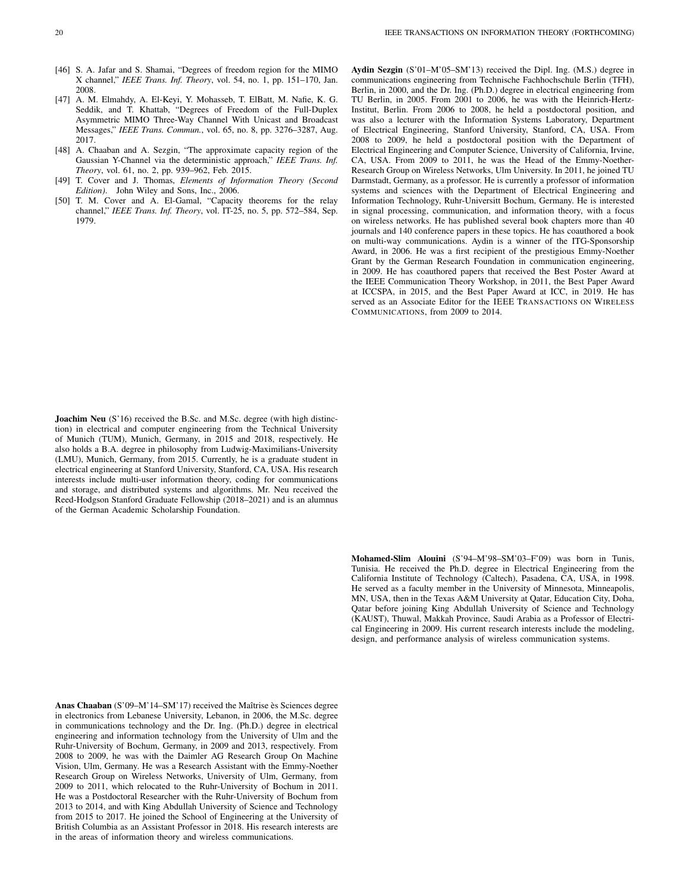[46] S. A. Jafar and S. Shamai, "Degrees of freedom region for the MIMO X channel," *IEEE Trans. Inf. Theory*, vol. 54, no. 1, pp. 151–170, Jan. 2008.

[47] A. M. Elmahdy, A. El-Keyi, Y. Mohasseb, T. ElBatt, M. Nafie, K. G. Seddik, and T. Khattab, "Degrees of Freedom of the Full-Duplex Asymmetric MIMO Three-Way Channel With Unicast and Broadcast Messages," *IEEE Trans. Commun.*, vol. 65, no. 8, pp. 3276–3287, Aug. 2017.

[48] A. Chaaban and A. Sezgin, "The approximate capacity region of the Gaussian Y-Channel via the deterministic approach," *IEEE Trans. Inf. Theory*, vol. 61, no. 2, pp. 939–962, Feb. 2015.

[49] T. Cover and J. Thomas, *Elements of Information Theory (Second Edition)*. John Wiley and Sons, Inc., 2006.

[50] T. M. Cover and A. El-Gamal, "Capacity theorems for the relay channel," *IEEE Trans. Inf. Theory*, vol. IT-25, no. 5, pp. 572–584, Sep. 1979.

**Joachim Neu** (S'16) received the B.Sc. and M.Sc. degree (with high distinction) in electrical and computer engineering from the Technical University of Munich (TUM), Munich, Germany, in 2015 and 2018, respectively. He also holds a B.A. degree in philosophy from Ludwig-Maximilians-University (LMU), Munich, Germany, from 2015. Currently, he is a graduate student in electrical engineering at Stanford University, Stanford, CA, USA. His research interests include multi-user information theory, coding for communications and storage, and distributed systems and algorithms. Mr. Neu received the Reed-Hodgson Stanford Graduate Fellowship (2018–2021) and is an alumnus of the German Academic Scholarship Foundation.

**Anas Chaaban** (S'09–M'14–SM'17) received the Maîtrise ès Sciences degree in electronics from Lebanese University, Lebanon, in 2006, the M.Sc. degree in communications technology and the Dr. Ing. (Ph.D.) degree in electrical engineering and information technology from the University of Ulm and the Ruhr-University of Bochum, Germany, in 2009 and 2013, respectively. From 2008 to 2009, he was with the Daimler AG Research Group On Machine Vision, Ulm, Germany. He was a Research Assistant with the Emmy-Noether Research Group on Wireless Networks, University of Ulm, Germany, from 2009 to 2011, which relocated to the Ruhr-University of Bochum in 2011. He was a Postdoctoral Researcher with the Ruhr-University of Bochum from 2013 to 2014, and with King Abdullah University of Science and Technology from 2015 to 2017. He joined the School of Engineering at the University of British Columbia as an Assistant Professor in 2018. His research interests are in the areas of information theory and wireless communications.

**Aydin Sezgin** (S'01–M'05–SM'13) received the Dipl. Ing. (M.S.) degree in communications engineering from Technische Fachhochschule Berlin (TFH), Berlin, in 2000, and the Dr. Ing. (Ph.D.) degree in electrical engineering from TU Berlin, in 2005. From 2001 to 2006, he was with the Heinrich-Hertz-Institut, Berlin. From 2006 to 2008, he held a postdoctoral position, and was also a lecturer with the Information Systems Laboratory, Department of Electrical Engineering, Stanford University, Stanford, CA, USA. From 2008 to 2009, he held a postdoctoral position with the Department of Electrical Engineering and Computer Science, University of California, Irvine, CA, USA. From 2009 to 2011, he was the Head of the Emmy-Noether-Research Group on Wireless Networks, Ulm University. In 2011, he joined TU Darmstadt, Germany, as a professor. He is currently a professor of information systems and sciences with the Department of Electrical Engineering and Information Technology, Ruhr-Universitt Bochum, Germany. He is interested in signal processing, communication, and information theory, with a focus on wireless networks. He has published several book chapters more than 40 journals and 140 conference papers in these topics. He has coauthored a book on multi-way communications. Aydin is a winner of the ITG-Sponsorship Award, in 2006. He was a first recipient of the prestigious Emmy-Noether Grant by the German Research Foundation in communication engineering, in 2009. He has coauthored papers that received the Best Poster Award at the IEEE Communication Theory Workshop, in 2011, the Best Paper Award at ICCSPA, in 2015, and the Best Paper Award at ICC, in 2019. He has served as an Associate Editor for the IEEE Transactions on Wireless Communications, from 2009 to 2014.

**Mohamed-Slim Alouini** (S'94–M'98–SM'03–F'09) was born in Tunis, Tunisia. He received the Ph.D. degree in Electrical Engineering from the California Institute of Technology (Caltech), Pasadena, CA, USA, in 1998. He served as a faculty member in the University of Minnesota, Minneapolis, MN, USA, then in the Texas A&M University at Qatar, Education City, Doha, Qatar before joining King Abdullah University of Science and Technology (KAUST), Thuwal, Makkah Province, Saudi Arabia as a Professor of Electrical Engineering in 2009. His current research interests include the modeling, design, and performance analysis of wireless communication systems.